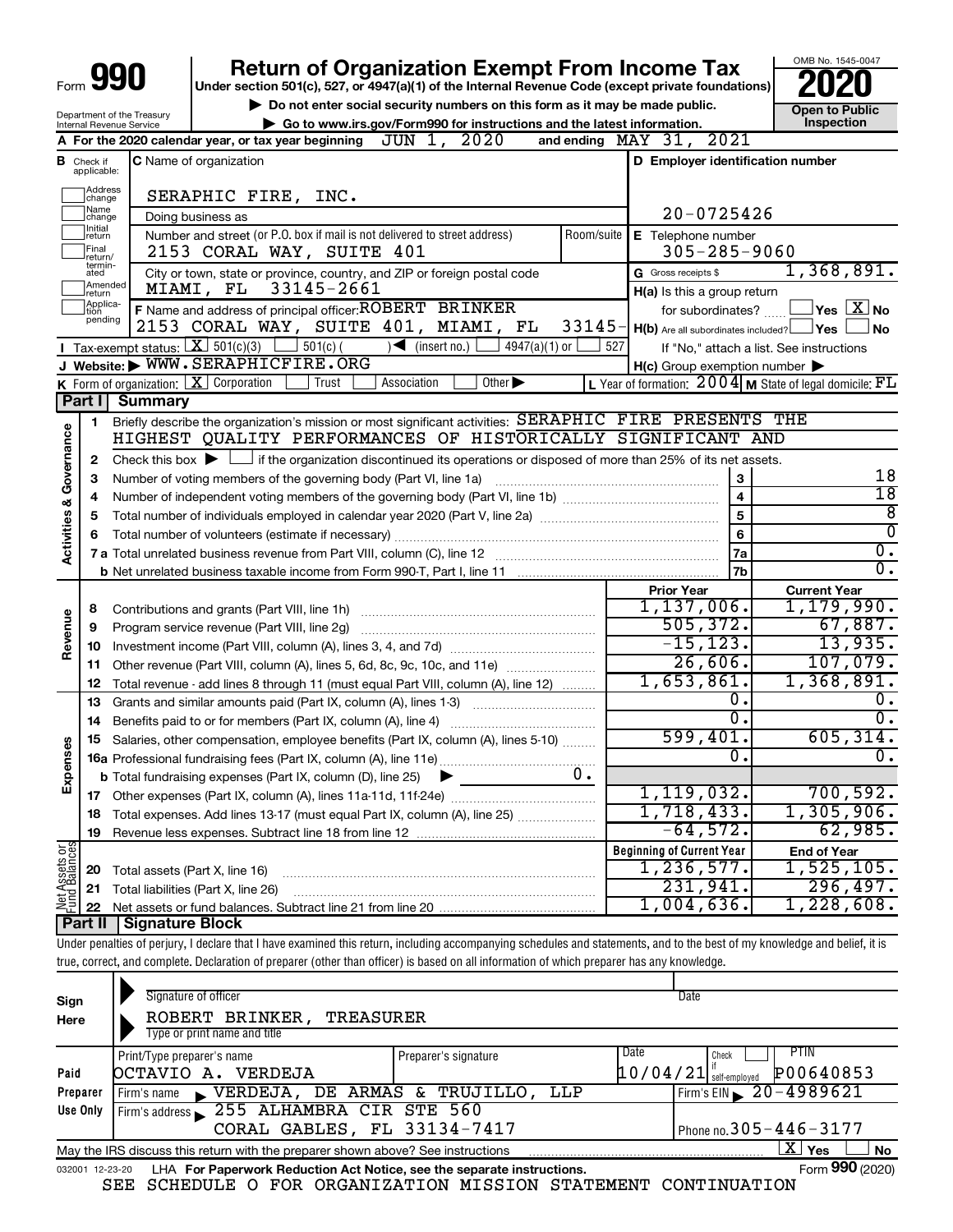# Form 990 — Return of Organization Exempt From Income Tax (2020)

Under section 501(c), 527, or 4947(a)(1) of the Internal Revenue Code (except private foundations)

▶ Do not enter social security numbers on this form as it may be made public.

▶ Go to www.irs.gov/Form990 for instructions and the latest information.

Department of the Treasury
Internal Revenue Service

OMB No. 1545-0047

**Open to Public Inspection**

**A** For the 2020 calendar year, or tax year beginning JUN 1, 2020 and ending MAY 31, 2021

**B** Check if applicable: Address change, Name change, Initial return, Final return/terminated, Amended return, Application pending

**C** Name of organization: SERAPHIC FIRE, INC.

Doing business as

Number and street (or P.O. box if mail is not delivered to street address): 2153 CORAL WAY, SUITE 401 — Room/suite

City or town, state or province, country, and ZIP or foreign postal code: MIAMI, FL 33145-2661

**D** Employer identification number: 20-0725426

**E** Telephone number: 305-285-9060

**G** Gross receipts $ 1,368,891.

**F** Name and address of principal officer: ROBERT BRINKER, 2153 CORAL WAY, SUITE 401, MIAMI, FL 33145-

**H(a)** Is this a group return for subordinates? Yes [ ] No [X]

**H(b)** Are all subordinates included? Yes [ ] No [ ]
If "No," attach a list. See instructions

**H(c)** Group exemption number ▶

**I** Tax-exempt status: [X] 501(c)(3) [ ] 501(c) ( ) ◀ (insert no.) [ ] 4947(a)(1) or [ ] 527

**J** Website: ▶ WWW.SERAPHICFIRE.ORG

**K** Form of organization: [X] Corporation [ ] Trust [ ] Association [ ] Other ▶

**L** Year of formation: 2004 **M** State of legal domicile: FL

## Part I Summary

**Activities & Governance**

1. Briefly describe the organization's mission or most significant activities: SERAPHIC FIRE PRESENTS THE HIGHEST QUALITY PERFORMANCES OF HISTORICALLY SIGNIFICANT AND
2. Check this box ▶ [ ] if the organization discontinued its operations or disposed of more than 25% of its net assets.

| | | Line | |
|---|---|---|---|
| 3 | Number of voting members of the governing body (Part VI, line 1a) | 3 | 18 |
| 4 | Number of independent voting members of the governing body (Part VI, line 1b) | 4 | 18 |
| 5 | Total number of individuals employed in calendar year 2020 (Part V, line 2a) | 5 | 8 |
| 6 | Total number of volunteers (estimate if necessary) | 6 | 0 |
| 7a | Total unrelated business revenue from Part VIII, column (C), line 12 | 7a | 0. |
| b | Net unrelated business taxable income from Form 990-T, Part I, line 11 | 7b | 0. |

| | | | Prior Year | Current Year |
|---|---|---|---|---|
| **Revenue** | 8 | Contributions and grants (Part VIII, line 1h) | 1,137,006. | 1,179,990. |
| | 9 | Program service revenue (Part VIII, line 2g) | 505,372. | 67,887. |
| | 10 | Investment income (Part VIII, column (A), lines 3, 4, and 7d) | -15,123. | 13,935. |
| | 11 | Other revenue (Part VIII, column (A), lines 5, 6d, 8c, 9c, 10c, and 11e) | 26,606. | 107,079. |
| | 12 | Total revenue - add lines 8 through 11 (must equal Part VIII, column (A), line 12) | 1,653,861. | 1,368,891. |
| **Expenses** | 13 | Grants and similar amounts paid (Part IX, column (A), lines 1-3) | 0. | 0. |
| | 14 | Benefits paid to or for members (Part IX, column (A), line 4) | 0. | 0. |
| | 15 | Salaries, other compensation, employee benefits (Part IX, column (A), lines 5-10) | 599,401. | 605,314. |
| | 16a | Professional fundraising fees (Part IX, column (A), line 11e) | 0. | 0. |
| | b | Total fundraising expenses (Part IX, column (D), line 25) ▶ 0. | | |
| | 17 | Other expenses (Part IX, column (A), lines 11a-11d, 11f-24e) | 1,119,032. | 700,592. |
| | 18 | Total expenses. Add lines 13-17 (must equal Part IX, column (A), line 25) | 1,718,433. | 1,305,906. |
| | 19 | Revenue less expenses. Subtract line 18 from line 12 | -64,572. | 62,985. |

| | | | Beginning of Current Year | End of Year |
|---|---|---|---|---|
| **Net Assets or Fund Balances** | 20 | Total assets (Part X, line 16) | 1,236,577. | 1,525,105. |
| | 21 | Total liabilities (Part X, line 26) | 231,941. | 296,497. |
| | 22 | Net assets or fund balances. Subtract line 21 from line 20 | 1,004,636. | 1,228,608. |

## Part II Signature Block

Under penalties of perjury, I declare that I have examined this return, including accompanying schedules and statements, and to the best of my knowledge and belief, it is true, correct, and complete. Declaration of preparer (other than officer) is based on all information of which preparer has any knowledge.

**Sign Here**

Signature of officer — Date

ROBERT BRINKER, TREASURER
Type or print name and title

**Paid Preparer Use Only**

| Print/Type preparer's name | Preparer's signature | Date | Check if self-employed | PTIN |
|---|---|---|---|---|
| OCTAVIO A. VERDEJA | | 10/04/21 | | P00640853 |

Firm's name ▶ VERDEJA, DE ARMAS & TRUJILLO, LLP — Firm's EIN ▶ 20-4989621

Firm's address ▶ 255 ALHAMBRA CIR STE 560, CORAL GABLES, FL 33134-7417 — Phone no. 305-446-3177

May the IRS discuss this return with the preparer shown above? See instructions [X] Yes [ ] No

032001 12-23-20 LHA For Paperwork Reduction Act Notice, see the separate instructions. Form **990** (2020)

SEE SCHEDULE O FOR ORGANIZATION MISSION STATEMENT CONTINUATION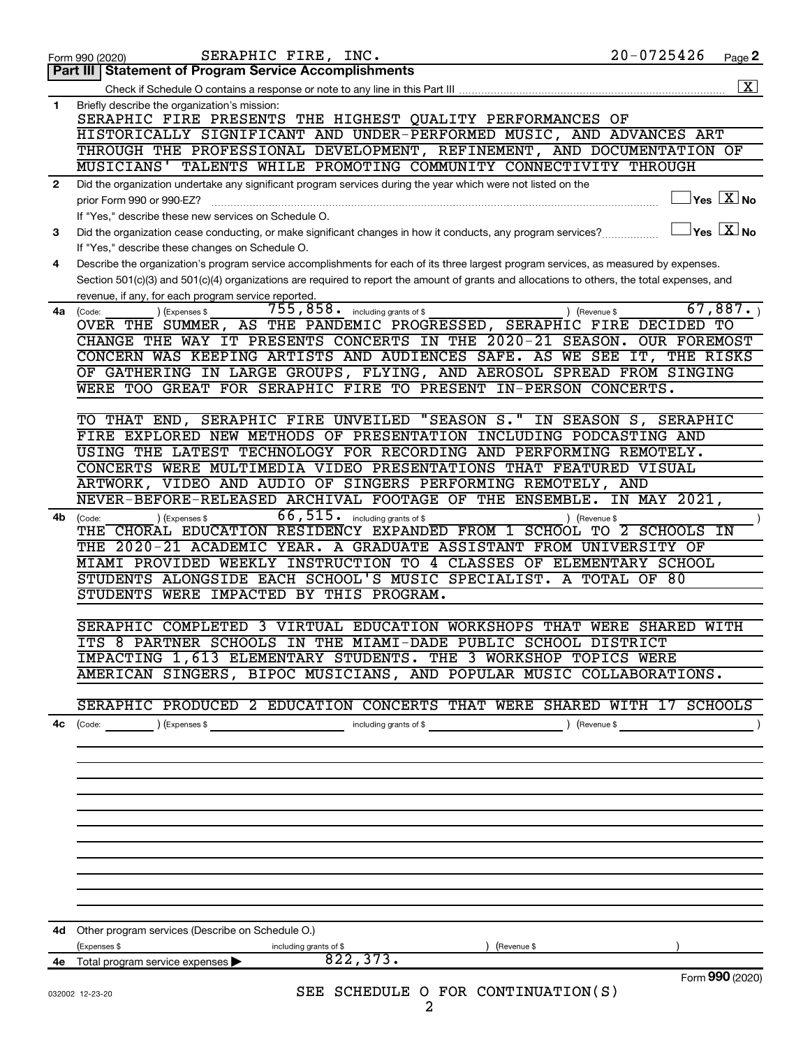Form 990 (2020) SERAPHIC FIRE, INC. 20-0725426 Page **2**

## Part III | Statement of Program Service Accomplishments

Check if Schedule O contains a response or note to any line in this Part III .......... [X]

**1** Briefly describe the organization's mission:

SERAPHIC FIRE PRESENTS THE HIGHEST QUALITY PERFORMANCES OF HISTORICALLY SIGNIFICANT AND UNDER-PERFORMED MUSIC, AND ADVANCES ART THROUGH THE PROFESSIONAL DEVELOPMENT, REFINEMENT, AND DOCUMENTATION OF MUSICIANS' TALENTS WHILE PROMOTING COMMUNITY CONNECTIVITY THROUGH

**2** Did the organization undertake any significant program services during the year which were not listed on the prior Form 990 or 990-EZ? .......... [ ] Yes [X] No

If "Yes," describe these new services on Schedule O.

**3** Did the organization cease conducting, or make significant changes in how it conducts, any program services? .......... [ ] Yes [X] No

If "Yes," describe these changes on Schedule O.

**4** Describe the organization's program service accomplishments for each of its three largest program services, as measured by expenses. Section 501(c)(3) and 501(c)(4) organizations are required to report the amount of grants and allocations to others, the total expenses, and revenue, if any, for each program service reported.

**4a** (Code: ) (Expenses $ 755,858. including grants of $ ) (Revenue $ 67,887. )

OVER THE SUMMER, AS THE PANDEMIC PROGRESSED, SERAPHIC FIRE DECIDED TO CHANGE THE WAY IT PRESENTS CONCERTS IN THE 2020-21 SEASON. OUR FOREMOST CONCERN WAS KEEPING ARTISTS AND AUDIENCES SAFE. AS WE SEE IT, THE RISKS OF GATHERING IN LARGE GROUPS, FLYING, AND AEROSOL SPREAD FROM SINGING WERE TOO GREAT FOR SERAPHIC FIRE TO PRESENT IN-PERSON CONCERTS.

TO THAT END, SERAPHIC FIRE UNVEILED "SEASON S." IN SEASON S, SERAPHIC FIRE EXPLORED NEW METHODS OF PRESENTATION INCLUDING PODCASTING AND USING THE LATEST TECHNOLOGY FOR RECORDING AND PERFORMING REMOTELY. CONCERTS WERE MULTIMEDIA VIDEO PRESENTATIONS THAT FEATURED VISUAL ARTWORK, VIDEO AND AUDIO OF SINGERS PERFORMING REMOTELY, AND NEVER-BEFORE-RELEASED ARCHIVAL FOOTAGE OF THE ENSEMBLE. IN MAY 2021,

**4b** (Code: ) (Expenses $ 66,515. including grants of $ ) (Revenue $ )

THE CHORAL EDUCATION RESIDENCY EXPANDED FROM 1 SCHOOL TO 2 SCHOOLS IN THE 2020-21 ACADEMIC YEAR. A GRADUATE ASSISTANT FROM UNIVERSITY OF MIAMI PROVIDED WEEKLY INSTRUCTION TO 4 CLASSES OF ELEMENTARY SCHOOL STUDENTS ALONGSIDE EACH SCHOOL'S MUSIC SPECIALIST. A TOTAL OF 80 STUDENTS WERE IMPACTED BY THIS PROGRAM.

SERAPHIC COMPLETED 3 VIRTUAL EDUCATION WORKSHOPS THAT WERE SHARED WITH ITS 8 PARTNER SCHOOLS IN THE MIAMI-DADE PUBLIC SCHOOL DISTRICT IMPACTING 1,613 ELEMENTARY STUDENTS. THE 3 WORKSHOP TOPICS WERE AMERICAN SINGERS, BIPOC MUSICIANS, AND POPULAR MUSIC COLLABORATIONS.

SERAPHIC PRODUCED 2 EDUCATION CONCERTS THAT WERE SHARED WITH 17 SCHOOLS

**4c** (Code: ) (Expenses $ including grants of $ ) (Revenue $ )

**4d** Other program services (Describe on Schedule O.)

(Expenses $ including grants of $ ) (Revenue $ )

**4e** Total program service expenses ▶ 822,373.

Form **990** (2020)

032002 12-23-20

SEE SCHEDULE O FOR CONTINUATION(S)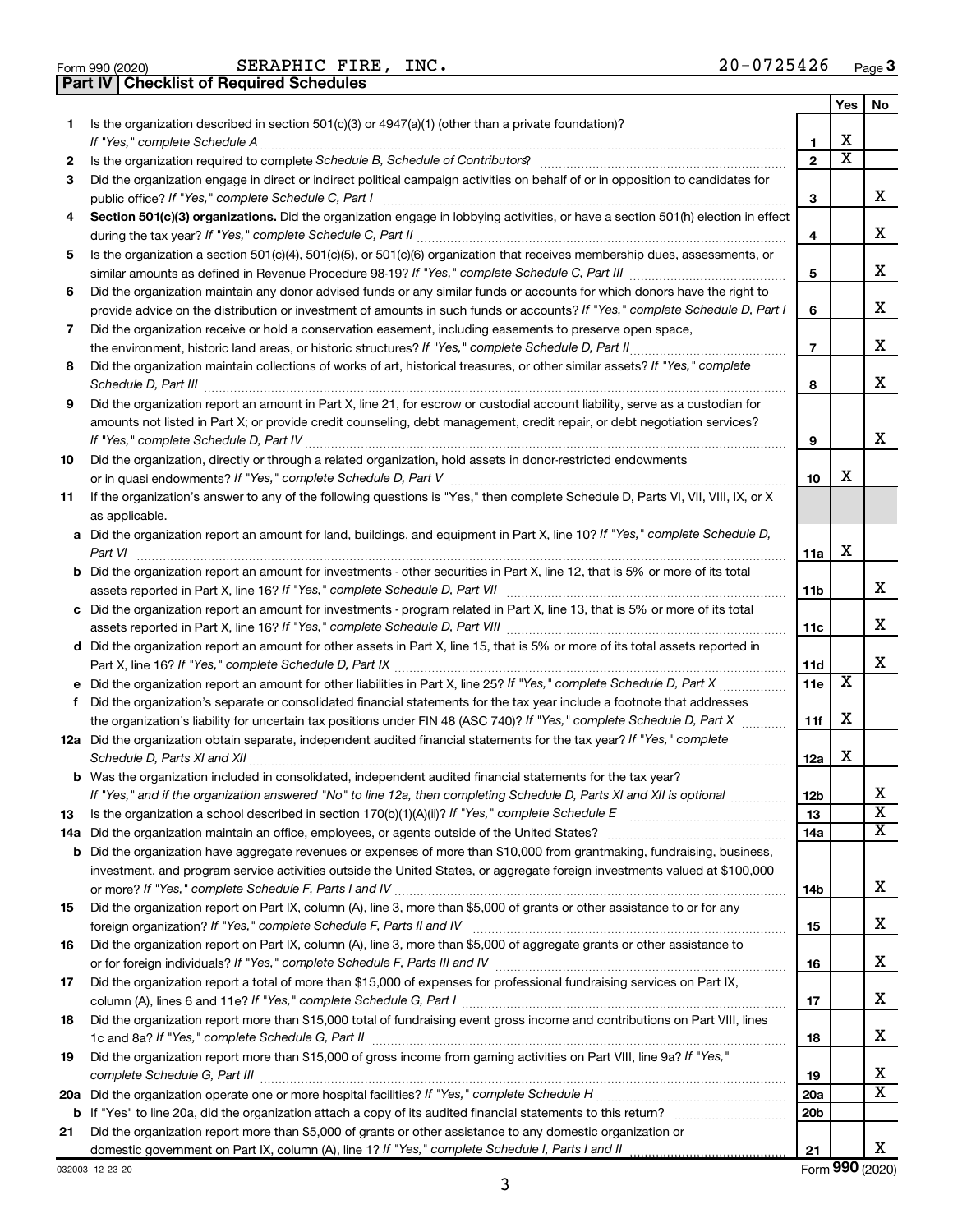Form 990 (2020) SERAPHIC FIRE, INC. 20-0725426 Page 3

## Part IV | Checklist of Required Schedules

| | | | Yes | No |
|---|---|---|---|---|
| 1 | Is the organization described in section 501(c)(3) or 4947(a)(1) (other than a private foundation)? *If "Yes," complete Schedule A* | 1 | X | |
| 2 | Is the organization required to complete *Schedule B, Schedule of Contributors*? | 2 | X | |
| 3 | Did the organization engage in direct or indirect political campaign activities on behalf of or in opposition to candidates for public office? *If "Yes," complete Schedule C, Part I* | 3 | | X |
| 4 | **Section 501(c)(3) organizations.** Did the organization engage in lobbying activities, or have a section 501(h) election in effect during the tax year? *If "Yes," complete Schedule C, Part II* | 4 | | X |
| 5 | Is the organization a section 501(c)(4), 501(c)(5), or 501(c)(6) organization that receives membership dues, assessments, or similar amounts as defined in Revenue Procedure 98-19? *If "Yes," complete Schedule C, Part III* | 5 | | X |
| 6 | Did the organization maintain any donor advised funds or any similar funds or accounts for which donors have the right to provide advice on the distribution or investment of amounts in such funds or accounts? *If "Yes," complete Schedule D, Part I* | 6 | | X |
| 7 | Did the organization receive or hold a conservation easement, including easements to preserve open space, the environment, historic land areas, or historic structures? *If "Yes," complete Schedule D, Part II* | 7 | | X |
| 8 | Did the organization maintain collections of works of art, historical treasures, or other similar assets? *If "Yes," complete Schedule D, Part III* | 8 | | X |
| 9 | Did the organization report an amount in Part X, line 21, for escrow or custodial account liability, serve as a custodian for amounts not listed in Part X; or provide credit counseling, debt management, credit repair, or debt negotiation services? *If "Yes," complete Schedule D, Part IV* | 9 | | X |
| 10 | Did the organization, directly or through a related organization, hold assets in donor-restricted endowments or in quasi endowments? *If "Yes," complete Schedule D, Part V* | 10 | X | |
| 11 | If the organization's answer to any of the following questions is "Yes," then complete Schedule D, Parts VI, VII, VIII, IX, or X as applicable. | | | |
| a | Did the organization report an amount for land, buildings, and equipment in Part X, line 10? *If "Yes," complete Schedule D, Part VI* | 11a | X | |
| b | Did the organization report an amount for investments - other securities in Part X, line 12, that is 5% or more of its total assets reported in Part X, line 16? *If "Yes," complete Schedule D, Part VII* | 11b | | X |
| c | Did the organization report an amount for investments - program related in Part X, line 13, that is 5% or more of its total assets reported in Part X, line 16? *If "Yes," complete Schedule D, Part VIII* | 11c | | X |
| d | Did the organization report an amount for other assets in Part X, line 15, that is 5% or more of its total assets reported in Part X, line 16? *If "Yes," complete Schedule D, Part IX* | 11d | | X |
| e | Did the organization report an amount for other liabilities in Part X, line 25? *If "Yes," complete Schedule D, Part X* | 11e | X | |
| f | Did the organization's separate or consolidated financial statements for the tax year include a footnote that addresses the organization's liability for uncertain tax positions under FIN 48 (ASC 740)? *If "Yes," complete Schedule D, Part X* | 11f | X | |
| 12a | Did the organization obtain separate, independent audited financial statements for the tax year? *If "Yes," complete Schedule D, Parts XI and XII* | 12a | X | |
| b | Was the organization included in consolidated, independent audited financial statements for the tax year? *If "Yes," and if the organization answered "No" to line 12a, then completing Schedule D, Parts XI and XII is optional* | 12b | | X |
| 13 | Is the organization a school described in section 170(b)(1)(A)(ii)? *If "Yes," complete Schedule E* | 13 | | X |
| 14a | Did the organization maintain an office, employees, or agents outside of the United States? | 14a | | X |
| b | Did the organization have aggregate revenues or expenses of more than $10,000 from grantmaking, fundraising, business, investment, and program service activities outside the United States, or aggregate foreign investments valued at $100,000 or more? *If "Yes," complete Schedule F, Parts I and IV* | 14b | | X |
| 15 | Did the organization report on Part IX, column (A), line 3, more than $5,000 of grants or other assistance to or for any foreign organization? *If "Yes," complete Schedule F, Parts II and IV* | 15 | | X |
| 16 | Did the organization report on Part IX, column (A), line 3, more than $5,000 of aggregate grants or other assistance to or for foreign individuals? *If "Yes," complete Schedule F, Parts III and IV* | 16 | | X |
| 17 | Did the organization report a total of more than $15,000 of expenses for professional fundraising services on Part IX, column (A), lines 6 and 11e? *If "Yes," complete Schedule G, Part I* | 17 | | X |
| 18 | Did the organization report more than $15,000 total of fundraising event gross income and contributions on Part VIII, lines 1c and 8a? *If "Yes," complete Schedule G, Part II* | 18 | | X |
| 19 | Did the organization report more than $15,000 of gross income from gaming activities on Part VIII, line 9a? *If "Yes," complete Schedule G, Part III* | 19 | | X |
| 20a | Did the organization operate one or more hospital facilities? *If "Yes," complete Schedule H* | 20a | | X |
| b | If "Yes" to line 20a, did the organization attach a copy of its audited financial statements to this return? | 20b | | |
| 21 | Did the organization report more than $5,000 of grants or other assistance to any domestic organization or domestic government on Part IX, column (A), line 1? *If "Yes," complete Schedule I, Parts I and II* | 21 | | X |

032003 12-23-20 Form **990** (2020)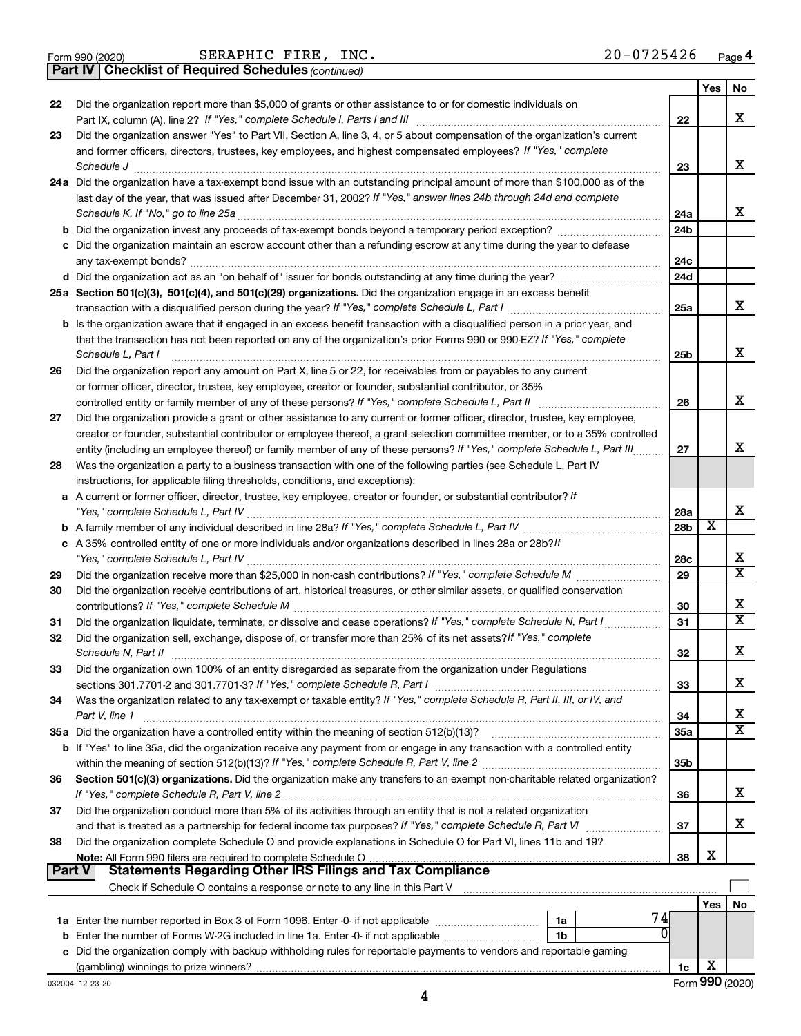Form 990 (2020) SERAPHIC FIRE, INC. 20-0725426 Page 4

**Part IV | Checklist of Required Schedules** *(continued)*

| | | | Yes | No |
|---|---|---|---|---|
| 22 | Did the organization report more than $5,000 of grants or other assistance to or for domestic individuals on Part IX, column (A), line 2? *If "Yes," complete Schedule I, Parts I and III* | 22 | | X |
| 23 | Did the organization answer "Yes" to Part VII, Section A, line 3, 4, or 5 about compensation of the organization's current and former officers, directors, trustees, key employees, and highest compensated employees? *If "Yes," complete Schedule J* | 23 | | X |
| 24a | Did the organization have a tax-exempt bond issue with an outstanding principal amount of more than $100,000 as of the last day of the year, that was issued after December 31, 2002? *If "Yes," answer lines 24b through 24d and complete Schedule K. If "No," go to line 25a* | 24a | | X |
| b | Did the organization invest any proceeds of tax-exempt bonds beyond a temporary period exception? | 24b | | |
| c | Did the organization maintain an escrow account other than a refunding escrow at any time during the year to defease any tax-exempt bonds? | 24c | | |
| d | Did the organization act as an "on behalf of" issuer for bonds outstanding at any time during the year? | 24d | | |
| 25a | **Section 501(c)(3), 501(c)(4), and 501(c)(29) organizations.** Did the organization engage in an excess benefit transaction with a disqualified person during the year? *If "Yes," complete Schedule L, Part I* | 25a | | X |
| b | Is the organization aware that it engaged in an excess benefit transaction with a disqualified person in a prior year, and that the transaction has not been reported on any of the organization's prior Forms 990 or 990-EZ? *If "Yes," complete Schedule L, Part I* | 25b | | X |
| 26 | Did the organization report any amount on Part X, line 5 or 22, for receivables from or payables to any current or former officer, director, trustee, key employee, creator or founder, substantial contributor, or 35% controlled entity or family member of any of these persons? *If "Yes," complete Schedule L, Part II* | 26 | | X |
| 27 | Did the organization provide a grant or other assistance to any current or former officer, director, trustee, key employee, creator or founder, substantial contributor or employee thereof, a grant selection committee member, or to a 35% controlled entity (including an employee thereof) or family member of any of these persons? *If "Yes," complete Schedule L, Part III* | 27 | | X |
| 28 | Was the organization a party to a business transaction with one of the following parties (see Schedule L, Part IV instructions, for applicable filing thresholds, conditions, and exceptions): | | | |
| a | A current or former officer, director, trustee, key employee, creator or founder, or substantial contributor? *If "Yes," complete Schedule L, Part IV* | 28a | | X |
| b | A family member of any individual described in line 28a? *If "Yes," complete Schedule L, Part IV* | 28b | X | |
| c | A 35% controlled entity of one or more individuals and/or organizations described in lines 28a or 28b? *If "Yes," complete Schedule L, Part IV* | 28c | | X |
| 29 | Did the organization receive more than $25,000 in non-cash contributions? *If "Yes," complete Schedule M* | 29 | | X |
| 30 | Did the organization receive contributions of art, historical treasures, or other similar assets, or qualified conservation contributions? *If "Yes," complete Schedule M* | 30 | | X |
| 31 | Did the organization liquidate, terminate, or dissolve and cease operations? *If "Yes," complete Schedule N, Part I* | 31 | | X |
| 32 | Did the organization sell, exchange, dispose of, or transfer more than 25% of its net assets? *If "Yes," complete Schedule N, Part II* | 32 | | X |
| 33 | Did the organization own 100% of an entity disregarded as separate from the organization under Regulations sections 301.7701-2 and 301.7701-3? *If "Yes," complete Schedule R, Part I* | 33 | | X |
| 34 | Was the organization related to any tax-exempt or taxable entity? *If "Yes," complete Schedule R, Part II, III, or IV, and Part V, line 1* | 34 | | X |
| 35a | Did the organization have a controlled entity within the meaning of section 512(b)(13)? | 35a | | X |
| b | If "Yes" to line 35a, did the organization receive any payment from or engage in any transaction with a controlled entity within the meaning of section 512(b)(13)? *If "Yes," complete Schedule R, Part V, line 2* | 35b | | |
| 36 | **Section 501(c)(3) organizations.** Did the organization make any transfers to an exempt non-charitable related organization? *If "Yes," complete Schedule R, Part V, line 2* | 36 | | X |
| 37 | Did the organization conduct more than 5% of its activities through an entity that is not a related organization and that is treated as a partnership for federal income tax purposes? *If "Yes," complete Schedule R, Part VI* | 37 | | X |
| 38 | Did the organization complete Schedule O and provide explanations in Schedule O for Part VI, lines 11b and 19? **Note:** All Form 990 filers are required to complete Schedule O | 38 | X | |

**Part V | Statements Regarding Other IRS Filings and Tax Compliance**

Check if Schedule O contains a response or note to any line in this Part V ☐

| | | | | | Yes | No |
|---|---|---|---|---|---|---|
| 1a | Enter the number reported in Box 3 of Form 1096. Enter -0- if not applicable | 1a | 74 | | | |
| b | Enter the number of Forms W-2G included in line 1a. Enter -0- if not applicable | 1b | 0 | | | |
| c | Did the organization comply with backup withholding rules for reportable payments to vendors and reportable gaming (gambling) winnings to prize winners? | | | 1c | X | |

032004 12-23-20 Form **990** (2020)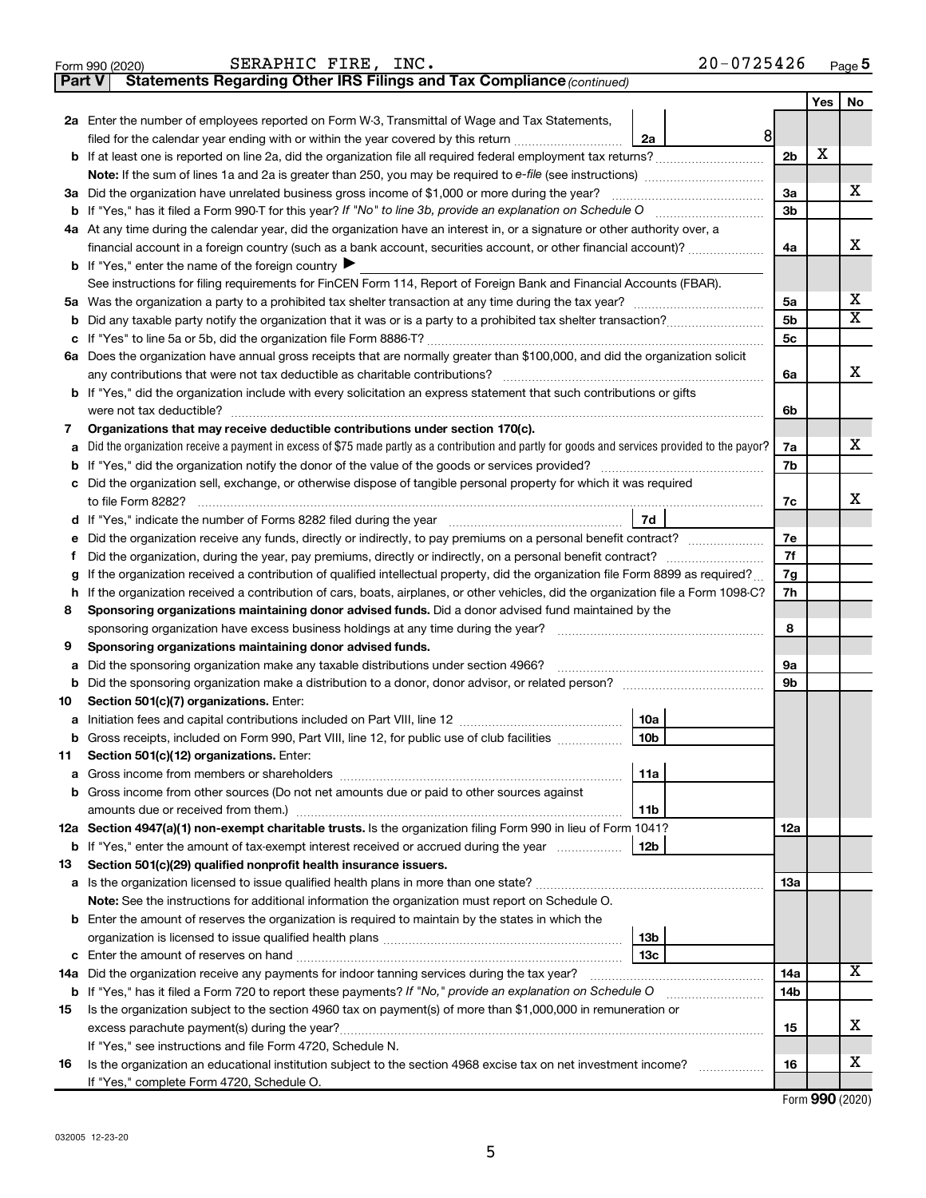Form 990 (2020) SERAPHIC FIRE, INC. 20-0725426 Page 5

**Part V | Statements Regarding Other IRS Filings and Tax Compliance** *(continued)*

| | | | | Yes | No |
|---|---|---|---|---|---|
| **2a** | Enter the number of employees reported on Form W-3, Transmittal of Wage and Tax Statements, filed for the calendar year ending with or within the year covered by this return | 2a | 8 | | |
| **b** | If at least one is reported on line 2a, did the organization file all required federal employment tax returns? | | 2b | X | |
| | **Note:** If the sum of lines 1a and 2a is greater than 250, you may be required to *e-file* (see instructions) | | | | |
| **3a** | Did the organization have unrelated business gross income of $1,000 or more during the year? | | 3a | | X |
| **b** | If "Yes," has it filed a Form 990-T for this year? *If "No" to line 3b, provide an explanation on Schedule O* | | 3b | | |
| **4a** | At any time during the calendar year, did the organization have an interest in, or a signature or other authority over, a financial account in a foreign country (such as a bank account, securities account, or other financial account)? | | 4a | | X |
| **b** | If "Yes," enter the name of the foreign country ▶ | | | | |
| | See instructions for filing requirements for FinCEN Form 114, Report of Foreign Bank and Financial Accounts (FBAR). | | | | |
| **5a** | Was the organization a party to a prohibited tax shelter transaction at any time during the tax year? | | 5a | | X |
| **b** | Did any taxable party notify the organization that it was or is a party to a prohibited tax shelter transaction? | | 5b | | X |
| **c** | If "Yes" to line 5a or 5b, did the organization file Form 8886-T? | | 5c | | |
| **6a** | Does the organization have annual gross receipts that are normally greater than $100,000, and did the organization solicit any contributions that were not tax deductible as charitable contributions? | | 6a | | X |
| **b** | If "Yes," did the organization include with every solicitation an express statement that such contributions or gifts were not tax deductible? | | 6b | | |
| **7** | **Organizations that may receive deductible contributions under section 170(c).** | | | | |
| **a** | Did the organization receive a payment in excess of $75 made partly as a contribution and partly for goods and services provided to the payor? | | 7a | | X |
| **b** | If "Yes," did the organization notify the donor of the value of the goods or services provided? | | 7b | | |
| **c** | Did the organization sell, exchange, or otherwise dispose of tangible personal property for which it was required to file Form 8282? | | 7c | | X |
| **d** | If "Yes," indicate the number of Forms 8282 filed during the year | 7d | | | |
| **e** | Did the organization receive any funds, directly or indirectly, to pay premiums on a personal benefit contract? | | 7e | | |
| **f** | Did the organization, during the year, pay premiums, directly or indirectly, on a personal benefit contract? | | 7f | | |
| **g** | If the organization received a contribution of qualified intellectual property, did the organization file Form 8899 as required? | | 7g | | |
| **h** | If the organization received a contribution of cars, boats, airplanes, or other vehicles, did the organization file a Form 1098-C? | | 7h | | |
| **8** | **Sponsoring organizations maintaining donor advised funds.** Did a donor advised fund maintained by the sponsoring organization have excess business holdings at any time during the year? | | 8 | | |
| **9** | **Sponsoring organizations maintaining donor advised funds.** | | | | |
| **a** | Did the sponsoring organization make any taxable distributions under section 4966? | | 9a | | |
| **b** | Did the sponsoring organization make a distribution to a donor, donor advisor, or related person? | | 9b | | |
| **10** | **Section 501(c)(7) organizations.** Enter: | | | | |
| **a** | Initiation fees and capital contributions included on Part VIII, line 12 | 10a | | | |
| **b** | Gross receipts, included on Form 990, Part VIII, line 12, for public use of club facilities | 10b | | | |
| **11** | **Section 501(c)(12) organizations.** Enter: | | | | |
| **a** | Gross income from members or shareholders | 11a | | | |
| **b** | Gross income from other sources (Do not net amounts due or paid to other sources against amounts due or received from them.) | 11b | | | |
| **12a** | **Section 4947(a)(1) non-exempt charitable trusts.** Is the organization filing Form 990 in lieu of Form 1041? | | 12a | | |
| **b** | If "Yes," enter the amount of tax-exempt interest received or accrued during the year | 12b | | | |
| **13** | **Section 501(c)(29) qualified nonprofit health insurance issuers.** | | | | |
| **a** | Is the organization licensed to issue qualified health plans in more than one state? | | 13a | | |
| | **Note:** See the instructions for additional information the organization must report on Schedule O. | | | | |
| **b** | Enter the amount of reserves the organization is required to maintain by the states in which the organization is licensed to issue qualified health plans | 13b | | | |
| **c** | Enter the amount of reserves on hand | 13c | | | |
| **14a** | Did the organization receive any payments for indoor tanning services during the tax year? | | 14a | | X |
| **b** | If "Yes," has it filed a Form 720 to report these payments? *If "No," provide an explanation on Schedule O* | | 14b | | |
| **15** | Is the organization subject to the section 4960 tax on payment(s) of more than $1,000,000 in remuneration or excess parachute payment(s) during the year? | | 15 | | X |
| | If "Yes," see instructions and file Form 4720, Schedule N. | | | | |
| **16** | Is the organization an educational institution subject to the section 4968 excise tax on net investment income? | | 16 | | X |
| | If "Yes," complete Form 4720, Schedule O. | | | | |

Form **990** (2020)

032005 12-23-20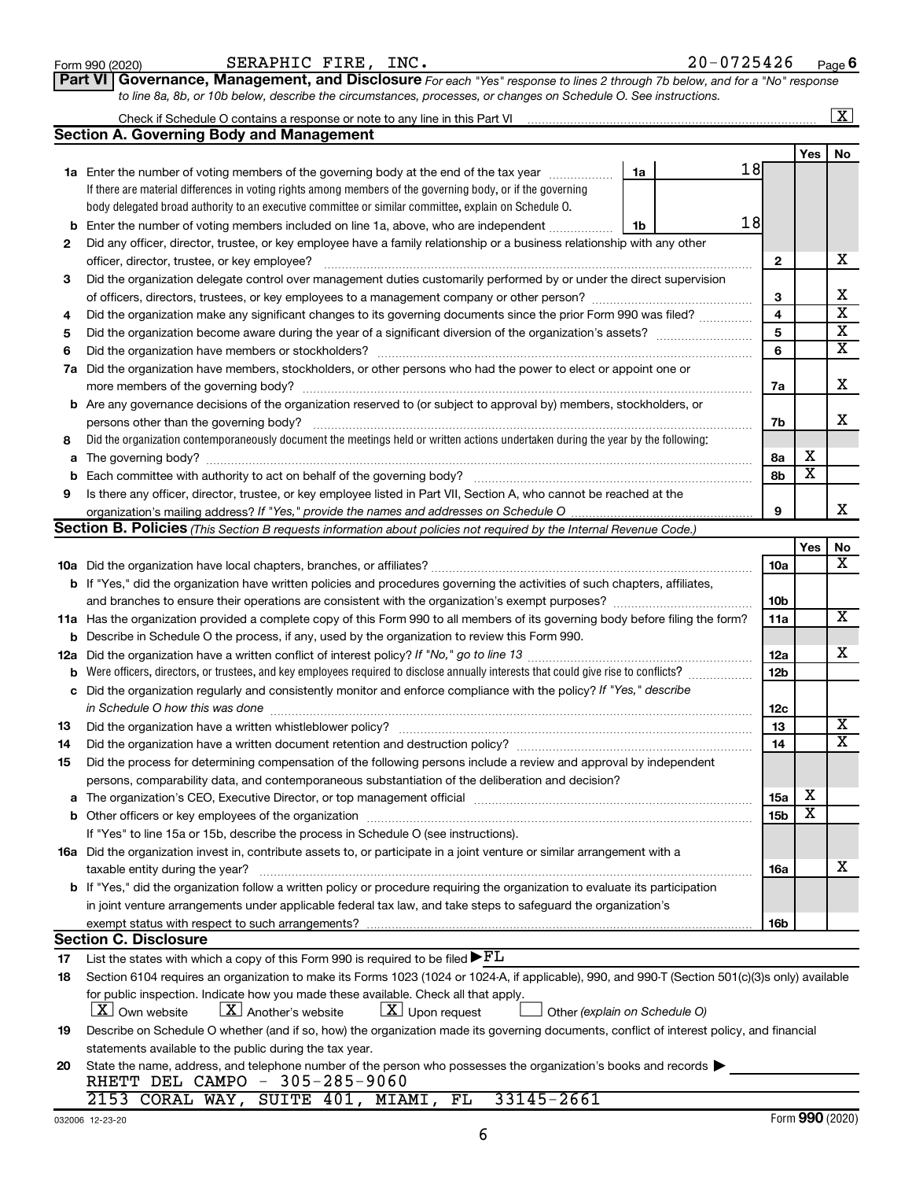Form 990 (2020) SERAPHIC FIRE, INC. 20-0725426 Page 6

**Part VI Governance, Management, and Disclosure** *For each "Yes" response to lines 2 through 7b below, and for a "No" response to line 8a, 8b, or 10b below, describe the circumstances, processes, or changes on Schedule O. See instructions.*

Check if Schedule O contains a response or note to any line in this Part VI [X]

## Section A. Governing Body and Management

| | | | Yes | No |
|---|---|---|---|---|
| 1a | Enter the number of voting members of the governing body at the end of the tax year (1a) 18. If there are material differences in voting rights among members of the governing body, or if the governing body delegated broad authority to an executive committee or similar committee, explain on Schedule O. | | | |
| b | Enter the number of voting members included on line 1a, above, who are independent (1b) 18 | | | |
| 2 | Did any officer, director, trustee, or key employee have a family relationship or a business relationship with any other officer, director, trustee, or key employee? | 2 | | X |
| 3 | Did the organization delegate control over management duties customarily performed by or under the direct supervision of officers, directors, trustees, or key employees to a management company or other person? | 3 | | X |
| 4 | Did the organization make any significant changes to its governing documents since the prior Form 990 was filed? | 4 | | X |
| 5 | Did the organization become aware during the year of a significant diversion of the organization's assets? | 5 | | X |
| 6 | Did the organization have members or stockholders? | 6 | | X |
| 7a | Did the organization have members, stockholders, or other persons who had the power to elect or appoint one or more members of the governing body? | 7a | | X |
| b | Are any governance decisions of the organization reserved to (or subject to approval by) members, stockholders, or persons other than the governing body? | 7b | | X |
| 8 | Did the organization contemporaneously document the meetings held or written actions undertaken during the year by the following: | | | |
| a | The governing body? | 8a | X | |
| b | Each committee with authority to act on behalf of the governing body? | 8b | X | |
| 9 | Is there any officer, director, trustee, or key employee listed in Part VII, Section A, who cannot be reached at the organization's mailing address? *If "Yes," provide the names and addresses on Schedule O* | 9 | | X |

## Section B. Policies *(This Section B requests information about policies not required by the Internal Revenue Code.)*

| | | | Yes | No |
|---|---|---|---|---|
| 10a | Did the organization have local chapters, branches, or affiliates? | 10a | | X |
| b | If "Yes," did the organization have written policies and procedures governing the activities of such chapters, affiliates, and branches to ensure their operations are consistent with the organization's exempt purposes? | 10b | | |
| 11a | Has the organization provided a complete copy of this Form 990 to all members of its governing body before filing the form? | 11a | | X |
| b | Describe in Schedule O the process, if any, used by the organization to review this Form 990. | | | |
| 12a | Did the organization have a written conflict of interest policy? *If "No," go to line 13* | 12a | | X |
| b | Were officers, directors, or trustees, and key employees required to disclose annually interests that could give rise to conflicts? | 12b | | |
| c | Did the organization regularly and consistently monitor and enforce compliance with the policy? *If "Yes," describe in Schedule O how this was done* | 12c | | |
| 13 | Did the organization have a written whistleblower policy? | 13 | | X |
| 14 | Did the organization have a written document retention and destruction policy? | 14 | | X |
| 15 | Did the process for determining compensation of the following persons include a review and approval by independent persons, comparability data, and contemporaneous substantiation of the deliberation and decision? | | | |
| a | The organization's CEO, Executive Director, or top management official | 15a | X | |
| b | Other officers or key employees of the organization | 15b | X | |
| | If "Yes" to line 15a or 15b, describe the process in Schedule O (see instructions). | | | |
| 16a | Did the organization invest in, contribute assets to, or participate in a joint venture or similar arrangement with a taxable entity during the year? | 16a | | X |
| b | If "Yes," did the organization follow a written policy or procedure requiring the organization to evaluate its participation in joint venture arrangements under applicable federal tax law, and take steps to safeguard the organization's exempt status with respect to such arrangements? | 16b | | |

## Section C. Disclosure

17 List the states with which a copy of this Form 990 is required to be filed ▶ FL

18 Section 6104 requires an organization to make its Forms 1023 (1024 or 1024-A, if applicable), 990, and 990-T (Section 501(c)(3)s only) available for public inspection. Indicate how you made these available. Check all that apply.

[X] Own website [X] Another's website [X] Upon request [ ] Other *(explain on Schedule O)*

19 Describe on Schedule O whether (and if so, how) the organization made its governing documents, conflict of interest policy, and financial statements available to the public during the tax year.

20 State the name, address, and telephone number of the person who possesses the organization's books and records ▶

RHETT DEL CAMPO - 305-285-9060

2153 CORAL WAY, SUITE 401, MIAMI, FL 33145-2661

032006 12-23-20 Form **990** (2020)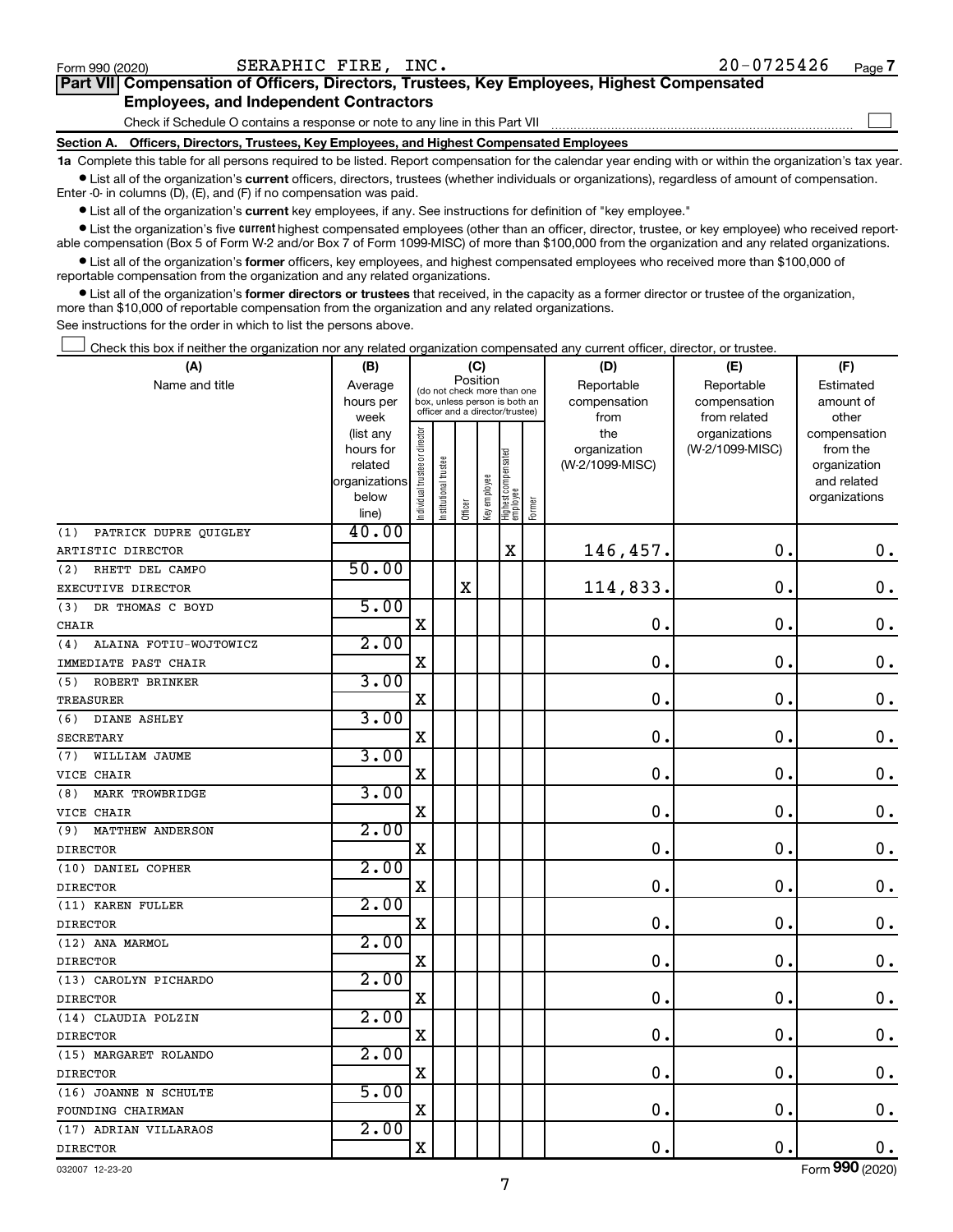Form 990 (2020) SERAPHIC FIRE, INC. 20-0725426 Page 7

**Part VII Compensation of Officers, Directors, Trustees, Key Employees, Highest Compensated Employees, and Independent Contractors**

Check if Schedule O contains a response or note to any line in this Part VII ☐

**Section A. Officers, Directors, Trustees, Key Employees, and Highest Compensated Employees**

**1a** Complete this table for all persons required to be listed. Report compensation for the calendar year ending with or within the organization's tax year.

- List all of the organization's **current** officers, directors, trustees (whether individuals or organizations), regardless of amount of compensation. Enter -0- in columns (D), (E), and (F) if no compensation was paid.
- List all of the organization's **current** key employees, if any. See instructions for definition of "key employee."
- List the organization's five **current** highest compensated employees (other than an officer, director, trustee, or key employee) who received reportable compensation (Box 5 of Form W-2 and/or Box 7 of Form 1099-MISC) of more than $100,000 from the organization and any related organizations.
- List all of the organization's **former** officers, key employees, and highest compensated employees who received more than $100,000 of reportable compensation from the organization and any related organizations.
- List all of the organization's **former directors or trustees** that received, in the capacity as a former director or trustee of the organization, more than $10,000 of reportable compensation from the organization and any related organizations.

See instructions for the order in which to list the persons above.

☐ Check this box if neither the organization nor any related organization compensated any current officer, director, or trustee.

| (A) Name and title | (B) Average hours per week (list any hours for related organizations below line) | (C) Position: Individual trustee or director | Institutional trustee | Officer | Key employee | Highest compensated employee | Former | (D) Reportable compensation from the organization (W-2/1099-MISC) | (E) Reportable compensation from related organizations (W-2/1099-MISC) | (F) Estimated amount of other compensation from the organization and related organizations |
|---|---|---|---|---|---|---|---|---|---|---|
| (1) PATRICK DUPRE QUIGLEY<br>ARTISTIC DIRECTOR | 40.00 | | | | | X | | 146,457. | 0. | 0. |
| (2) RHETT DEL CAMPO<br>EXECUTIVE DIRECTOR | 50.00 | | | X | | | | 114,833. | 0. | 0. |
| (3) DR THOMAS C BOYD<br>CHAIR | 5.00 | X | | | | | | 0. | 0. | 0. |
| (4) ALAINA FOTIU-WOJTOWICZ<br>IMMEDIATE PAST CHAIR | 2.00 | X | | | | | | 0. | 0. | 0. |
| (5) ROBERT BRINKER<br>TREASURER | 3.00 | X | | | | | | 0. | 0. | 0. |
| (6) DIANE ASHLEY<br>SECRETARY | 3.00 | X | | | | | | 0. | 0. | 0. |
| (7) WILLIAM JAUME<br>VICE CHAIR | 3.00 | X | | | | | | 0. | 0. | 0. |
| (8) MARK TROWBRIDGE<br>VICE CHAIR | 3.00 | X | | | | | | 0. | 0. | 0. |
| (9) MATTHEW ANDERSON<br>DIRECTOR | 2.00 | X | | | | | | 0. | 0. | 0. |
| (10) DANIEL COPHER<br>DIRECTOR | 2.00 | X | | | | | | 0. | 0. | 0. |
| (11) KAREN FULLER<br>DIRECTOR | 2.00 | X | | | | | | 0. | 0. | 0. |
| (12) ANA MARMOL<br>DIRECTOR | 2.00 | X | | | | | | 0. | 0. | 0. |
| (13) CAROLYN PICHARDO<br>DIRECTOR | 2.00 | X | | | | | | 0. | 0. | 0. |
| (14) CLAUDIA POLZIN<br>DIRECTOR | 2.00 | X | | | | | | 0. | 0. | 0. |
| (15) MARGARET ROLANDO<br>DIRECTOR | 2.00 | X | | | | | | 0. | 0. | 0. |
| (16) JOANNE N SCHULTE<br>FOUNDING CHAIRMAN | 5.00 | X | | | | | | 0. | 0. | 0. |
| (17) ADRIAN VILLARAOS<br>DIRECTOR | 2.00 | X | | | | | | 0. | 0. | 0. |

032007 12-23-20 Form **990** (2020)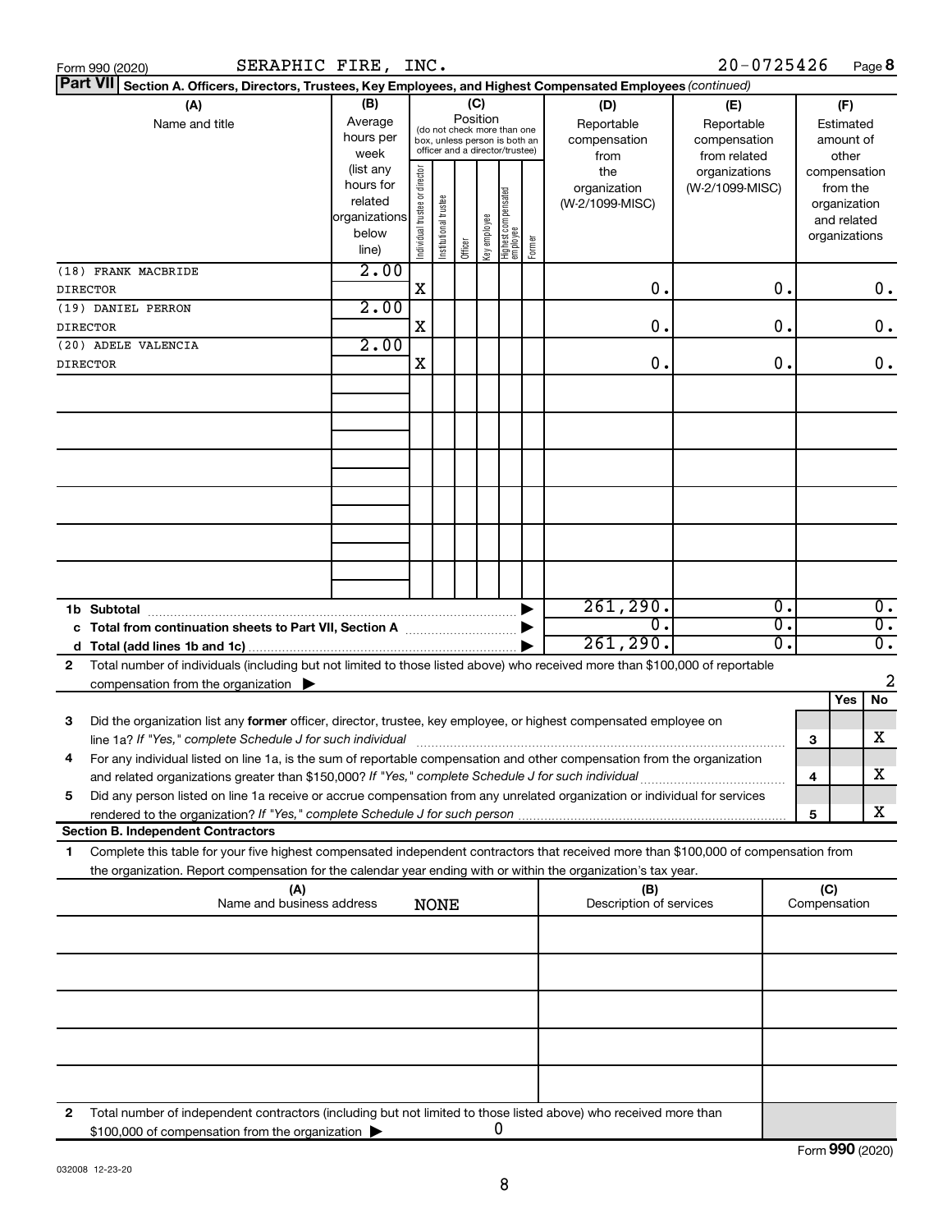Form 990 (2020) SERAPHIC FIRE, INC. 20-0725426 Page 8

**Part VII Section A. Officers, Directors, Trustees, Key Employees, and Highest Compensated Employees** *(continued)*

| (A) Name and title | (B) Average hours per week (list any hours for related organizations below line) | (C) Position: Individual trustee or director | Institutional trustee | Officer | Key employee | Highest compensated employee | Former | (D) Reportable compensation from the organization (W-2/1099-MISC) | (E) Reportable compensation from related organizations (W-2/1099-MISC) | (F) Estimated amount of other compensation from the organization and related organizations |
|---|---|---|---|---|---|---|---|---|---|---|
| (18) FRANK MACBRIDE<br>DIRECTOR | 2.00 | X | | | | | | 0. | 0. | 0. |
| (19) DANIEL PERRON<br>DIRECTOR | 2.00 | X | | | | | | 0. | 0. | 0. |
| (20) ADELE VALENCIA<br>DIRECTOR | 2.00 | X | | | | | | 0. | 0. | 0. |

| | (D) | (E) | (F) |
|---|---|---|---|
| 1b Subtotal | 261,290. | 0. | 0. |
| c Total from continuation sheets to Part VII, Section A | 0. | 0. | 0. |
| d Total (add lines 1b and 1c) | 261,290. | 0. | 0. |

2 Total number of individuals (including but not limited to those listed above) who received more than $100,000 of reportable compensation from the organization ▶ 2

| | | Yes | No |
|---|---|---|---|
| 3 Did the organization list any **former** officer, director, trustee, key employee, or highest compensated employee on line 1a? *If "Yes," complete Schedule J for such individual* | 3 | | X |
| 4 For any individual listed on line 1a, is the sum of reportable compensation and other compensation from the organization and related organizations greater than $150,000? *If "Yes," complete Schedule J for such individual* | 4 | | X |
| 5 Did any person listed on line 1a receive or accrue compensation from any unrelated organization or individual for services rendered to the organization? *If "Yes," complete Schedule J for such person* | 5 | | X |

**Section B. Independent Contractors**

1 Complete this table for your five highest compensated independent contractors that received more than $100,000 of compensation from the organization. Report compensation for the calendar year ending with or within the organization's tax year.

| (A) Name and business address | (B) Description of services | (C) Compensation |
|---|---|---|
| NONE | | |

2 Total number of independent contractors (including but not limited to those listed above) who received more than $100,000 of compensation from the organization ▶ 0

Form **990** (2020)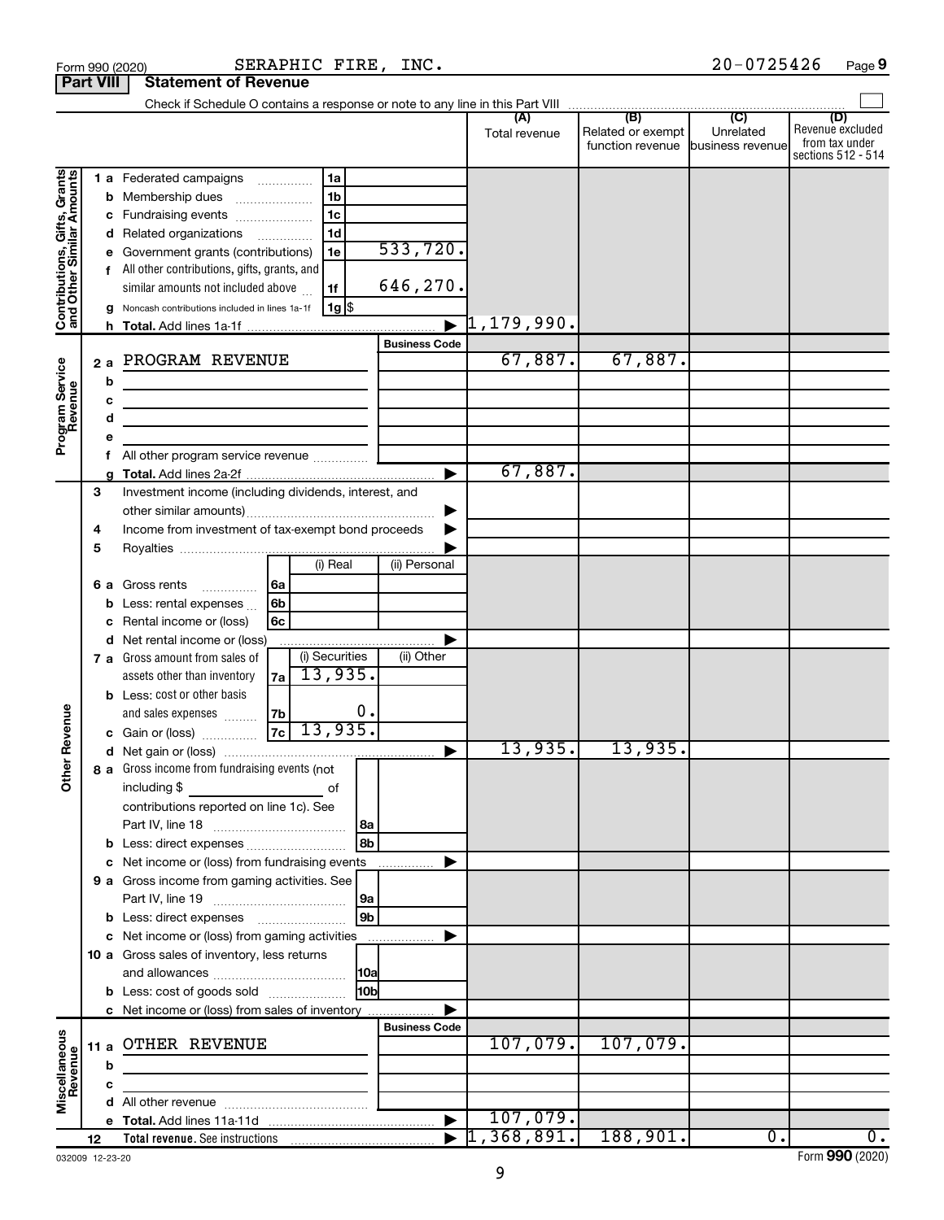Form 990 (2020) SERAPHIC FIRE, INC. 20-0725426 Page **9**

**Part VIII Statement of Revenue**

Check if Schedule O contains a response or note to any line in this Part VIII ☐

| | | | (A) Total revenue | (B) Related or exempt function revenue | (C) Unrelated business revenue | (D) Revenue excluded from tax under sections 512 - 514 |
|---|---|---|---|---|---|---|
| **Contributions, Gifts, Grants and Other Similar Amounts** | 1a Federated campaigns | 1a | | | | |
| | b Membership dues | 1b | | | | |
| | c Fundraising events | 1c | | | | |
| | d Related organizations | 1d | | | | |
| | e Government grants (contributions) | 1e 533,720. | | | | |
| | f All other contributions, gifts, grants, and similar amounts not included above | 1f 646,270. | | | | |
| | g Noncash contributions included in lines 1a-1f | 1g $ | | | | |
| | h Total. Add lines 1a-1f | ▶ | 1,179,990. | | | |
| **Program Service Revenue** | | Business Code | | | | |
| | 2a PROGRAM REVENUE | | 67,887. | 67,887. | | |
| | b | | | | | |
| | c | | | | | |
| | d | | | | | |
| | e | | | | | |
| | f All other program service revenue | | | | | |
| | g Total. Add lines 2a-2f | ▶ | 67,887. | | | |
| **Other Revenue** | 3 Investment income (including dividends, interest, and other similar amounts) | ▶ | | | | |
| | 4 Income from investment of tax-exempt bond proceeds | ▶ | | | | |
| | 5 Royalties | ▶ | | | | |
| | | (i) Real / (ii) Personal | | | | |
| | 6a Gross rents | 6a | | | | |
| | b Less: rental expenses | 6b | | | | |
| | c Rental income or (loss) | 6c | | | | |
| | d Net rental income or (loss) | ▶ | | | | |
| | | (i) Securities / (ii) Other | | | | |
| | 7a Gross amount from sales of assets other than inventory | 7a (i) 13,935. | | | | |
| | b Less: cost or other basis and sales expenses | 7b (i) 0. | | | | |
| | c Gain or (loss) | 7c (i) 13,935. | | | | |
| | d Net gain or (loss) | ▶ | 13,935. | 13,935. | | |
| | 8a Gross income from fundraising events (not including $ of contributions reported on line 1c). See Part IV, line 18 | 8a | | | | |
| | b Less: direct expenses | 8b | | | | |
| | c Net income or (loss) from fundraising events | ▶ | | | | |
| | 9a Gross income from gaming activities. See Part IV, line 19 | 9a | | | | |
| | b Less: direct expenses | 9b | | | | |
| | c Net income or (loss) from gaming activities | ▶ | | | | |
| | 10a Gross sales of inventory, less returns and allowances | 10a | | | | |
| | b Less: cost of goods sold | 10b | | | | |
| | c Net income or (loss) from sales of inventory | ▶ | | | | |
| **Miscellaneous Revenue** | | Business Code | | | | |
| | 11a OTHER REVENUE | | 107,079. | 107,079. | | |
| | b | | | | | |
| | c | | | | | |
| | d All other revenue | | | | | |
| | e Total. Add lines 11a-11d | ▶ | 107,079. | | | |
| | 12 Total revenue. See instructions | ▶ | 1,368,891. | 188,901. | 0. | 0. |

032009 12-23-20 Form **990** (2020)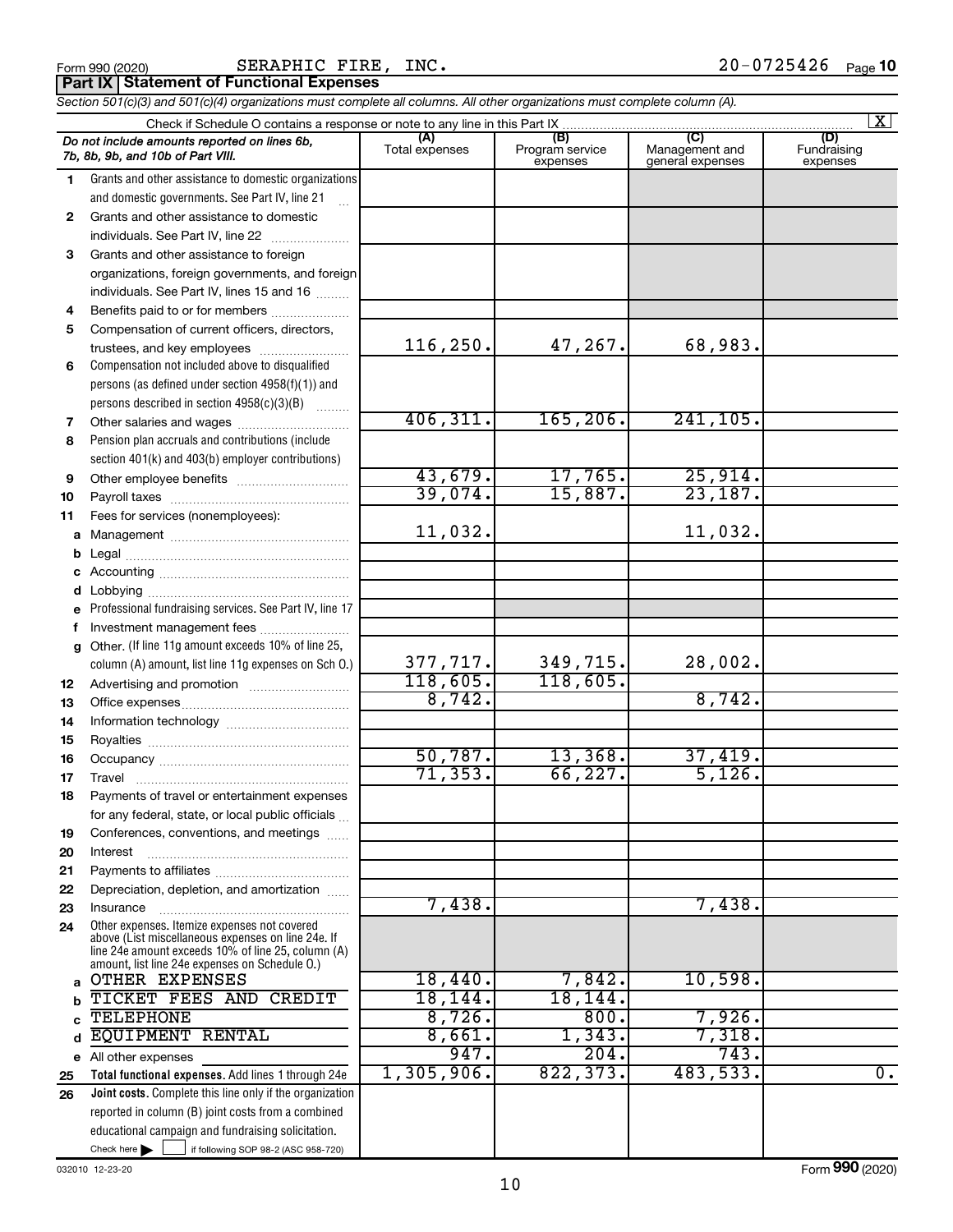Form 990 (2020) SERAPHIC FIRE, INC. 20-0725426 Page 10

**Part IX Statement of Functional Expenses**

*Section 501(c)(3) and 501(c)(4) organizations must complete all columns. All other organizations must complete column (A).*

Check if Schedule O contains a response or note to any line in this Part IX [X]

| *Do not include amounts reported on lines 6b, 7b, 8b, 9b, and 10b of Part VIII.* | (A) Total expenses | (B) Program service expenses | (C) Management and general expenses | (D) Fundraising expenses |
|---|---|---|---|---|
| 1 Grants and other assistance to domestic organizations and domestic governments. See Part IV, line 21 | | | | |
| 2 Grants and other assistance to domestic individuals. See Part IV, line 22 | | | | |
| 3 Grants and other assistance to foreign organizations, foreign governments, and foreign individuals. See Part IV, lines 15 and 16 | | | | |
| 4 Benefits paid to or for members | | | | |
| 5 Compensation of current officers, directors, trustees, and key employees | 116,250. | 47,267. | 68,983. | |
| 6 Compensation not included above to disqualified persons (as defined under section 4958(f)(1)) and persons described in section 4958(c)(3)(B) | | | | |
| 7 Other salaries and wages | 406,311. | 165,206. | 241,105. | |
| 8 Pension plan accruals and contributions (include section 401(k) and 403(b) employer contributions) | | | | |
| 9 Other employee benefits | 43,679. | 17,765. | 25,914. | |
| 10 Payroll taxes | 39,074. | 15,887. | 23,187. | |
| 11 Fees for services (nonemployees): | | | | |
| a Management | 11,032. | | 11,032. | |
| b Legal | | | | |
| c Accounting | | | | |
| d Lobbying | | | | |
| e Professional fundraising services. See Part IV, line 17 | | | | |
| f Investment management fees | | | | |
| g Other. (If line 11g amount exceeds 10% of line 25, column (A) amount, list line 11g expenses on Sch O.) | 377,717. | 349,715. | 28,002. | |
| 12 Advertising and promotion | 118,605. | 118,605. | | |
| 13 Office expenses | 8,742. | | 8,742. | |
| 14 Information technology | | | | |
| 15 Royalties | | | | |
| 16 Occupancy | 50,787. | 13,368. | 37,419. | |
| 17 Travel | 71,353. | 66,227. | 5,126. | |
| 18 Payments of travel or entertainment expenses for any federal, state, or local public officials | | | | |
| 19 Conferences, conventions, and meetings | | | | |
| 20 Interest | | | | |
| 21 Payments to affiliates | | | | |
| 22 Depreciation, depletion, and amortization | | | | |
| 23 Insurance | 7,438. | | 7,438. | |
| 24 Other expenses. Itemize expenses not covered above (List miscellaneous expenses on line 24e. If line 24e amount exceeds 10% of line 25, column (A) amount, list line 24e expenses on Schedule O.) | | | | |
| a OTHER EXPENSES | 18,440. | 7,842. | 10,598. | |
| b TICKET FEES AND CREDIT | 18,144. | 18,144. | | |
| c TELEPHONE | 8,726. | 800. | 7,926. | |
| d EQUIPMENT RENTAL | 8,661. | 1,343. | 7,318. | |
| e All other expenses | 947. | 204. | 743. | |
| 25 **Total functional expenses.** Add lines 1 through 24e | 1,305,906. | 822,373. | 483,533. | 0. |
| 26 **Joint costs.** Complete this line only if the organization reported in column (B) joint costs from a combined educational campaign and fundraising solicitation. Check here [ ] if following SOP 98-2 (ASC 958-720) | | | | |

032010 12-23-20 Form **990** (2020)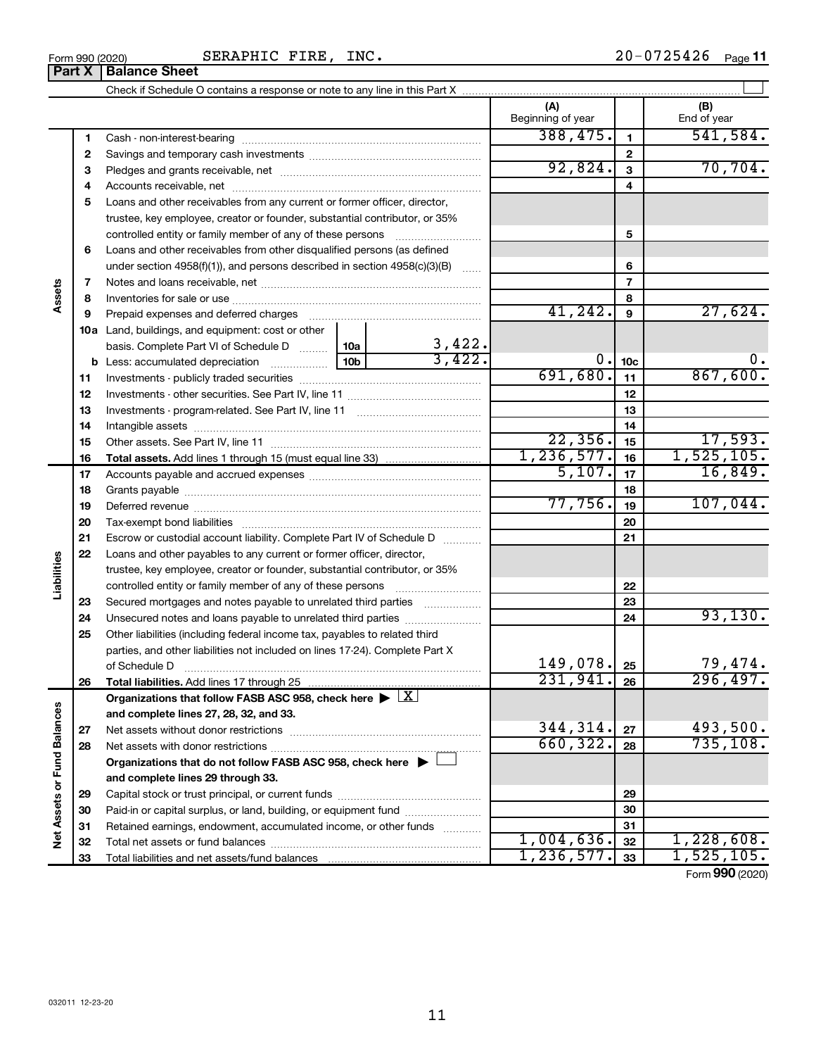Form 990 (2020) SERAPHIC FIRE, INC. 20-0725426

## Part X Balance Sheet

Check if Schedule O contains a response or note to any line in this Part X

| Section | Line | Description | | (A) Beginning of year | | (B) End of year |
|---|---|---|---|---|---|---|
| Assets | 1 | Cash - non-interest-bearing | | 388,475. | 1 | 541,584. |
| | 2 | Savings and temporary cash investments | | | 2 | |
| | 3 | Pledges and grants receivable, net | | 92,824. | 3 | 70,704. |
| | 4 | Accounts receivable, net | | | 4 | |
| | 5 | Loans and other receivables from any current or former officer, director, trustee, key employee, creator or founder, substantial contributor, or 35% controlled entity or family member of any of these persons | | | 5 | |
| | 6 | Loans and other receivables from other disqualified persons (as defined under section 4958(f)(1)), and persons described in section 4958(c)(3)(B) | | | 6 | |
| | 7 | Notes and loans receivable, net | | | 7 | |
| | 8 | Inventories for sale or use | | | 8 | |
| | 9 | Prepaid expenses and deferred charges | | 41,242. | 9 | 27,624. |
| | 10a | Land, buildings, and equipment: cost or other basis. Complete Part VI of Schedule D | 10a 3,422. | | | |
| | b | Less: accumulated depreciation | 10b 3,422. | 0. | 10c | 0. |
| | 11 | Investments - publicly traded securities | | 691,680. | 11 | 867,600. |
| | 12 | Investments - other securities. See Part IV, line 11 | | | 12 | |
| | 13 | Investments - program-related. See Part IV, line 11 | | | 13 | |
| | 14 | Intangible assets | | | 14 | |
| | 15 | Other assets. See Part IV, line 11 | | 22,356. | 15 | 17,593. |
| | 16 | **Total assets.** Add lines 1 through 15 (must equal line 33) | | 1,236,577. | 16 | 1,525,105. |
| Liabilities | 17 | Accounts payable and accrued expenses | | 5,107. | 17 | 16,849. |
| | 18 | Grants payable | | | 18 | |
| | 19 | Deferred revenue | | 77,756. | 19 | 107,044. |
| | 20 | Tax-exempt bond liabilities | | | 20 | |
| | 21 | Escrow or custodial account liability. Complete Part IV of Schedule D | | | 21 | |
| | 22 | Loans and other payables to any current or former officer, director, trustee, key employee, creator or founder, substantial contributor, or 35% controlled entity or family member of any of these persons | | | 22 | |
| | 23 | Secured mortgages and notes payable to unrelated third parties | | | 23 | |
| | 24 | Unsecured notes and loans payable to unrelated third parties | | | 24 | 93,130. |
| | 25 | Other liabilities (including federal income tax, payables to related third parties, and other liabilities not included on lines 17-24). Complete Part X of Schedule D | | 149,078. | 25 | 79,474. |
| | 26 | **Total liabilities.** Add lines 17 through 25 | | 231,941. | 26 | 296,497. |
| Net Assets or Fund Balances | | **Organizations that follow FASB ASC 958, check here** ▶ [X] **and complete lines 27, 28, 32, and 33.** | | | | |
| | 27 | Net assets without donor restrictions | | 344,314. | 27 | 493,500. |
| | 28 | Net assets with donor restrictions | | 660,322. | 28 | 735,108. |
| | | **Organizations that do not follow FASB ASC 958, check here** ▶ [ ] **and complete lines 29 through 33.** | | | | |
| | 29 | Capital stock or trust principal, or current funds | | | 29 | |
| | 30 | Paid-in or capital surplus, or land, building, or equipment fund | | | 30 | |
| | 31 | Retained earnings, endowment, accumulated income, or other funds | | | 31 | |
| | 32 | Total net assets or fund balances | | 1,004,636. | 32 | 1,228,608. |
| | 33 | Total liabilities and net assets/fund balances | | 1,236,577. | 33 | 1,525,105. |

Form **990** (2020)

032011 12-23-20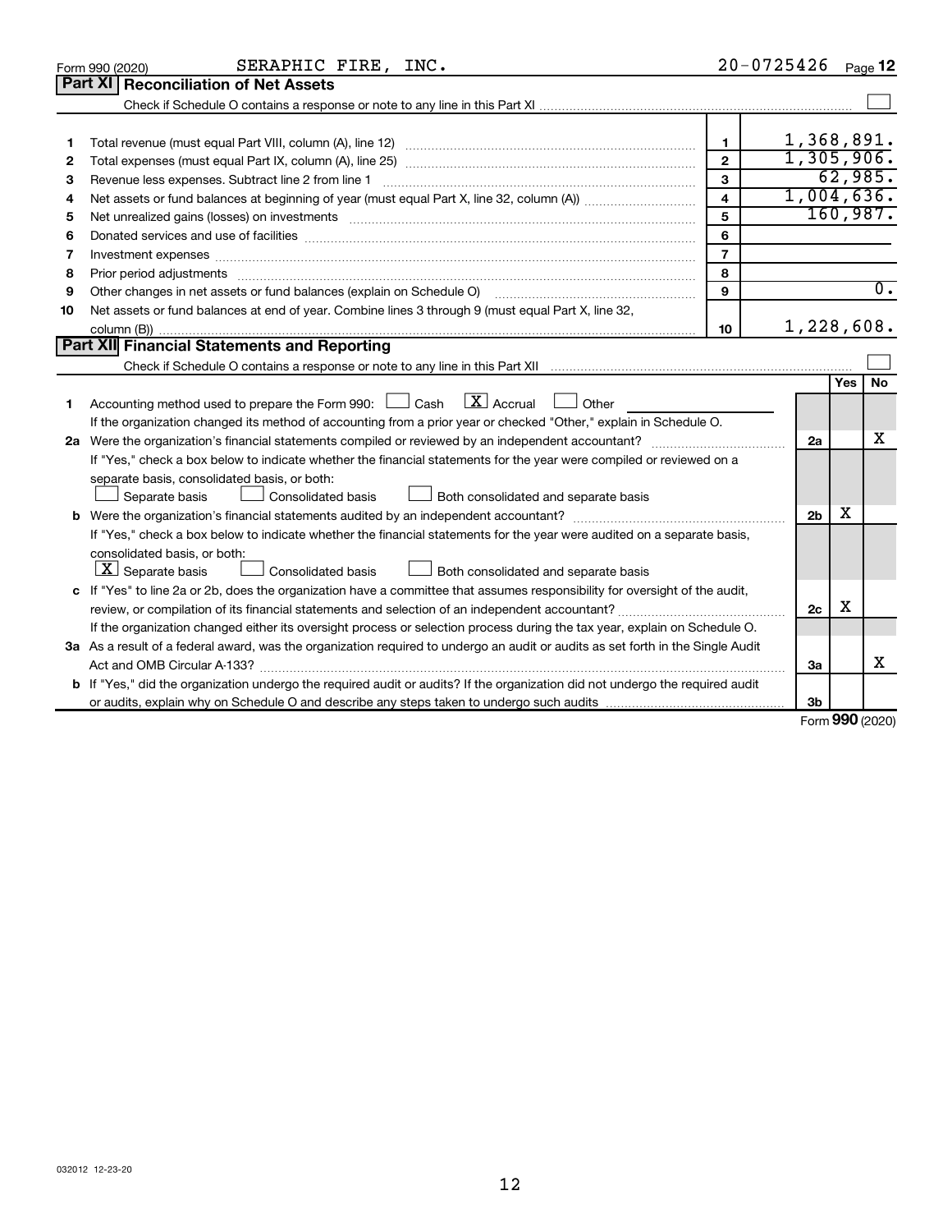Form 990 (2020) SERAPHIC FIRE, INC. 20-0725426 Page **12**

## Part XI Reconciliation of Net Assets

Check if Schedule O contains a response or note to any line in this Part XI ☐

| | | | |
|---|---|---|---|
| 1 | Total revenue (must equal Part VIII, column (A), line 12) | 1 | 1,368,891. |
| 2 | Total expenses (must equal Part IX, column (A), line 25) | 2 | 1,305,906. |
| 3 | Revenue less expenses. Subtract line 2 from line 1 | 3 | 62,985. |
| 4 | Net assets or fund balances at beginning of year (must equal Part X, line 32, column (A)) | 4 | 1,004,636. |
| 5 | Net unrealized gains (losses) on investments | 5 | 160,987. |
| 6 | Donated services and use of facilities | 6 | |
| 7 | Investment expenses | 7 | |
| 8 | Prior period adjustments | 8 | |
| 9 | Other changes in net assets or fund balances (explain on Schedule O) | 9 | 0. |
| 10 | Net assets or fund balances at end of year. Combine lines 3 through 9 (must equal Part X, line 32, column (B)) | 10 | 1,228,608. |

## Part XII Financial Statements and Reporting

Check if Schedule O contains a response or note to any line in this Part XII ☐

| | | | Yes | No |
|---|---|---|---|---|
| 1 | Accounting method used to prepare the Form 990: ☐ Cash ☒ Accrual ☐ Other<br>If the organization changed its method of accounting from a prior year or checked "Other," explain in Schedule O. | | | |
| 2a | Were the organization's financial statements compiled or reviewed by an independent accountant?<br>If "Yes," check a box below to indicate whether the financial statements for the year were compiled or reviewed on a separate basis, consolidated basis, or both:<br>☐ Separate basis ☐ Consolidated basis ☐ Both consolidated and separate basis | 2a | | X |
| b | Were the organization's financial statements audited by an independent accountant?<br>If "Yes," check a box below to indicate whether the financial statements for the year were audited on a separate basis, consolidated basis, or both:<br>☒ Separate basis ☐ Consolidated basis ☐ Both consolidated and separate basis | 2b | X | |
| c | If "Yes" to line 2a or 2b, does the organization have a committee that assumes responsibility for oversight of the audit, review, or compilation of its financial statements and selection of an independent accountant?<br>If the organization changed either its oversight process or selection process during the tax year, explain on Schedule O. | 2c | X | |
| 3a | As a result of a federal award, was the organization required to undergo an audit or audits as set forth in the Single Audit Act and OMB Circular A-133? | 3a | | X |
| b | If "Yes," did the organization undergo the required audit or audits? If the organization did not undergo the required audit or audits, explain why on Schedule O and describe any steps taken to undergo such audits | 3b | | |

Form **990** (2020)

032012 12-23-20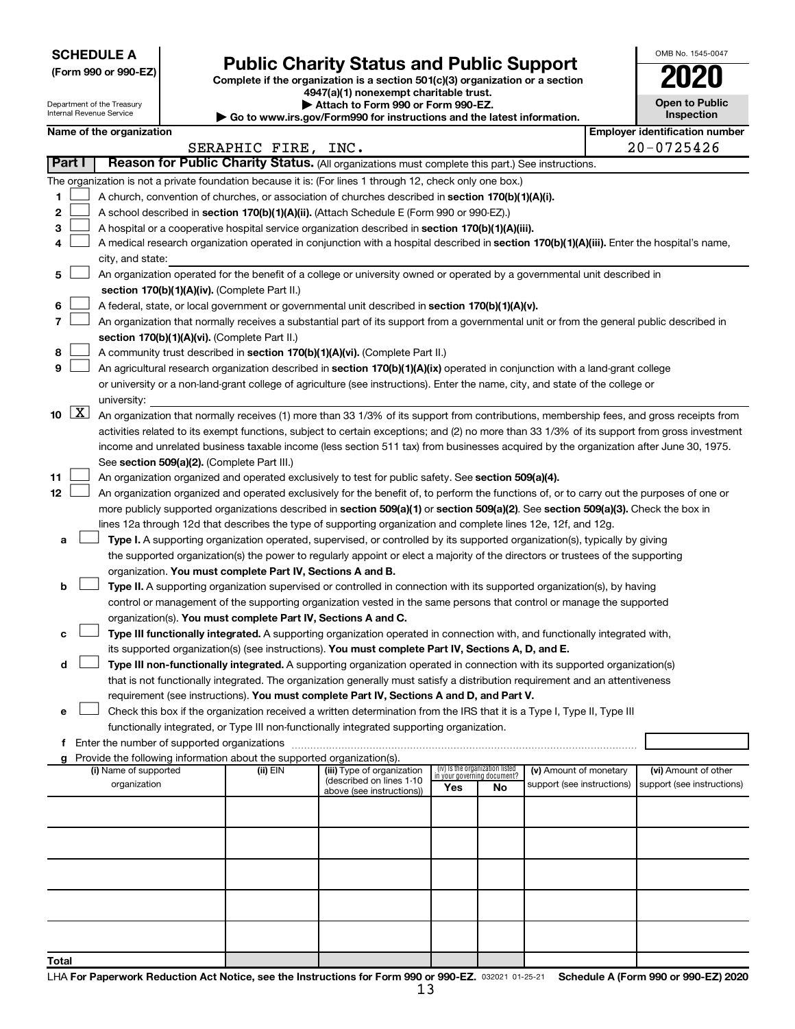**SCHEDULE A**
**(Form 990 or 990-EZ)**

Department of the Treasury
Internal Revenue Service

# Public Charity Status and Public Support

**Complete if the organization is a section 501(c)(3) organization or a section 4947(a)(1) nonexempt charitable trust.**
**▶ Attach to Form 990 or Form 990-EZ.**
**▶ Go to www.irs.gov/Form990 for instructions and the latest information.**

OMB No. 1545-0047
**2020**
**Open to Public Inspection**

**Name of the organization:** SERAPHIC FIRE, INC.
**Employer identification number:** 20-0725426

**Part I — Reason for Public Charity Status.** (All organizations must complete this part.) See instructions.

The organization is not a private foundation because it is: (For lines 1 through 12, check only one box.)

1 ☐ A church, convention of churches, or association of churches described in **section 170(b)(1)(A)(i).**

2 ☐ A school described in **section 170(b)(1)(A)(ii).** (Attach Schedule E (Form 990 or 990-EZ).)

3 ☐ A hospital or a cooperative hospital service organization described in **section 170(b)(1)(A)(iii).**

4 ☐ A medical research organization operated in conjunction with a hospital described in **section 170(b)(1)(A)(iii).** Enter the hospital's name, city, and state:

5 ☐ An organization operated for the benefit of a college or university owned or operated by a governmental unit described in **section 170(b)(1)(A)(iv).** (Complete Part II.)

6 ☐ A federal, state, or local government or governmental unit described in **section 170(b)(1)(A)(v).**

7 ☐ An organization that normally receives a substantial part of its support from a governmental unit or from the general public described in **section 170(b)(1)(A)(vi).** (Complete Part II.)

8 ☐ A community trust described in **section 170(b)(1)(A)(vi).** (Complete Part II.)

9 ☐ An agricultural research organization described in **section 170(b)(1)(A)(ix)** operated in conjunction with a land-grant college or university or a non-land-grant college of agriculture (see instructions). Enter the name, city, and state of the college or university:

10 ☒ An organization that normally receives (1) more than 33 1/3% of its support from contributions, membership fees, and gross receipts from activities related to its exempt functions, subject to certain exceptions; and (2) no more than 33 1/3% of its support from gross investment income and unrelated business taxable income (less section 511 tax) from businesses acquired by the organization after June 30, 1975. See **section 509(a)(2).** (Complete Part III.)

11 ☐ An organization organized and operated exclusively to test for public safety. See **section 509(a)(4).**

12 ☐ An organization organized and operated exclusively for the benefit of, to perform the functions of, or to carry out the purposes of one or more publicly supported organizations described in **section 509(a)(1)** or **section 509(a)(2).** See **section 509(a)(3).** Check the box in lines 12a through 12d that describes the type of supporting organization and complete lines 12e, 12f, and 12g.

a ☐ **Type I.** A supporting organization operated, supervised, or controlled by its supported organization(s), typically by giving the supported organization(s) the power to regularly appoint or elect a majority of the directors or trustees of the supporting organization. **You must complete Part IV, Sections A and B.**

b ☐ **Type II.** A supporting organization supervised or controlled in connection with its supported organization(s), by having control or management of the supporting organization vested in the same persons that control or manage the supported organization(s). **You must complete Part IV, Sections A and C.**

c ☐ **Type III functionally integrated.** A supporting organization operated in connection with, and functionally integrated with, its supported organization(s) (see instructions). **You must complete Part IV, Sections A, D, and E.**

d ☐ **Type III non-functionally integrated.** A supporting organization operated in connection with its supported organization(s) that is not functionally integrated. The organization generally must satisfy a distribution requirement and an attentiveness requirement (see instructions). **You must complete Part IV, Sections A and D, and Part V.**

e ☐ Check this box if the organization received a written determination from the IRS that it is a Type I, Type II, Type III functionally integrated, or Type III non-functionally integrated supporting organization.

f Enter the number of supported organizations

g Provide the following information about the supported organization(s).

| (i) Name of supported organization | (ii) EIN | (iii) Type of organization (described on lines 1-10 above (see instructions)) | (iv) Is the organization listed in your governing document? Yes | No | (v) Amount of monetary support (see instructions) | (vi) Amount of other support (see instructions) |
|---|---|---|---|---|---|---|
| | | | | | | |
| | | | | | | |
| | | | | | | |
| | | | | | | |
| | | | | | | |
| **Total** | | | | | | |

LHA **For Paperwork Reduction Act Notice, see the Instructions for Form 990 or 990-EZ.** 032021 01-25-21 **Schedule A (Form 990 or 990-EZ) 2020**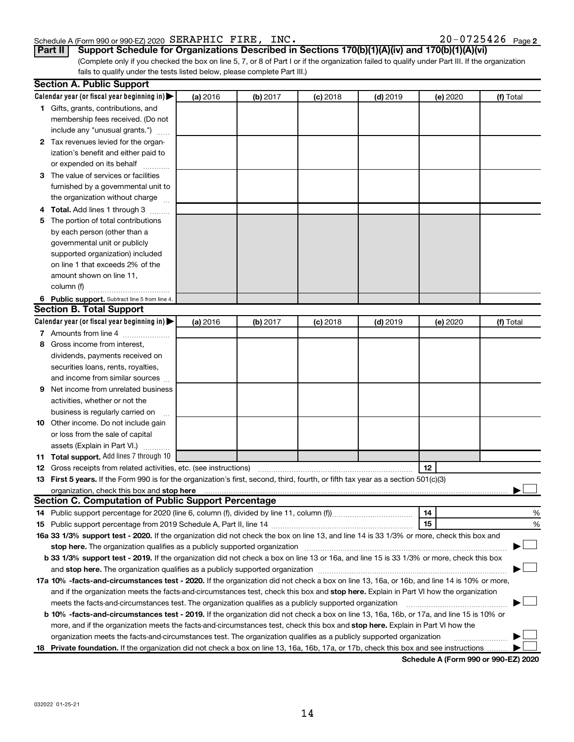Schedule A (Form 990 or 990-EZ) 2020 SERAPHIC FIRE, INC. 20-0725426 Page 2

**Part II** **Support Schedule for Organizations Described in Sections 170(b)(1)(A)(iv) and 170(b)(1)(A)(vi)**

(Complete only if you checked the box on line 5, 7, or 8 of Part I or if the organization failed to qualify under Part III. If the organization fails to qualify under the tests listed below, please complete Part III.)

## Section A. Public Support

| Calendar year (or fiscal year beginning in) ▶ | (a) 2016 | (b) 2017 | (c) 2018 | (d) 2019 | (e) 2020 | (f) Total |
|---|---|---|---|---|---|---|
| **1** Gifts, grants, contributions, and membership fees received. (Do not include any "unusual grants.") | | | | | | |
| **2** Tax revenues levied for the organization's benefit and either paid to or expended on its behalf | | | | | | |
| **3** The value of services or facilities furnished by a governmental unit to the organization without charge | | | | | | |
| **4 Total.** Add lines 1 through 3 | | | | | | |
| **5** The portion of total contributions by each person (other than a governmental unit or publicly supported organization) included on line 1 that exceeds 2% of the amount shown on line 11, column (f) | | | | | | |
| **6 Public support.** Subtract line 5 from line 4. | | | | | | |

## Section B. Total Support

| Calendar year (or fiscal year beginning in) ▶ | (a) 2016 | (b) 2017 | (c) 2018 | (d) 2019 | (e) 2020 | (f) Total |
|---|---|---|---|---|---|---|
| **7** Amounts from line 4 | | | | | | |
| **8** Gross income from interest, dividends, payments received on securities loans, rents, royalties, and income from similar sources | | | | | | |
| **9** Net income from unrelated business activities, whether or not the business is regularly carried on | | | | | | |
| **10** Other income. Do not include gain or loss from the sale of capital assets (Explain in Part VI.) | | | | | | |
| **11 Total support.** Add lines 7 through 10 | | | | | | |

**12** Gross receipts from related activities, etc. (see instructions) **12**

**13 First 5 years.** If the Form 990 is for the organization's first, second, third, fourth, or fifth tax year as a 501(c)(3) organization, check this box and **stop here** ▶ ☐

## Section C. Computation of Public Support Percentage

**14** Public support percentage for 2020 (line 6, column (f), divided by line 11, column (f)) **14** %

**15** Public support percentage from 2019 Schedule A, Part II, line 14 **15** %

**16a 33 1/3% support test - 2020.** If the organization did not check the box on line 13, and line 14 is 33 1/3% or more, check this box and **stop here.** The organization qualifies as a publicly supported organization ▶ ☐

**b 33 1/3% support test - 2019.** If the organization did not check a box on line 13 or 16a, and line 15 is 33 1/3% or more, check this box and **stop here.** The organization qualifies as a publicly supported organization ▶ ☐

**17a 10% -facts-and-circumstances test - 2020.** If the organization did not check a box on line 13, 16a, or 16b, and line 14 is 10% or more, and if the organization meets the facts-and-circumstances test, check this box and **stop here.** Explain in Part VI how the organization meets the facts-and-circumstances test. The organization qualifies as a publicly supported organization ▶ ☐

**b 10% -facts-and-circumstances test - 2019.** If the organization did not check a box on line 13, 16a, 16b, or 17a, and line 15 is 10% or more, and if the organization meets the facts-and-circumstances test, check this box and **stop here.** Explain in Part VI how the organization meets the facts-and-circumstances test. The organization qualifies as a publicly supported organization ▶ ☐

**18 Private foundation.** If the organization did not check a box on line 13, 16a, 16b, 17a, or 17b, check this box and see instructions ▶ ☐

**Schedule A (Form 990 or 990-EZ) 2020**

032022 01-25-21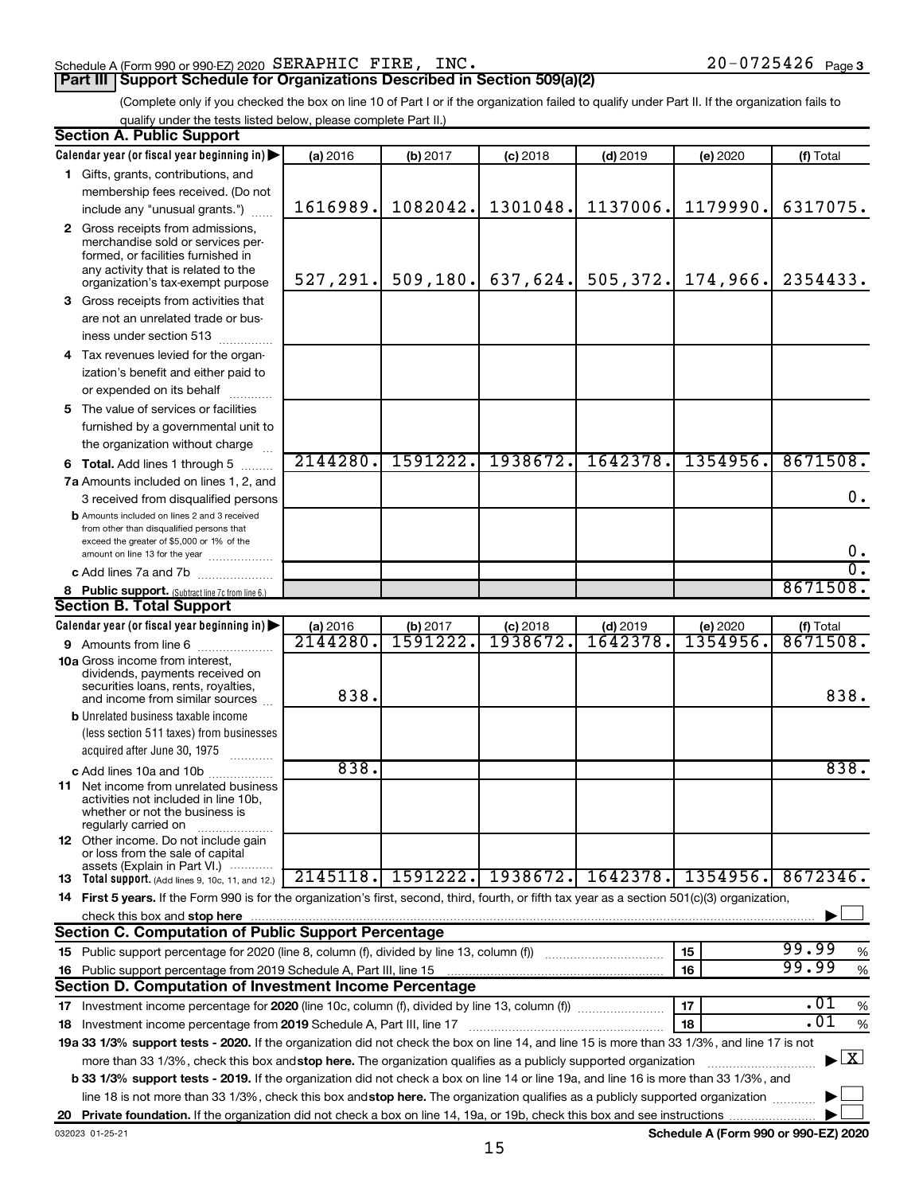Schedule A (Form 990 or 990-EZ) 2020 SERAPHIC FIRE, INC. 20-0725426 Page 3

## Part III Support Schedule for Organizations Described in Section 509(a)(2)

(Complete only if you checked the box on line 10 of Part I or if the organization failed to qualify under Part II. If the organization fails to qualify under the tests listed below, please complete Part II.)

### Section A. Public Support

| Calendar year (or fiscal year beginning in) | (a) 2016 | (b) 2017 | (c) 2018 | (d) 2019 | (e) 2020 | (f) Total |
|---|---|---|---|---|---|---|
| 1 Gifts, grants, contributions, and membership fees received. (Do not include any "unusual grants.") | 1616989. | 1082042. | 1301048. | 1137006. | 1179990. | 6317075. |
| 2 Gross receipts from admissions, merchandise sold or services performed, or facilities furnished in any activity that is related to the organization's tax-exempt purpose | 527,291. | 509,180. | 637,624. | 505,372. | 174,966. | 2354433. |
| 3 Gross receipts from activities that are not an unrelated trade or business under section 513 | | | | | | |
| 4 Tax revenues levied for the organization's benefit and either paid to or expended on its behalf | | | | | | |
| 5 The value of services or facilities furnished by a governmental unit to the organization without charge | | | | | | |
| 6 **Total.** Add lines 1 through 5 | 2144280. | 1591222. | 1938672. | 1642378. | 1354956. | 8671508. |
| 7a Amounts included on lines 1, 2, and 3 received from disqualified persons | | | | | | 0. |
| b Amounts included on lines 2 and 3 received from other than disqualified persons that exceed the greater of $5,000 or 1% of the amount on line 13 for the year | | | | | | 0. |
| c Add lines 7a and 7b | | | | | | 0. |
| 8 **Public support.** (Subtract line 7c from line 6.) | | | | | | 8671508. |

### Section B. Total Support

| Calendar year (or fiscal year beginning in) | (a) 2016 | (b) 2017 | (c) 2018 | (d) 2019 | (e) 2020 | (f) Total |
|---|---|---|---|---|---|---|
| 9 Amounts from line 6 | 2144280. | 1591222. | 1938672. | 1642378. | 1354956. | 8671508. |
| 10a Gross income from interest, dividends, payments received on securities loans, rents, royalties, and income from similar sources | 838. | | | | | 838. |
| b Unrelated business taxable income (less section 511 taxes) from businesses acquired after June 30, 1975 | | | | | | |
| c Add lines 10a and 10b | 838. | | | | | 838. |
| 11 Net income from unrelated business activities not included in line 10b, whether or not the business is regularly carried on | | | | | | |
| 12 Other income. Do not include gain or loss from the sale of capital assets (Explain in Part VI.) | | | | | | |
| 13 **Total support.** (Add lines 9, 10c, 11, and 12.) | 2145118. | 1591222. | 1938672. | 1642378. | 1354956. | 8672346. |

14 **First 5 years.** If the Form 990 is for the organization's first, second, third, fourth, or fifth tax year as a section 501(c)(3) organization, check this box and **stop here** ☐

### Section C. Computation of Public Support Percentage

| | | | |
|---|---|---|---|
| 15 | Public support percentage for 2020 (line 8, column (f), divided by line 13, column (f)) | 15 | 99.99 % |
| 16 | Public support percentage from 2019 Schedule A, Part III, line 15 | 16 | 99.99 % |

### Section D. Computation of Investment Income Percentage

| | | | |
|---|---|---|---|
| 17 | Investment income percentage for **2020** (line 10c, column (f), divided by line 13, column (f)) | 17 | .01 % |
| 18 | Investment income percentage from **2019** Schedule A, Part III, line 17 | 18 | .01 % |

**19a 33 1/3% support tests - 2020.** If the organization did not check the box on line 14, and line 15 is more than 33 1/3%, and line 17 is not more than 33 1/3%, check this box and **stop here.** The organization qualifies as a publicly supported organization ☒

**b 33 1/3% support tests - 2019.** If the organization did not check a box on line 14 or line 19a, and line 16 is more than 33 1/3%, and line 18 is not more than 33 1/3%, check this box and **stop here.** The organization qualifies as a publicly supported organization ☐

**20 Private foundation.** If the organization did not check a box on line 14, 19a, or 19b, check this box and see instructions ☐

032023 01-25-21 **Schedule A (Form 990 or 990-EZ) 2020**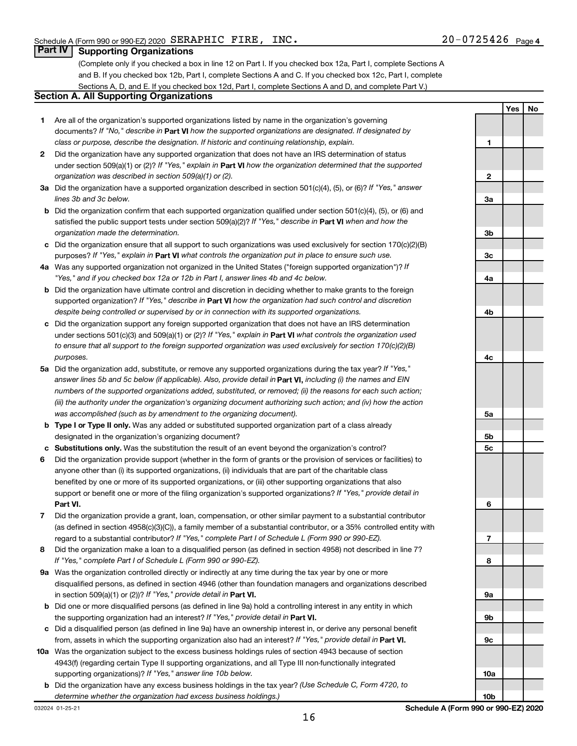Schedule A (Form 990 or 990-EZ) 2020 SERAPHIC FIRE, INC. 20-0725426 Page 4

## Part IV Supporting Organizations

(Complete only if you checked a box in line 12 on Part I. If you checked box 12a, Part I, complete Sections A and B. If you checked box 12b, Part I, complete Sections A and C. If you checked box 12c, Part I, complete Sections A, D, and E. If you checked box 12d, Part I, complete Sections A and D, and complete Part V.)

### Section A. All Supporting Organizations

| | | | Yes | No |
|---|---|---|---|---|
| **1** | Are all of the organization's supported organizations listed by name in the organization's governing documents? *If "No," describe in* **Part VI** *how the supported organizations are designated. If designated by class or purpose, describe the designation. If historic and continuing relationship, explain.* | 1 | | |
| **2** | Did the organization have any supported organization that does not have an IRS determination of status under section 509(a)(1) or (2)? *If "Yes," explain in* **Part VI** *how the organization determined that the supported organization was described in section 509(a)(1) or (2).* | 2 | | |
| **3a** | Did the organization have a supported organization described in section 501(c)(4), (5), or (6)? *If "Yes," answer lines 3b and 3c below.* | 3a | | |
| **b** | Did the organization confirm that each supported organization qualified under section 501(c)(4), (5), or (6) and satisfied the public support tests under section 509(a)(2)? *If "Yes," describe in* **Part VI** *when and how the organization made the determination.* | 3b | | |
| **c** | Did the organization ensure that all support to such organizations was used exclusively for section 170(c)(2)(B) purposes? *If "Yes," explain in* **Part VI** *what controls the organization put in place to ensure such use.* | 3c | | |
| **4a** | Was any supported organization not organized in the United States ("foreign supported organization")? *If "Yes," and if you checked box 12a or 12b in Part I, answer lines 4b and 4c below.* | 4a | | |
| **b** | Did the organization have ultimate control and discretion in deciding whether to make grants to the foreign supported organization? *If "Yes," describe in* **Part VI** *how the organization had such control and discretion despite being controlled or supervised by or in connection with its supported organizations.* | 4b | | |
| **c** | Did the organization support any foreign supported organization that does not have an IRS determination under sections 501(c)(3) and 509(a)(1) or (2)? *If "Yes," explain in* **Part VI** *what controls the organization used to ensure that all support to the foreign supported organization was used exclusively for section 170(c)(2)(B) purposes.* | 4c | | |
| **5a** | Did the organization add, substitute, or remove any supported organizations during the tax year? *If "Yes," answer lines 5b and 5c below (if applicable). Also, provide detail in* **Part VI,** *including (i) the names and EIN numbers of the supported organizations added, substituted, or removed; (ii) the reasons for each such action; (iii) the authority under the organization's organizing document authorizing such action; and (iv) how the action was accomplished (such as by amendment to the organizing document).* | 5a | | |
| **b** | **Type I or Type II only.** Was any added or substituted supported organization part of a class already designated in the organization's organizing document? | 5b | | |
| **c** | **Substitutions only.** Was the substitution the result of an event beyond the organization's control? | 5c | | |
| **6** | Did the organization provide support (whether in the form of grants or the provision of services or facilities) to anyone other than (i) its supported organizations, (ii) individuals that are part of the charitable class benefited by one or more of its supported organizations, or (iii) other supporting organizations that also support or benefit one or more of the filing organization's supported organizations? *If "Yes," provide detail in* **Part VI.** | 6 | | |
| **7** | Did the organization provide a grant, loan, compensation, or other similar payment to a substantial contributor (as defined in section 4958(c)(3)(C)), a family member of a substantial contributor, or a 35% controlled entity with regard to a substantial contributor? *If "Yes," complete Part I of Schedule L (Form 990 or 990-EZ).* | 7 | | |
| **8** | Did the organization make a loan to a disqualified person (as defined in section 4958) not described in line 7? *If "Yes," complete Part I of Schedule L (Form 990 or 990-EZ).* | 8 | | |
| **9a** | Was the organization controlled directly or indirectly at any time during the tax year by one or more disqualified persons, as defined in section 4946 (other than foundation managers and organizations described in section 509(a)(1) or (2))? *If "Yes," provide detail in* **Part VI.** | 9a | | |
| **b** | Did one or more disqualified persons (as defined in line 9a) hold a controlling interest in any entity in which the supporting organization had an interest? *If "Yes," provide detail in* **Part VI.** | 9b | | |
| **c** | Did a disqualified person (as defined in line 9a) have an ownership interest in, or derive any personal benefit from, assets in which the supporting organization also had an interest? *If "Yes," provide detail in* **Part VI.** | 9c | | |
| **10a** | Was the organization subject to the excess business holdings rules of section 4943 because of section 4943(f) (regarding certain Type II supporting organizations, and all Type III non-functionally integrated supporting organizations)? *If "Yes," answer line 10b below.* | 10a | | |
| **b** | Did the organization have any excess business holdings in the tax year? *(Use Schedule C, Form 4720, to determine whether the organization had excess business holdings.)* | 10b | | |

032024 01-25-21 **Schedule A (Form 990 or 990-EZ) 2020**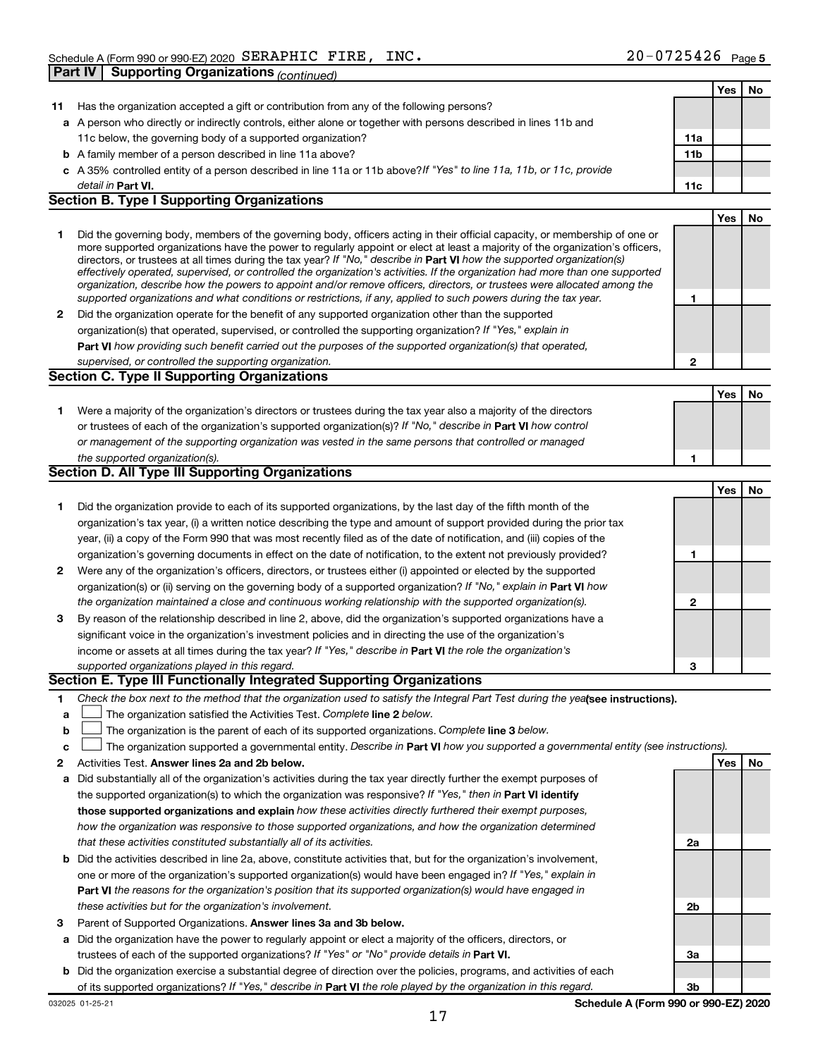Schedule A (Form 990 or 990-EZ) 2020 SERAPHIC FIRE, INC. 20-0725426 Page 5

**Part IV Supporting Organizations** *(continued)*

| | | | Yes | No |
|---|---|---|---|---|
| **11** | Has the organization accepted a gift or contribution from any of the following persons? | | | |
| **a** | A person who directly or indirectly controls, either alone or together with persons described in lines 11b and 11c below, the governing body of a supported organization? | **11a** | | |
| **b** | A family member of a person described in line 11a above? | **11b** | | |
| **c** | A 35% controlled entity of a person described in line 11a or 11b above? *If "Yes" to line 11a, 11b, or 11c, provide detail in* **Part VI.** | **11c** | | |

### Section B. Type I Supporting Organizations

| | | | Yes | No |
|---|---|---|---|---|
| **1** | Did the governing body, members of the governing body, officers acting in their official capacity, or membership of one or more supported organizations have the power to regularly appoint or elect at least a majority of the organization's officers, directors, or trustees at all times during the tax year? *If "No," describe in* **Part VI** *how the supported organization(s) effectively operated, supervised, or controlled the organization's activities. If the organization had more than one supported organization, describe how the powers to appoint and/or remove officers, directors, or trustees were allocated among the supported organizations and what conditions or restrictions, if any, applied to such powers during the tax year.* | **1** | | |
| **2** | Did the organization operate for the benefit of any supported organization other than the supported organization(s) that operated, supervised, or controlled the supporting organization? *If "Yes," explain in* **Part VI** *how providing such benefit carried out the purposes of the supported organization(s) that operated, supervised, or controlled the supporting organization.* | **2** | | |

### Section C. Type II Supporting Organizations

| | | | Yes | No |
|---|---|---|---|---|
| **1** | Were a majority of the organization's directors or trustees during the tax year also a majority of the directors or trustees of each of the organization's supported organization(s)? *If "No," describe in* **Part VI** *how control or management of the supporting organization was vested in the same persons that controlled or managed the supported organization(s).* | **1** | | |

### Section D. All Type III Supporting Organizations

| | | | Yes | No |
|---|---|---|---|---|
| **1** | Did the organization provide to each of its supported organizations, by the last day of the fifth month of the organization's tax year, (i) a written notice describing the type and amount of support provided during the prior tax year, (ii) a copy of the Form 990 that was most recently filed as of the date of notification, and (iii) copies of the organization's governing documents in effect on the date of notification, to the extent not previously provided? | **1** | | |
| **2** | Were any of the organization's officers, directors, or trustees either (i) appointed or elected by the supported organization(s) or (ii) serving on the governing body of a supported organization? *If "No," explain in* **Part VI** *how the organization maintained a close and continuous working relationship with the supported organization(s).* | **2** | | |
| **3** | By reason of the relationship described in line 2, above, did the organization's supported organizations have a significant voice in the organization's investment policies and in directing the use of the organization's income or assets at all times during the tax year? *If "Yes," describe in* **Part VI** *the role the organization's supported organizations played in this regard.* | **3** | | |

### Section E. Type III Functionally Integrated Supporting Organizations

**1** *Check the box next to the method that the organization used to satisfy the Integral Part Test during the year* **(see instructions).**

**a** ☐ The organization satisfied the Activities Test. *Complete* **line 2** *below.*

**b** ☐ The organization is the parent of each of its supported organizations. *Complete* **line 3** *below.*

**c** ☐ The organization supported a governmental entity. *Describe in* **Part VI** *how you supported a governmental entity (see instructions).*

| | | | Yes | No |
|---|---|---|---|---|
| **2** | Activities Test. **Answer lines 2a and 2b below.** | | | |
| **a** | Did substantially all of the organization's activities during the tax year directly further the exempt purposes of the supported organization(s) to which the organization was responsive? *If "Yes," then in* **Part VI identify those supported organizations and explain** *how these activities directly furthered their exempt purposes, how the organization was responsive to those supported organizations, and how the organization determined that these activities constituted substantially all of its activities.* | **2a** | | |
| **b** | Did the activities described in line 2a, above, constitute activities that, but for the organization's involvement, one or more of the organization's supported organization(s) would have been engaged in? *If "Yes," explain in* **Part VI** *the reasons for the organization's position that its supported organization(s) would have engaged in these activities but for the organization's involvement.* | **2b** | | |
| **3** | Parent of Supported Organizations. **Answer lines 3a and 3b below.** | | | |
| **a** | Did the organization have the power to regularly appoint or elect a majority of the officers, directors, or trustees of each of the supported organizations? *If "Yes" or "No" provide details in* **Part VI.** | **3a** | | |
| **b** | Did the organization exercise a substantial degree of direction over the policies, programs, and activities of each of its supported organizations? *If "Yes," describe in* **Part VI** *the role played by the organization in this regard.* | **3b** | | |

032025 01-25-21 **Schedule A (Form 990 or 990-EZ) 2020**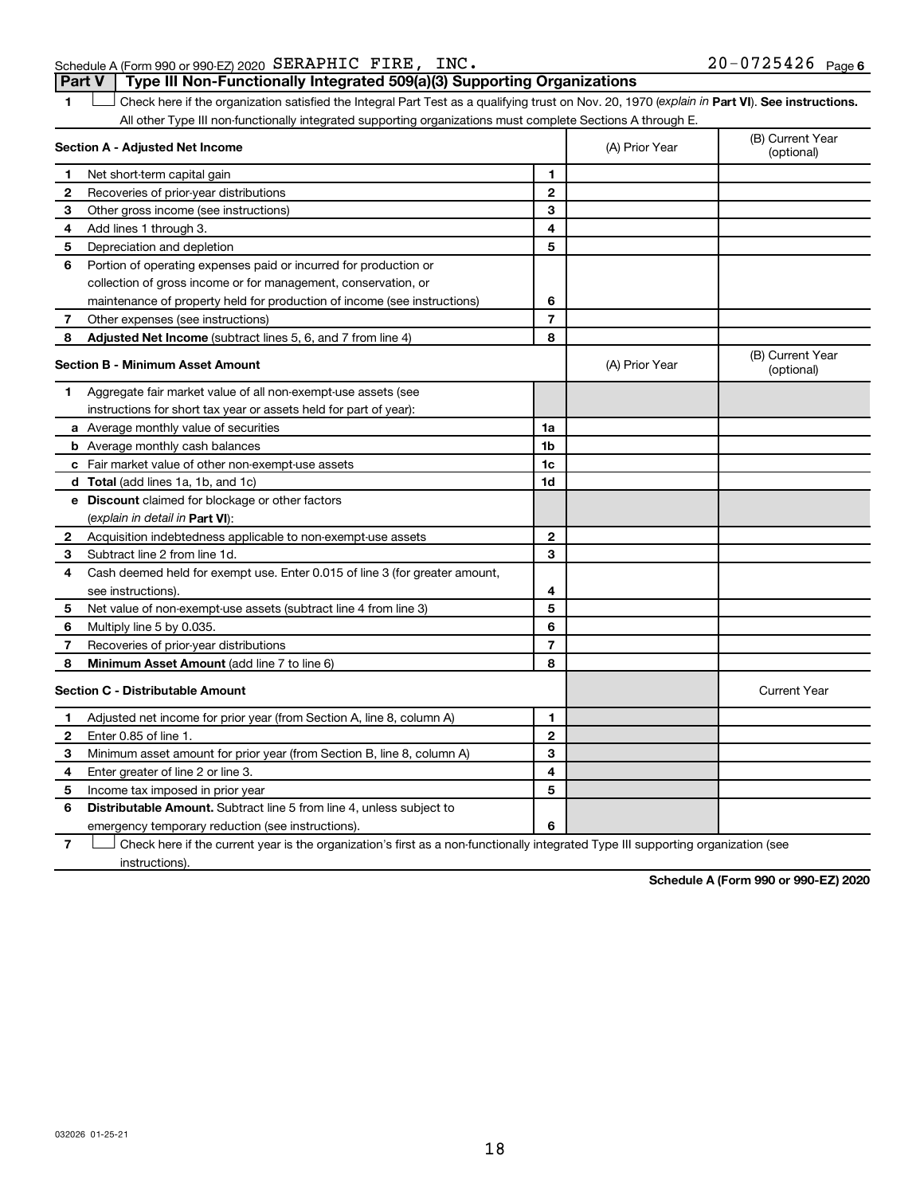Schedule A (Form 990 or 990-EZ) 2020 SERAPHIC FIRE, INC. 20-0725426 Page 6

**Part V | Type III Non-Functionally Integrated 509(a)(3) Supporting Organizations**

1 ☐ Check here if the organization satisfied the Integral Part Test as a qualifying trust on Nov. 20, 1970 (*explain in* **Part VI**). **See instructions.** All other Type III non-functionally integrated supporting organizations must complete Sections A through E.

| **Section A - Adjusted Net Income** | | (A) Prior Year | (B) Current Year (optional) |
|---|---|---|---|
| **1** Net short-term capital gain | 1 | | |
| **2** Recoveries of prior-year distributions | 2 | | |
| **3** Other gross income (see instructions) | 3 | | |
| **4** Add lines 1 through 3. | 4 | | |
| **5** Depreciation and depletion | 5 | | |
| **6** Portion of operating expenses paid or incurred for production or collection of gross income or for management, conservation, or maintenance of property held for production of income (see instructions) | 6 | | |
| **7** Other expenses (see instructions) | 7 | | |
| **8** **Adjusted Net Income** (subtract lines 5, 6, and 7 from line 4) | 8 | | |

| **Section B - Minimum Asset Amount** | | (A) Prior Year | (B) Current Year (optional) |
|---|---|---|---|
| **1** Aggregate fair market value of all non-exempt-use assets (see instructions for short tax year or assets held for part of year): | | | |
| **a** Average monthly value of securities | 1a | | |
| **b** Average monthly cash balances | 1b | | |
| **c** Fair market value of other non-exempt-use assets | 1c | | |
| **d** **Total** (add lines 1a, 1b, and 1c) | 1d | | |
| **e** **Discount** claimed for blockage or other factors (*explain in detail in* **Part VI**): | | | |
| **2** Acquisition indebtedness applicable to non-exempt-use assets | 2 | | |
| **3** Subtract line 2 from line 1d. | 3 | | |
| **4** Cash deemed held for exempt use. Enter 0.015 of line 3 (for greater amount, see instructions). | 4 | | |
| **5** Net value of non-exempt-use assets (subtract line 4 from line 3) | 5 | | |
| **6** Multiply line 5 by 0.035. | 6 | | |
| **7** Recoveries of prior-year distributions | 7 | | |
| **8** **Minimum Asset Amount** (add line 7 to line 6) | 8 | | |

| **Section C - Distributable Amount** | | | Current Year |
|---|---|---|---|
| **1** Adjusted net income for prior year (from Section A, line 8, column A) | 1 | | |
| **2** Enter 0.85 of line 1. | 2 | | |
| **3** Minimum asset amount for prior year (from Section B, line 8, column A) | 3 | | |
| **4** Enter greater of line 2 or line 3. | 4 | | |
| **5** Income tax imposed in prior year | 5 | | |
| **6** **Distributable Amount.** Subtract line 5 from line 4, unless subject to emergency temporary reduction (see instructions). | 6 | | |

7 ☐ Check here if the current year is the organization's first as a non-functionally integrated Type III supporting organization (see instructions).

**Schedule A (Form 990 or 990-EZ) 2020**

032026 01-25-21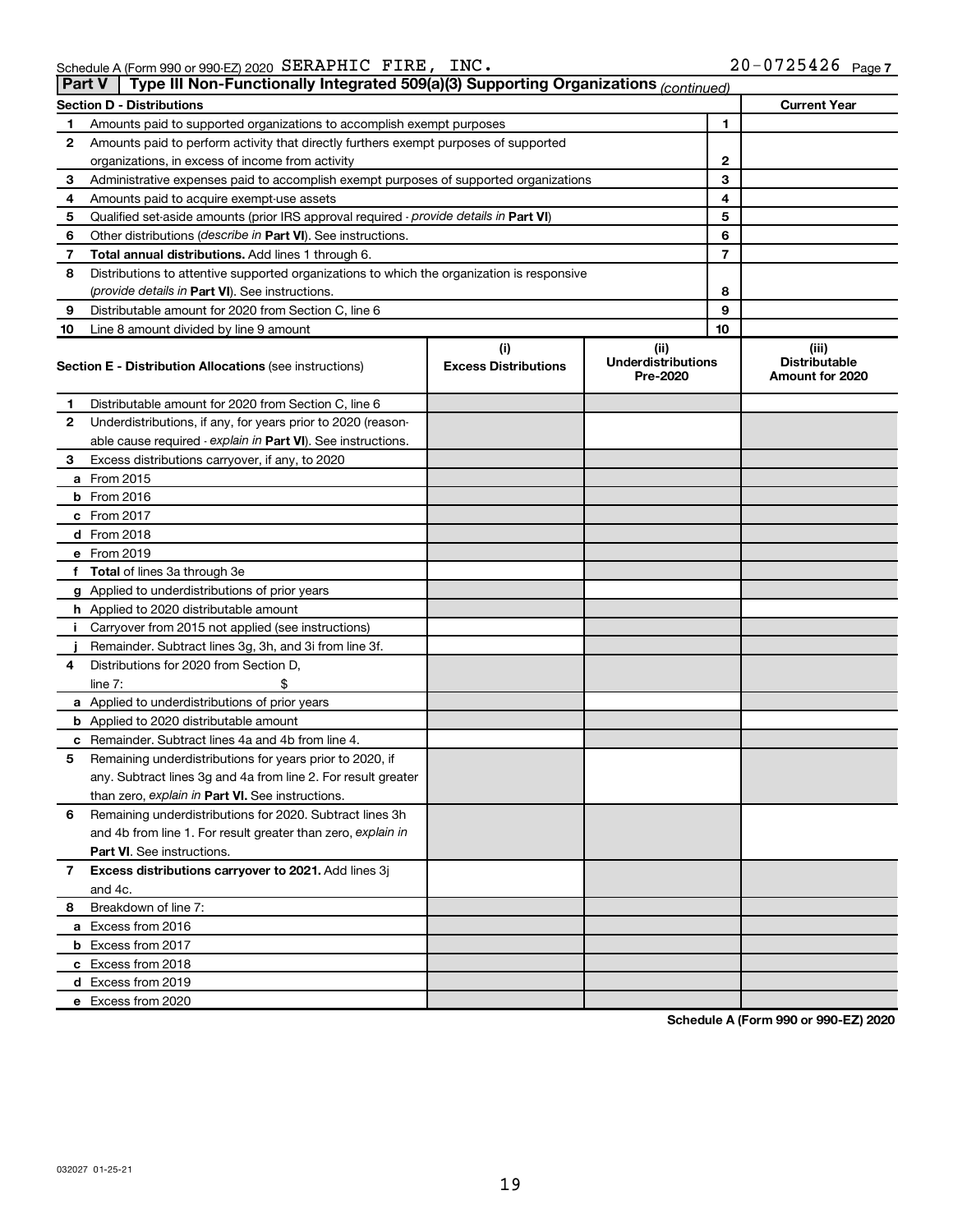Schedule A (Form 990 or 990-EZ) 2020 SERAPHIC FIRE, INC. 20-0725426 Page 7

## Part V  Type III Non-Functionally Integrated 509(a)(3) Supporting Organizations *(continued)*

| Section D - Distributions | | Current Year |
|---|---|---|
| **1** Amounts paid to supported organizations to accomplish exempt purposes | 1 | |
| **2** Amounts paid to perform activity that directly furthers exempt purposes of supported organizations, in excess of income from activity | 2 | |
| **3** Administrative expenses paid to accomplish exempt purposes of supported organizations | 3 | |
| **4** Amounts paid to acquire exempt-use assets | 4 | |
| **5** Qualified set-aside amounts (prior IRS approval required - *provide details in* **Part VI**) | 5 | |
| **6** Other distributions (*describe in* **Part VI**). See instructions. | 6 | |
| **7** **Total annual distributions.** Add lines 1 through 6. | 7 | |
| **8** Distributions to attentive supported organizations to which the organization is responsive (*provide details in* **Part VI**). See instructions. | 8 | |
| **9** Distributable amount for 2020 from Section C, line 6 | 9 | |
| **10** Line 8 amount divided by line 9 amount | 10 | |

| **Section E - Distribution Allocations** (see instructions) | (i) Excess Distributions | (ii) Underdistributions Pre-2020 | (iii) Distributable Amount for 2020 |
|---|---|---|---|
| **1** Distributable amount for 2020 from Section C, line 6 | | | |
| **2** Underdistributions, if any, for years prior to 2020 (reasonable cause required - *explain in* **Part VI**). See instructions. | | | |
| **3** Excess distributions carryover, if any, to 2020 | | | |
| **a** From 2015 | | | |
| **b** From 2016 | | | |
| **c** From 2017 | | | |
| **d** From 2018 | | | |
| **e** From 2019 | | | |
| **f** **Total** of lines 3a through 3e | | | |
| **g** Applied to underdistributions of prior years | | | |
| **h** Applied to 2020 distributable amount | | | |
| **i** Carryover from 2015 not applied (see instructions) | | | |
| **j** Remainder. Subtract lines 3g, 3h, and 3i from line 3f. | | | |
| **4** Distributions for 2020 from Section D, line 7: $ | | | |
| **a** Applied to underdistributions of prior years | | | |
| **b** Applied to 2020 distributable amount | | | |
| **c** Remainder. Subtract lines 4a and 4b from line 4. | | | |
| **5** Remaining underdistributions for years prior to 2020, if any. Subtract lines 3g and 4a from line 2. For result greater than zero, *explain in* **Part VI.** See instructions. | | | |
| **6** Remaining underdistributions for 2020. Subtract lines 3h and 4b from line 1. For result greater than zero, *explain in* **Part VI**. See instructions. | | | |
| **7** **Excess distributions carryover to 2021.** Add lines 3j and 4c. | | | |
| **8** Breakdown of line 7: | | | |
| **a** Excess from 2016 | | | |
| **b** Excess from 2017 | | | |
| **c** Excess from 2018 | | | |
| **d** Excess from 2019 | | | |
| **e** Excess from 2020 | | | |

**Schedule A (Form 990 or 990-EZ) 2020**

032027 01-25-21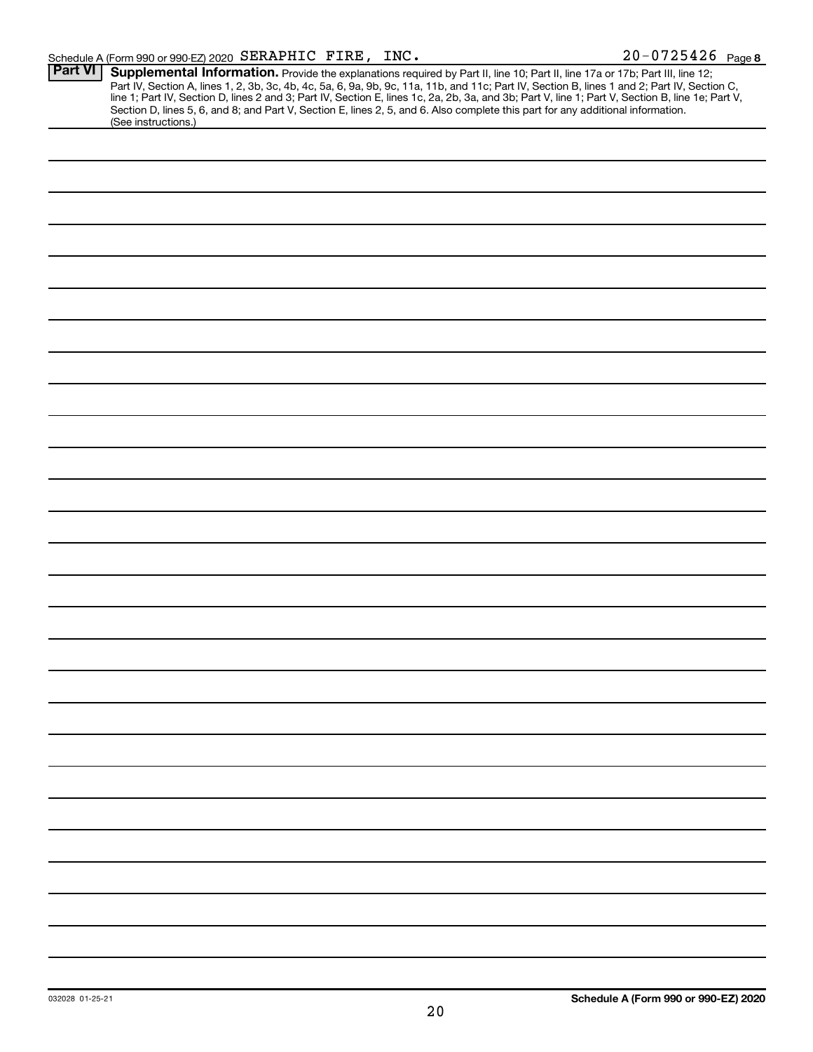Schedule A (Form 990 or 990-EZ) 2020 SERAPHIC FIRE, INC. 20-0725426 Page 8

**Part VI** **Supplemental Information.** Provide the explanations required by Part II, line 10; Part II, line 17a or 17b; Part III, line 12; Part IV, Section A, lines 1, 2, 3b, 3c, 4b, 4c, 5a, 6, 9a, 9b, 9c, 11a, 11b, and 11c; Part IV, Section B, lines 1 and 2; Part IV, Section C, line 1; Part IV, Section D, lines 2 and 3; Part IV, Section E, lines 1c, 2a, 2b, 3a, and 3b; Part V, line 1; Part V, Section B, line 1e; Part V, Section D, lines 5, 6, and 8; and Part V, Section E, lines 2, 5, and 6. Also complete this part for any additional information. (See instructions.)

032028 01-25-21 **Schedule A (Form 990 or 990-EZ) 2020**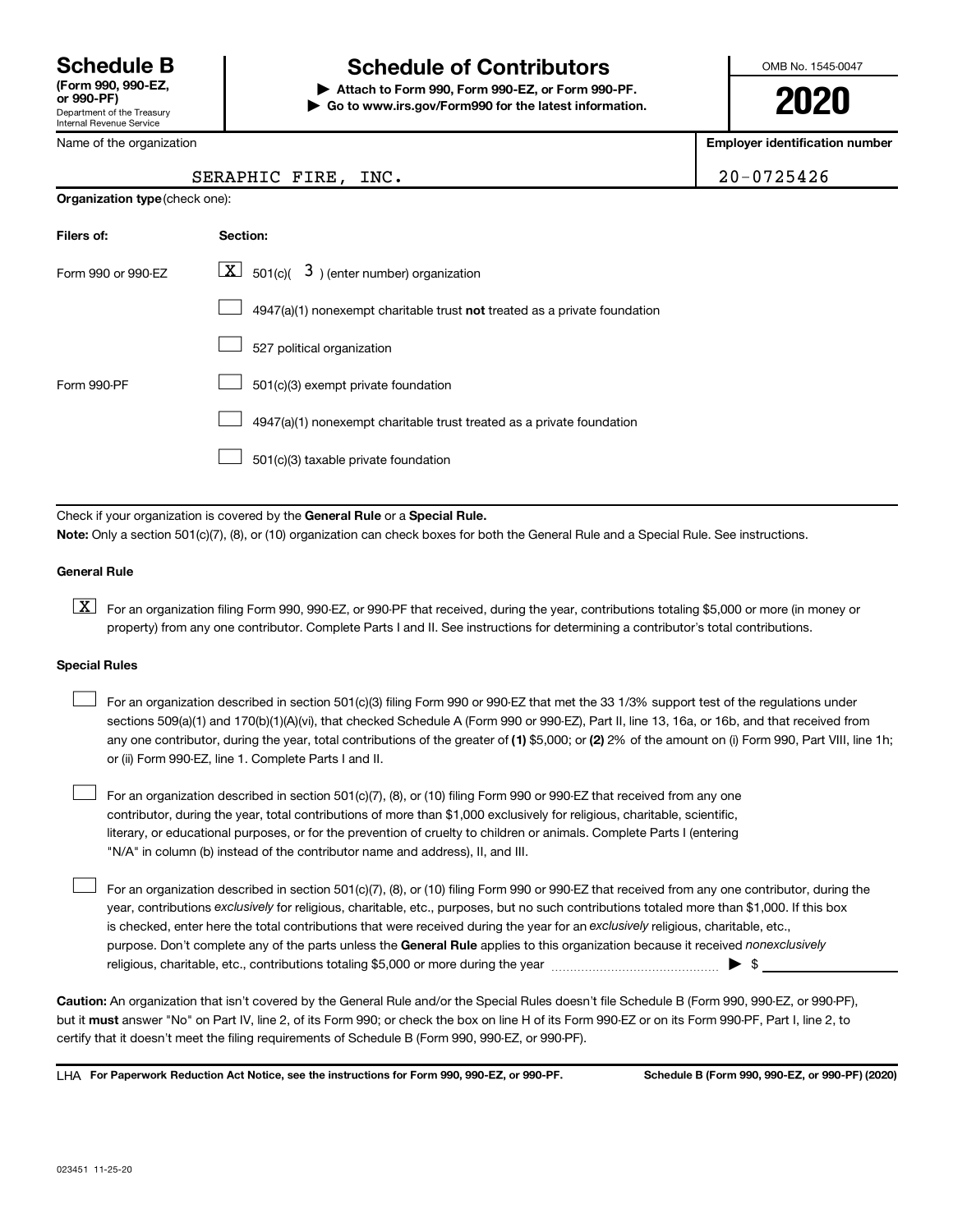**Schedule B** (Form 990, 990-EZ, or 990-PF)
Department of the Treasury
Internal Revenue Service

# Schedule of Contributors

▶ Attach to Form 990, Form 990-EZ, or Form 990-PF.
▶ Go to www.irs.gov/Form990 for the latest information.

OMB No. 1545-0047

**2020**

| Name of the organization | Employer identification number |
| --- | --- |
| SERAPHIC FIRE, INC. | 20-0725426 |

**Organization type** (check one):

| Filers of: | Section: |
| --- | --- |
| Form 990 or 990-EZ | [X] 501(c)( 3 ) (enter number) organization |
| | [ ] 4947(a)(1) nonexempt charitable trust **not** treated as a private foundation |
| | [ ] 527 political organization |
| Form 990-PF | [ ] 501(c)(3) exempt private foundation |
| | [ ] 4947(a)(1) nonexempt charitable trust treated as a private foundation |
| | [ ] 501(c)(3) taxable private foundation |

Check if your organization is covered by the **General Rule** or a **Special Rule.**

**Note:** Only a section 501(c)(7), (8), or (10) organization can check boxes for both the General Rule and a Special Rule. See instructions.

**General Rule**

[X] For an organization filing Form 990, 990-EZ, or 990-PF that received, during the year, contributions totaling $5,000 or more (in money or property) from any one contributor. Complete Parts I and II. See instructions for determining a contributor's total contributions.

**Special Rules**

[ ] For an organization described in section 501(c)(3) filing Form 990 or 990-EZ that met the 33 1/3% support test of the regulations under sections 509(a)(1) and 170(b)(1)(A)(vi), that checked Schedule A (Form 990 or 990-EZ), Part II, line 13, 16a, or 16b, and that received from any one contributor, during the year, total contributions of the greater of **(1)** $5,000; or **(2)** 2% of the amount on (i) Form 990, Part VIII, line 1h; or (ii) Form 990-EZ, line 1. Complete Parts I and II.

[ ] For an organization described in section 501(c)(7), (8), or (10) filing Form 990 or 990-EZ that received from any one contributor, during the year, total contributions of more than $1,000 exclusively for religious, charitable, scientific, literary, or educational purposes, or for the prevention of cruelty to children or animals. Complete Parts I (entering "N/A" in column (b) instead of the contributor name and address), II, and III.

[ ] For an organization described in section 501(c)(7), (8), or (10) filing Form 990 or 990-EZ that received from any one contributor, during the year, contributions *exclusively* for religious, charitable, etc., purposes, but no such contributions totaled more than $1,000. If this box is checked, enter here the total contributions that were received during the year for an *exclusively* religious, charitable, etc., purpose. Don't complete any of the parts unless the **General Rule** applies to this organization because it received *nonexclusively* religious, charitable, etc., contributions totaling $5,000 or more during the year ▶ $

**Caution:** An organization that isn't covered by the General Rule and/or the Special Rules doesn't file Schedule B (Form 990, 990-EZ, or 990-PF), but it **must** answer "No" on Part IV, line 2, of its Form 990; or check the box on line H of its Form 990-EZ or on its Form 990-PF, Part I, line 2, to certify that it doesn't meet the filing requirements of Schedule B (Form 990, 990-EZ, or 990-PF).

LHA **For Paperwork Reduction Act Notice, see the instructions for Form 990, 990-EZ, or 990-PF.** **Schedule B (Form 990, 990-EZ, or 990-PF) (2020)**

023451 11-25-20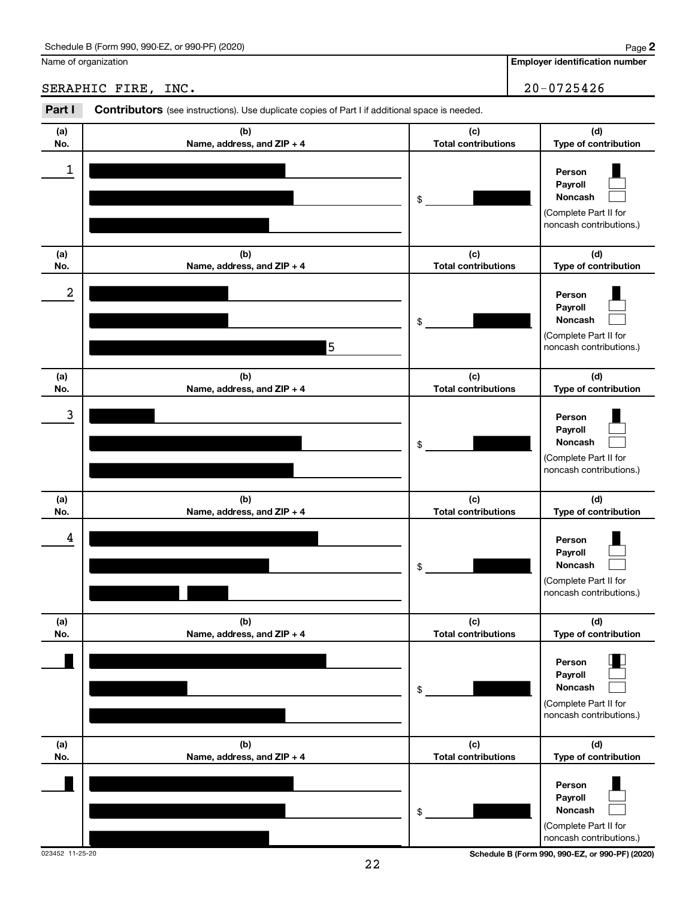Schedule B (Form 990, 990-EZ, or 990-PF) (2020)

Name of organization: SERAPHIC FIRE, INC.

Employer identification number: 20-0725426

**Part I** **Contributors** (see instructions). Use duplicate copies of Part I if additional space is needed.

| (a) No. | (b) Name, address, and ZIP + 4 | (c) Total contributions | (d) Type of contribution |
|---|---|---|---|
| 1 | | $ | Person ☒ Payroll ☐ Noncash ☐ (Complete Part II for noncash contributions.) |
| 2 | 5 | $ | Person ☒ Payroll ☐ Noncash ☐ (Complete Part II for noncash contributions.) |
| 3 | | $ | Person ☒ Payroll ☐ Noncash ☐ (Complete Part II for noncash contributions.) |
| 4 | | $ | Person ☒ Payroll ☐ Noncash ☐ (Complete Part II for noncash contributions.) |
| | | $ | Person ☒ Payroll ☐ Noncash ☐ (Complete Part II for noncash contributions.) |
| | | $ | Person ☒ Payroll ☐ Noncash ☐ (Complete Part II for noncash contributions.) |

023452 11-25-20

Schedule B (Form 990, 990-EZ, or 990-PF) (2020)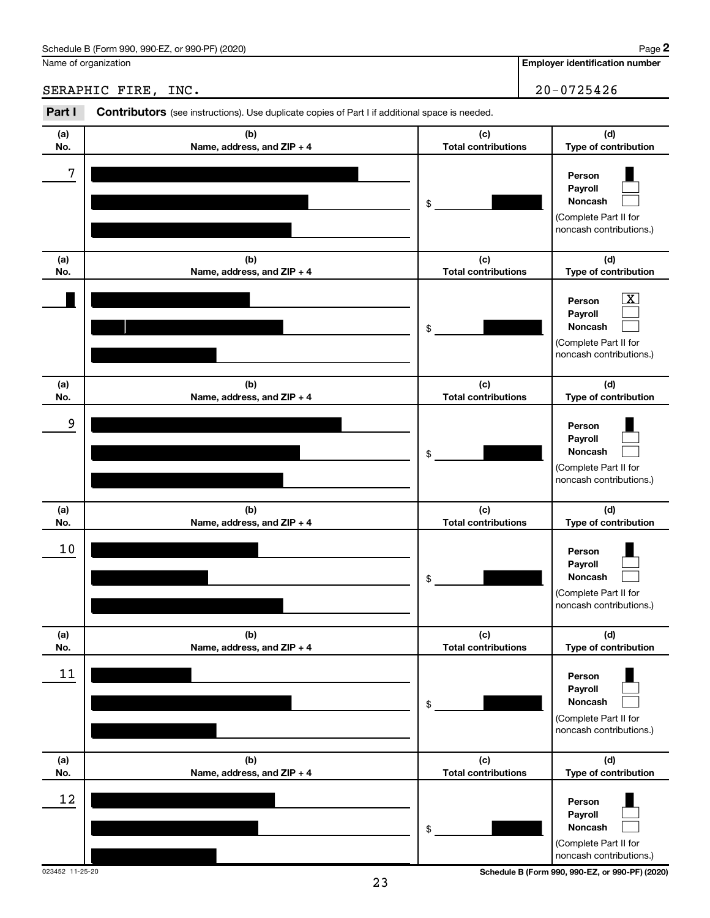Schedule B (Form 990, 990-EZ, or 990-PF) (2020)

Name of organization: SERAPHIC FIRE, INC.

Employer identification number: 20-0725426

## Part I Contributors (see instructions). Use duplicate copies of Part I if additional space is needed.

| (a) No. | (b) Name, address, and ZIP + 4 | (c) Total contributions | (d) Type of contribution |
|---|---|---|---|
| 7 | | $ | Person ☐ Payroll ☐ Noncash ☐ (Complete Part II for noncash contributions.) |
| | | $ | Person [X] Payroll ☐ Noncash ☐ (Complete Part II for noncash contributions.) |
| 9 | | $ | Person ☐ Payroll ☐ Noncash ☐ (Complete Part II for noncash contributions.) |
| 10 | | $ | Person ☐ Payroll ☐ Noncash ☐ (Complete Part II for noncash contributions.) |
| 11 | | $ | Person ☐ Payroll ☐ Noncash ☐ (Complete Part II for noncash contributions.) |
| 12 | | $ | Person ☐ Payroll ☐ Noncash ☐ (Complete Part II for noncash contributions.) |

023452 11-25-20

Schedule B (Form 990, 990-EZ, or 990-PF) (2020)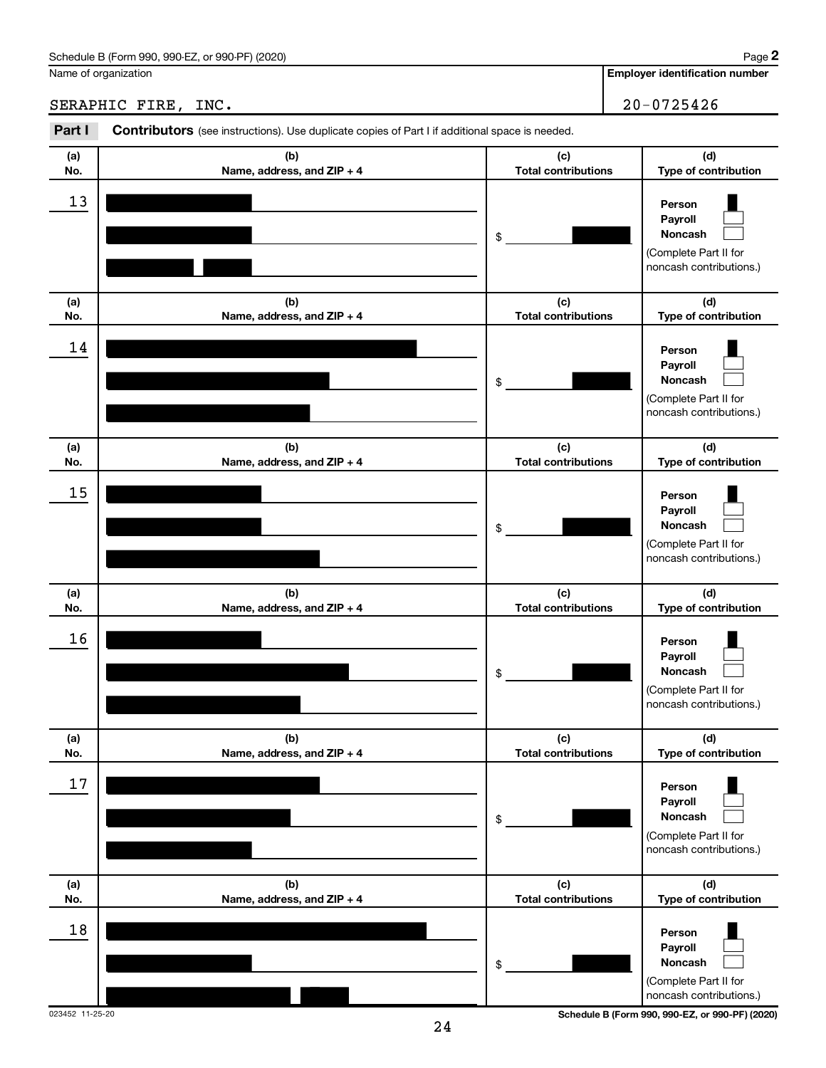Schedule B (Form 990, 990-EZ, or 990-PF) (2020)

Name of organization: SERAPHIC FIRE, INC.

Employer identification number: 20-0725426

**Part I** **Contributors** (see instructions). Use duplicate copies of Part I if additional space is needed.

| (a) No. | (b) Name, address, and ZIP + 4 | (c) Total contributions | (d) Type of contribution |
|---|---|---|---|
| 13 | [redacted] | $ [redacted] | Person ☒ Payroll ☐ Noncash ☐ (Complete Part II for noncash contributions.) |
| 14 | [redacted] | $ [redacted] | Person ☒ Payroll ☐ Noncash ☐ (Complete Part II for noncash contributions.) |
| 15 | [redacted] | $ [redacted] | Person ☒ Payroll ☐ Noncash ☐ (Complete Part II for noncash contributions.) |
| 16 | [redacted] | $ [redacted] | Person ☒ Payroll ☐ Noncash ☐ (Complete Part II for noncash contributions.) |
| 17 | [redacted] | $ [redacted] | Person ☒ Payroll ☐ Noncash ☐ (Complete Part II for noncash contributions.) |
| 18 | [redacted] | $ [redacted] | Person ☒ Payroll ☐ Noncash ☐ (Complete Part II for noncash contributions.) |

023452 11-25-20

Schedule B (Form 990, 990-EZ, or 990-PF) (2020)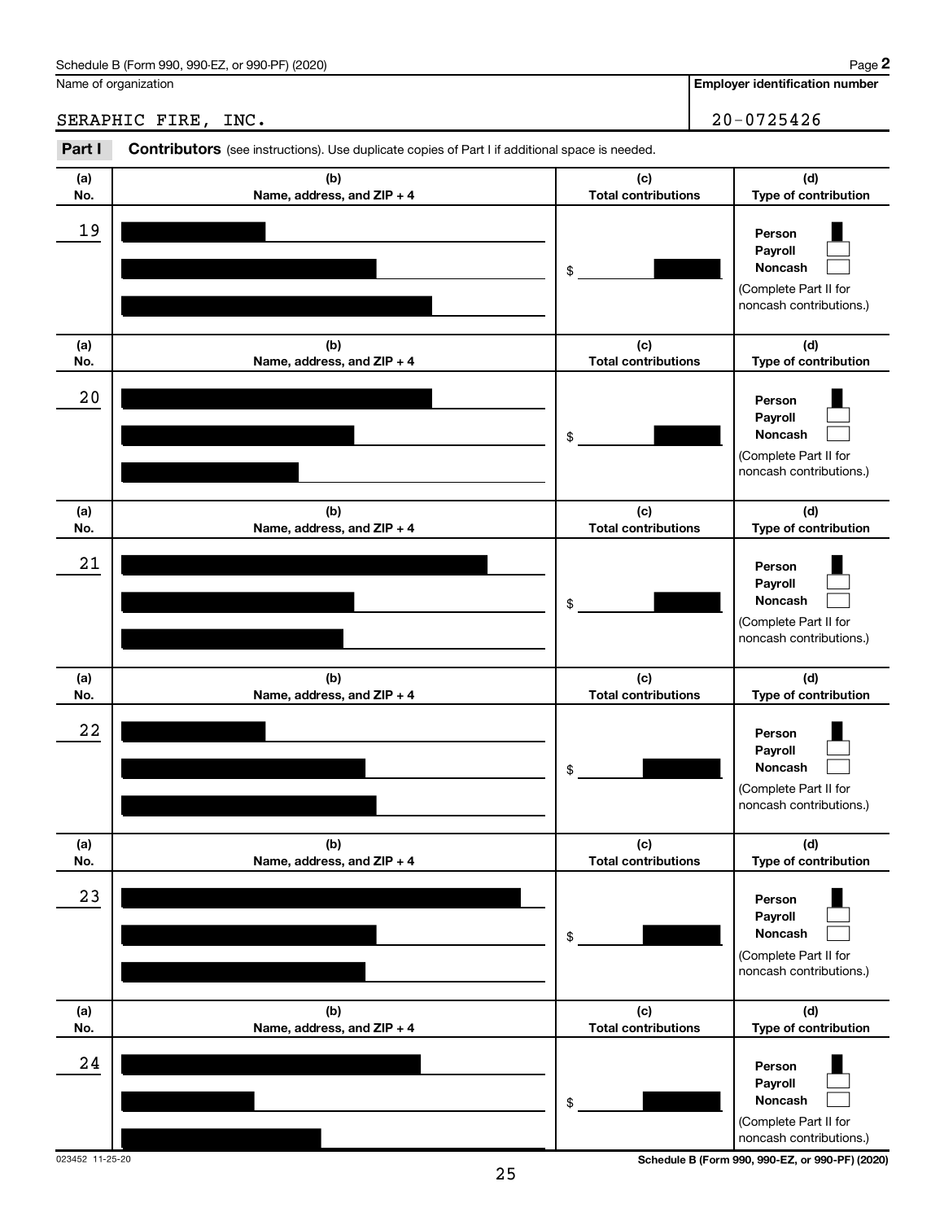Schedule B (Form 990, 990-EZ, or 990-PF) (2020)

Name of organization: SERAPHIC FIRE, INC.

Employer identification number: 20-0725426

**Part I** **Contributors** (see instructions). Use duplicate copies of Part I if additional space is needed.

| (a) No. | (b) Name, address, and ZIP + 4 | (c) Total contributions | (d) Type of contribution |
|---|---|---|---|
| 19 | [REDACTED] | $ [REDACTED] | Person ■ Payroll ☐ Noncash ☐ (Complete Part II for noncash contributions.) |
| 20 | [REDACTED] | $ [REDACTED] | Person ■ Payroll ☐ Noncash ☐ (Complete Part II for noncash contributions.) |
| 21 | [REDACTED] | $ [REDACTED] | Person ■ Payroll ☐ Noncash ☐ (Complete Part II for noncash contributions.) |
| 22 | [REDACTED] | $ [REDACTED] | Person ■ Payroll ☐ Noncash ☐ (Complete Part II for noncash contributions.) |
| 23 | [REDACTED] | $ [REDACTED] | Person ■ Payroll ☐ Noncash ☐ (Complete Part II for noncash contributions.) |
| 24 | [REDACTED] | $ [REDACTED] | Person ■ Payroll ☐ Noncash ☐ (Complete Part II for noncash contributions.) |

023452 11-25-20

Schedule B (Form 990, 990-EZ, or 990-PF) (2020)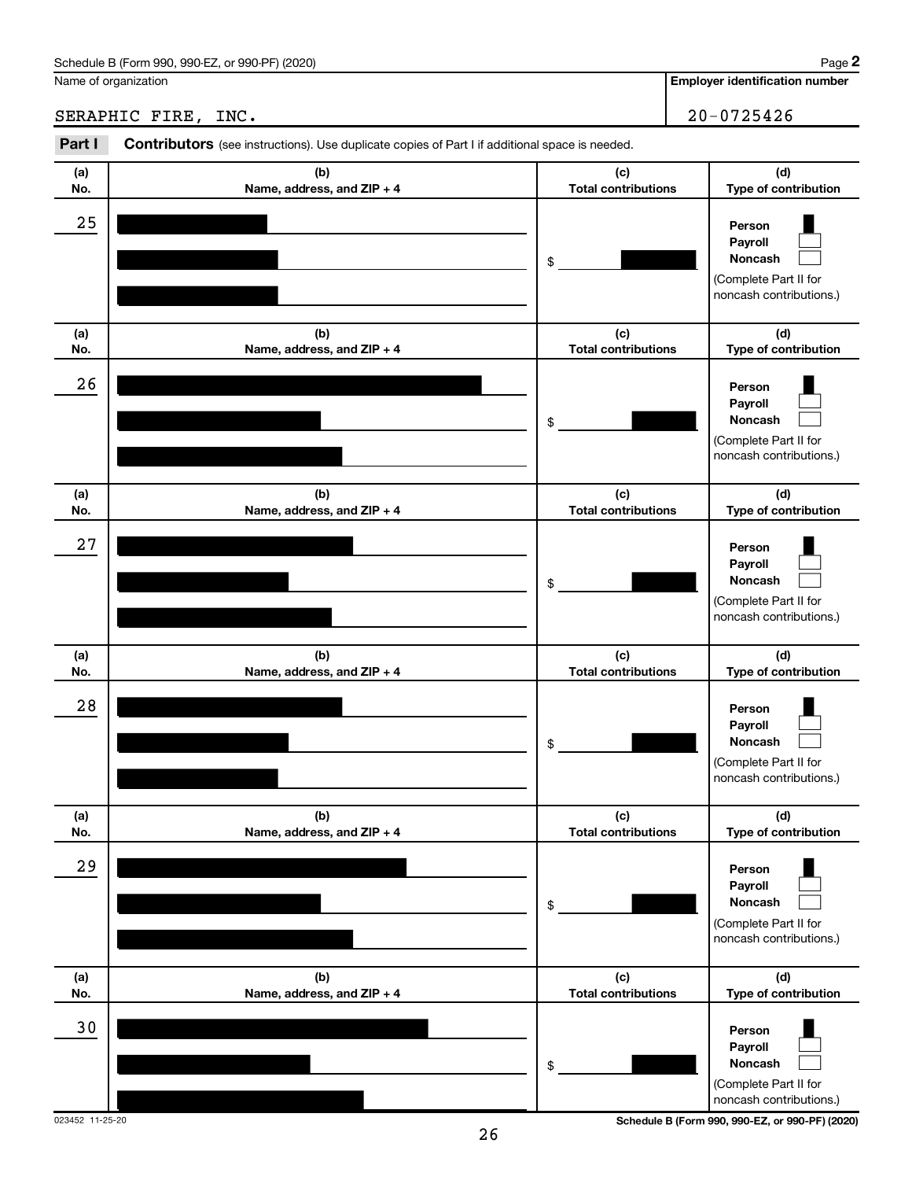Schedule B (Form 990, 990-EZ, or 990-PF) (2020)

Name of organization: SERAPHIC FIRE, INC.

Employer identification number: 20-0725426

**Part I** **Contributors** (see instructions). Use duplicate copies of Part I if additional space is needed.

| (a) No. | (b) Name, address, and ZIP + 4 | (c) Total contributions | (d) Type of contribution |
|---|---|---|---|
| 25 | [REDACTED] | $ [REDACTED] | Person ☒ Payroll ☐ Noncash ☐ (Complete Part II for noncash contributions.) |
| 26 | [REDACTED] | $ [REDACTED] | Person ☒ Payroll ☐ Noncash ☐ (Complete Part II for noncash contributions.) |
| 27 | [REDACTED] | $ [REDACTED] | Person ☒ Payroll ☐ Noncash ☐ (Complete Part II for noncash contributions.) |
| 28 | [REDACTED] | $ [REDACTED] | Person ☒ Payroll ☐ Noncash ☐ (Complete Part II for noncash contributions.) |
| 29 | [REDACTED] | $ [REDACTED] | Person ☒ Payroll ☐ Noncash ☐ (Complete Part II for noncash contributions.) |
| 30 | [REDACTED] | $ [REDACTED] | Person ☒ Payroll ☐ Noncash ☐ (Complete Part II for noncash contributions.) |

023452 11-25-20

Schedule B (Form 990, 990-EZ, or 990-PF) (2020)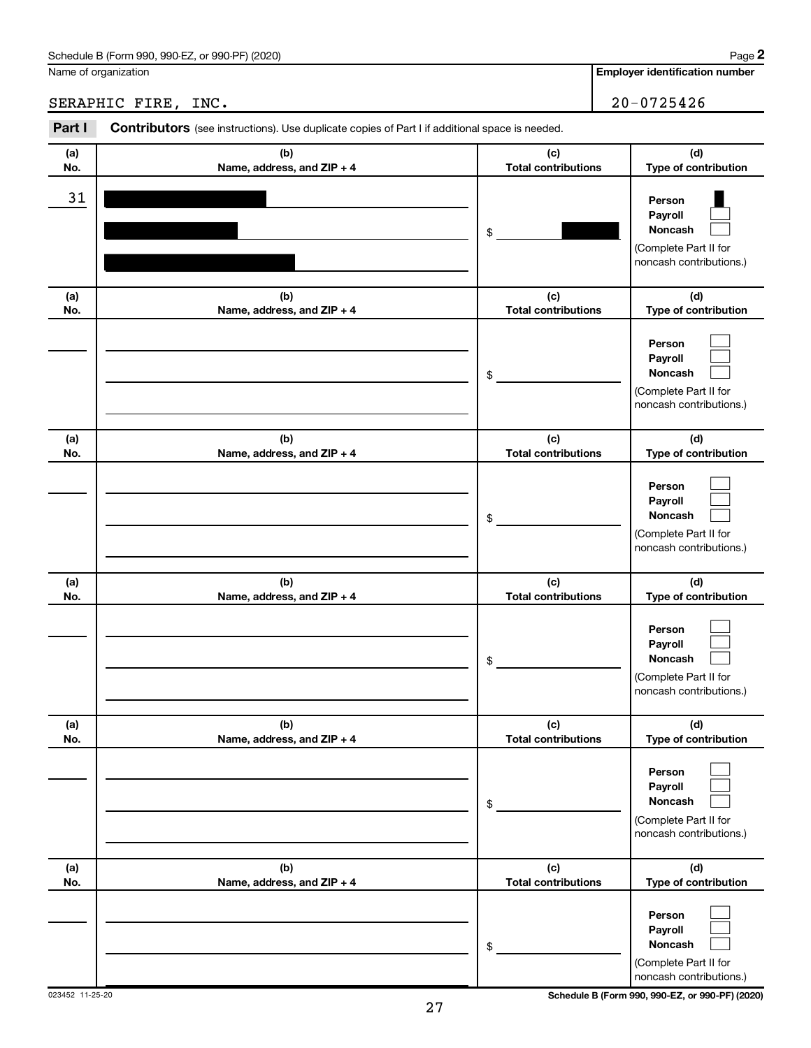Schedule B (Form 990, 990-EZ, or 990-PF) (2020) Page **2**

Name of organization: SERAPHIC FIRE, INC.

**Employer identification number:** 20-0725426

**Part I** **Contributors** (see instructions). Use duplicate copies of Part I if additional space is needed.

| (a) No. | (b) Name, address, and ZIP + 4 | (c) Total contributions | (d) Type of contribution |
|---|---|---|---|
| 31 | [REDACTED] [REDACTED] [REDACTED] | $ [REDACTED] | Person ☒ Payroll ☐ Noncash ☐ (Complete Part II for noncash contributions.) |
| | | $ | Person ☐ Payroll ☐ Noncash ☐ (Complete Part II for noncash contributions.) |
| | | $ | Person ☐ Payroll ☐ Noncash ☐ (Complete Part II for noncash contributions.) |
| | | $ | Person ☐ Payroll ☐ Noncash ☐ (Complete Part II for noncash contributions.) |
| | | $ | Person ☐ Payroll ☐ Noncash ☐ (Complete Part II for noncash contributions.) |
| | | $ | Person ☐ Payroll ☐ Noncash ☐ (Complete Part II for noncash contributions.) |

023452 11-25-20

Schedule B (Form 990, 990-EZ, or 990-PF) (2020)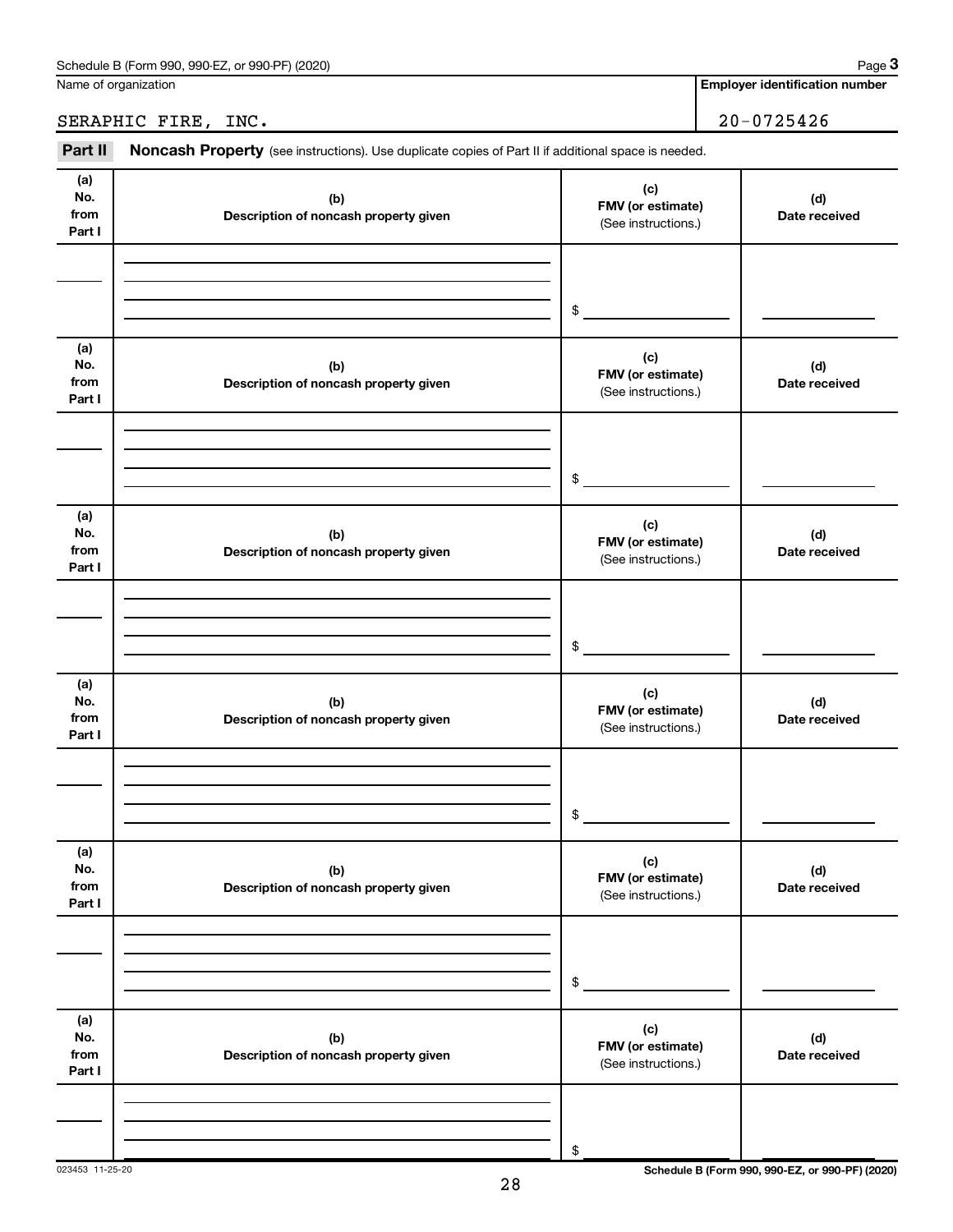Schedule B (Form 990, 990-EZ, or 990-PF) (2020) Page **3**

Name of organization: SERAPHIC FIRE, INC.

**Employer identification number**: 20-0725426

**Part II** **Noncash Property** (see instructions). Use duplicate copies of Part II if additional space is needed.

| (a) No. from Part I | (b) Description of noncash property given | (c) FMV (or estimate) (See instructions.) | (d) Date received |
|---|---|---|---|
| | | $ | |

| (a) No. from Part I | (b) Description of noncash property given | (c) FMV (or estimate) (See instructions.) | (d) Date received |
|---|---|---|---|
| | | $ | |

| (a) No. from Part I | (b) Description of noncash property given | (c) FMV (or estimate) (See instructions.) | (d) Date received |
|---|---|---|---|
| | | $ | |

| (a) No. from Part I | (b) Description of noncash property given | (c) FMV (or estimate) (See instructions.) | (d) Date received |
|---|---|---|---|
| | | $ | |

| (a) No. from Part I | (b) Description of noncash property given | (c) FMV (or estimate) (See instructions.) | (d) Date received |
|---|---|---|---|
| | | $ | |

| (a) No. from Part I | (b) Description of noncash property given | (c) FMV (or estimate) (See instructions.) | (d) Date received |
|---|---|---|---|
| | | $ | |

023453 11-25-20

**Schedule B (Form 990, 990-EZ, or 990-PF) (2020)**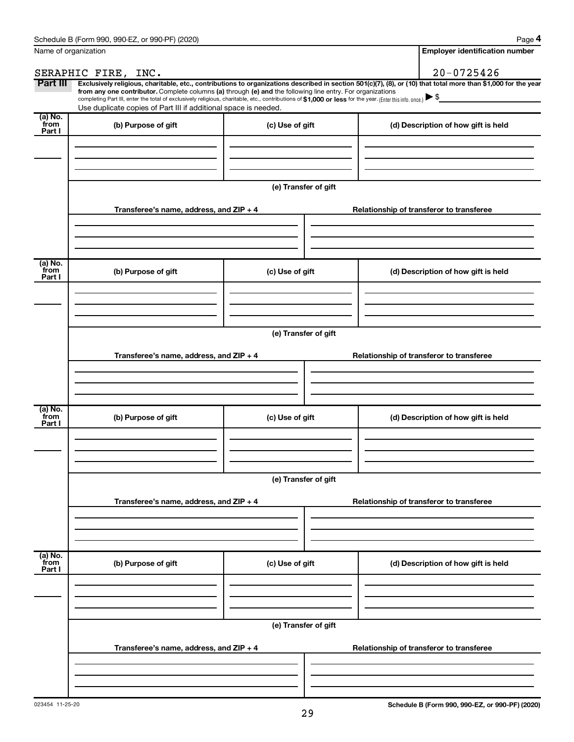Schedule B (Form 990, 990-EZ, or 990-PF) (2020) Page **4**

Name of organization: SERAPHIC FIRE, INC.

**Employer identification number**: 20-0725426

**Part III** **Exclusively religious, charitable, etc., contributions to organizations described in section 501(c)(7), (8), or (10) that total more than $1,000 for the year from any one contributor.** Complete columns **(a)** through **(e) and** the following line entry. For organizations completing Part III, enter the total of exclusively religious, charitable, etc., contributions of **$1,000 or less** for the year. (Enter this info. once.) ▶ $

Use duplicate copies of Part III if additional space is needed.

| (a) No. from Part I | (b) Purpose of gift | (c) Use of gift | (d) Description of how gift is held |
|---|---|---|---|
| | | | |

**(e) Transfer of gift**

| Transferee's name, address, and ZIP + 4 | Relationship of transferor to transferee |
|---|---|
| | |

| (a) No. from Part I | (b) Purpose of gift | (c) Use of gift | (d) Description of how gift is held |
|---|---|---|---|
| | | | |

**(e) Transfer of gift**

| Transferee's name, address, and ZIP + 4 | Relationship of transferor to transferee |
|---|---|
| | |

| (a) No. from Part I | (b) Purpose of gift | (c) Use of gift | (d) Description of how gift is held |
|---|---|---|---|
| | | | |

**(e) Transfer of gift**

| Transferee's name, address, and ZIP + 4 | Relationship of transferor to transferee |
|---|---|
| | |

| (a) No. from Part I | (b) Purpose of gift | (c) Use of gift | (d) Description of how gift is held |
|---|---|---|---|
| | | | |

**(e) Transfer of gift**

| Transferee's name, address, and ZIP + 4 | Relationship of transferor to transferee |
|---|---|
| | |

023454 11-25-20

**Schedule B (Form 990, 990-EZ, or 990-PF) (2020)**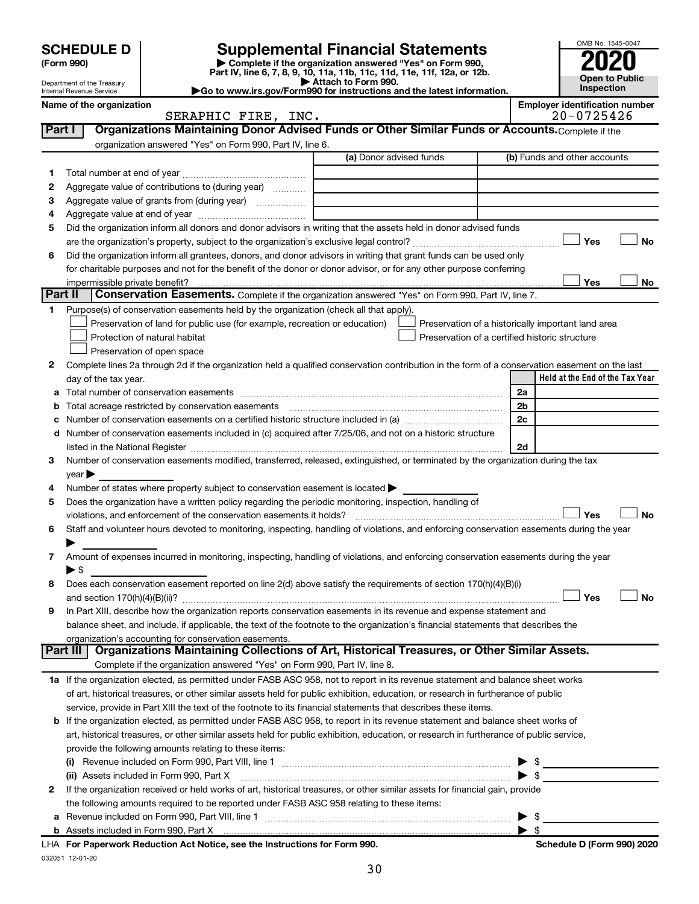**SCHEDULE D (Form 990)**

Department of the Treasury
Internal Revenue Service

# Supplemental Financial Statements

▶ Complete if the organization answered "Yes" on Form 990, Part IV, line 6, 7, 8, 9, 10, 11a, 11b, 11c, 11d, 11e, 11f, 12a, or 12b.
▶ Attach to Form 990.
▶Go to www.irs.gov/Form990 for instructions and the latest information.

OMB No. 1545-0047
**2020**
**Open to Public Inspection**

**Name of the organization**
SERAPHIC FIRE, INC.

**Employer identification number**
20-0725426

## Part I — Organizations Maintaining Donor Advised Funds or Other Similar Funds or Accounts.

Complete if the organization answered "Yes" on Form 990, Part IV, line 6.

| | | (a) Donor advised funds | (b) Funds and other accounts |
|---|---|---|---|
| 1 | Total number at end of year | | |
| 2 | Aggregate value of contributions to (during year) | | |
| 3 | Aggregate value of grants from (during year) | | |
| 4 | Aggregate value at end of year | | |

5 Did the organization inform all donors and donor advisors in writing that the assets held in donor advised funds are the organization's property, subject to the organization's exclusive legal control? ☐ Yes ☐ No

6 Did the organization inform all grantees, donors, and donor advisors in writing that grant funds can be used only for charitable purposes and not for the benefit of the donor or donor advisor, or for any other purpose conferring impermissible private benefit? ☐ Yes ☐ No

## Part II — Conservation Easements.

Complete if the organization answered "Yes" on Form 990, Part IV, line 7.

1 Purpose(s) of conservation easements held by the organization (check all that apply).

- ☐ Preservation of land for public use (for example, recreation or education)
- ☐ Preservation of a historically important land area
- ☐ Protection of natural habitat
- ☐ Preservation of a certified historic structure
- ☐ Preservation of open space

2 Complete lines 2a through 2d if the organization held a qualified conservation contribution in the form of a conservation easement on the last day of the tax year.

| | | | Held at the End of the Tax Year |
|---|---|---|---|
| a | Total number of conservation easements | 2a | |
| b | Total acreage restricted by conservation easements | 2b | |
| c | Number of conservation easements on a certified historic structure included in (a) | 2c | |
| d | Number of conservation easements included in (c) acquired after 7/25/06, and not on a historic structure listed in the National Register | 2d | |

3 Number of conservation easements modified, transferred, released, extinguished, or terminated by the organization during the tax year ▶

4 Number of states where property subject to conservation easement is located ▶

5 Does the organization have a written policy regarding the periodic monitoring, inspection, handling of violations, and enforcement of the conservation easements it holds? ☐ Yes ☐ No

6 Staff and volunteer hours devoted to monitoring, inspecting, handling of violations, and enforcing conservation easements during the year ▶

7 Amount of expenses incurred in monitoring, inspecting, handling of violations, and enforcing conservation easements during the year ▶ $

8 Does each conservation easement reported on line 2(d) above satisfy the requirements of section 170(h)(4)(B)(i) and section 170(h)(4)(B)(ii)? ☐ Yes ☐ No

9 In Part XIII, describe how the organization reports conservation easements in its revenue and expense statement and balance sheet, and include, if applicable, the text of the footnote to the organization's financial statements that describes the organization's accounting for conservation easements.

## Part III — Organizations Maintaining Collections of Art, Historical Treasures, or Other Similar Assets.

Complete if the organization answered "Yes" on Form 990, Part IV, line 8.

1a If the organization elected, as permitted under FASB ASC 958, not to report in its revenue statement and balance sheet works of art, historical treasures, or other similar assets held for public exhibition, education, or research in furtherance of public service, provide in Part XIII the text of the footnote to its financial statements that describes these items.

b If the organization elected, as permitted under FASB ASC 958, to report in its revenue statement and balance sheet works of art, historical treasures, or other similar assets held for public exhibition, education, or research in furtherance of public service, provide the following amounts relating to these items:

(i) Revenue included on Form 990, Part VIII, line 1 ▶ $

(ii) Assets included in Form 990, Part X ▶ $

2 If the organization received or held works of art, historical treasures, or other similar assets for financial gain, provide the following amounts required to be reported under FASB ASC 958 relating to these items:

a Revenue included on Form 990, Part VIII, line 1 ▶ $

b Assets included in Form 990, Part X ▶ $

**LHA For Paperwork Reduction Act Notice, see the Instructions for Form 990.** **Schedule D (Form 990) 2020**

032051 12-01-20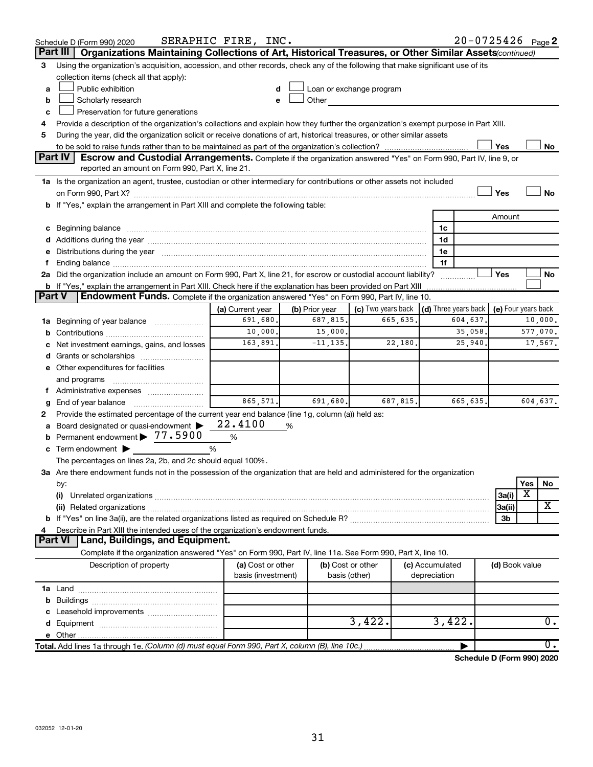Schedule D (Form 990) 2020 SERAPHIC FIRE, INC. 20-0725426 Page 2

**Part III | Organizations Maintaining Collections of Art, Historical Treasures, or Other Similar Assets** *(continued)*

3 Using the organization's acquisition, accession, and other records, check any of the following that make significant use of its collection items (check all that apply):

- a ☐ Public exhibition
- b ☐ Scholarly research
- c ☐ Preservation for future generations
- d ☐ Loan or exchange program
- e ☐ Other

4 Provide a description of the organization's collections and explain how they further the organization's exempt purpose in Part XIII.

5 During the year, did the organization solicit or receive donations of art, historical treasures, or other similar assets to be sold to raise funds rather than to be maintained as part of the organization's collection? ☐ Yes ☐ No

**Part IV | Escrow and Custodial Arrangements.** Complete if the organization answered "Yes" on Form 990, Part IV, line 9, or reported an amount on Form 990, Part X, line 21.

1a Is the organization an agent, trustee, custodian or other intermediary for contributions or other assets not included on Form 990, Part X? ☐ Yes ☐ No

b If "Yes," explain the arrangement in Part XIII and complete the following table:

| | | Amount |
|---|---|---|
| c Beginning balance | 1c | |
| d Additions during the year | 1d | |
| e Distributions during the year | 1e | |
| f Ending balance | 1f | |

2a Did the organization include an amount on Form 990, Part X, line 21, for escrow or custodial account liability? ☐ Yes ☐ No

b If "Yes," explain the arrangement in Part XIII. Check here if the explanation has been provided on Part XIII ☐

**Part V | Endowment Funds.** Complete if the organization answered "Yes" on Form 990, Part IV, line 10.

| | (a) Current year | (b) Prior year | (c) Two years back | (d) Three years back | (e) Four years back |
|---|---|---|---|---|---|
| 1a Beginning of year balance | 691,680. | 687,815. | 665,635. | 604,637. | 10,000. |
| b Contributions | 10,000. | 15,000. | | 35,058. | 577,070. |
| c Net investment earnings, gains, and losses | 163,891. | -11,135. | 22,180. | 25,940. | 17,567. |
| d Grants or scholarships | | | | | |
| e Other expenditures for facilities and programs | | | | | |
| f Administrative expenses | | | | | |
| g End of year balance | 865,571. | 691,680. | 687,815. | 665,635. | 604,637. |

2 Provide the estimated percentage of the current year end balance (line 1g, column (a)) held as:

a Board designated or quasi-endowment ▶ 22.4100 %

b Permanent endowment ▶ 77.5900 %

c Term endowment ▶ %

The percentages on lines 2a, 2b, and 2c should equal 100%.

3a Are there endowment funds not in the possession of the organization that are held and administered for the organization by:

| | | Yes | No |
|---|---|---|---|
| (i) Unrelated organizations | 3a(i) | X | |
| (ii) Related organizations | 3a(ii) | | X |
| b If "Yes" on line 3a(ii), are the related organizations listed as required on Schedule R? | 3b | | |

4 Describe in Part XIII the intended uses of the organization's endowment funds.

**Part VI | Land, Buildings, and Equipment.**

Complete if the organization answered "Yes" on Form 990, Part IV, line 11a. See Form 990, Part X, line 10.

| Description of property | (a) Cost or other basis (investment) | (b) Cost or other basis (other) | (c) Accumulated depreciation | (d) Book value |
|---|---|---|---|---|
| 1a Land | | | | |
| b Buildings | | | | |
| c Leasehold improvements | | | | |
| d Equipment | | 3,422. | 3,422. | 0. |
| e Other | | | | |
| **Total.** Add lines 1a through 1e. *(Column (d) must equal Form 990, Part X, column (B), line 10c.)* | | | ▶ | 0. |

**Schedule D (Form 990) 2020**

032052 12-01-20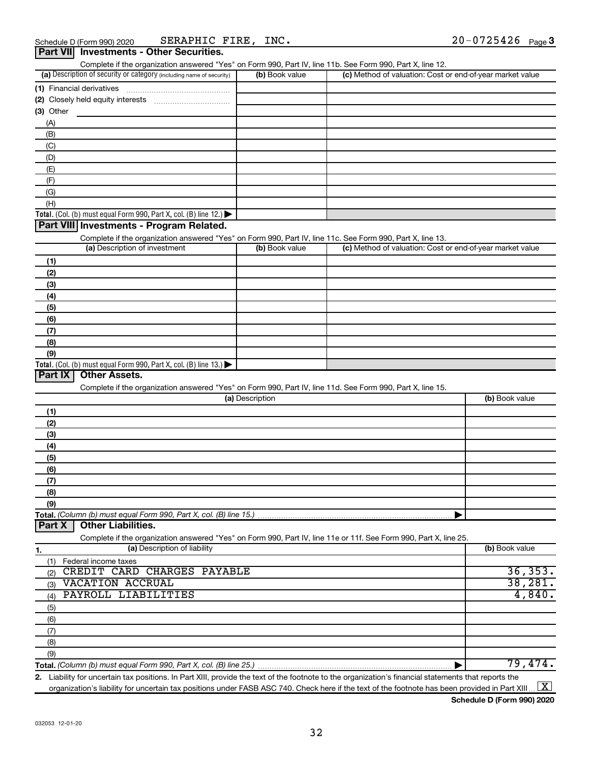Schedule D (Form 990) 2020 SERAPHIC FIRE, INC. 20-0725426 Page 3

## Part VII Investments - Other Securities.

Complete if the organization answered "Yes" on Form 990, Part IV, line 11b. See Form 990, Part X, line 12.

| (a) Description of security or category (including name of security) | (b) Book value | (c) Method of valuation: Cost or end-of-year market value |
|---|---|---|
| (1) Financial derivatives | | |
| (2) Closely held equity interests | | |
| (3) Other | | |
| (A) | | |
| (B) | | |
| (C) | | |
| (D) | | |
| (E) | | |
| (F) | | |
| (G) | | |
| (H) | | |
| **Total.** (Col. (b) must equal Form 990, Part X, col. (B) line 12.) | | |

## Part VIII Investments - Program Related.

Complete if the organization answered "Yes" on Form 990, Part IV, line 11c. See Form 990, Part X, line 13.

| (a) Description of investment | (b) Book value | (c) Method of valuation: Cost or end-of-year market value |
|---|---|---|
| (1) | | |
| (2) | | |
| (3) | | |
| (4) | | |
| (5) | | |
| (6) | | |
| (7) | | |
| (8) | | |
| (9) | | |
| **Total.** (Col. (b) must equal Form 990, Part X, col. (B) line 13.) | | |

## Part IX Other Assets.

Complete if the organization answered "Yes" on Form 990, Part IV, line 11d. See Form 990, Part X, line 15.

| (a) Description | (b) Book value |
|---|---|
| (1) | |
| (2) | |
| (3) | |
| (4) | |
| (5) | |
| (6) | |
| (7) | |
| (8) | |
| (9) | |
| **Total.** *(Column (b) must equal Form 990, Part X, col. (B) line 15.)* | |

## Part X Other Liabilities.

Complete if the organization answered "Yes" on Form 990, Part IV, line 11e or 11f. See Form 990, Part X, line 25.

| 1. (a) Description of liability | (b) Book value |
|---|---|
| (1) Federal income taxes | |
| (2) CREDIT CARD CHARGES PAYABLE | 36,353. |
| (3) VACATION ACCRUAL | 38,281. |
| (4) PAYROLL LIABILITIES | 4,840. |
| (5) | |
| (6) | |
| (7) | |
| (8) | |
| (9) | |
| **Total.** *(Column (b) must equal Form 990, Part X, col. (B) line 25.)* | 79,474. |

2. Liability for uncertain tax positions. In Part XIII, provide the text of the footnote to the organization's financial statements that reports the organization's liability for uncertain tax positions under FASB ASC 740. Check here if the text of the footnote has been provided in Part XIII [X]

**Schedule D (Form 990) 2020**

032053 12-01-20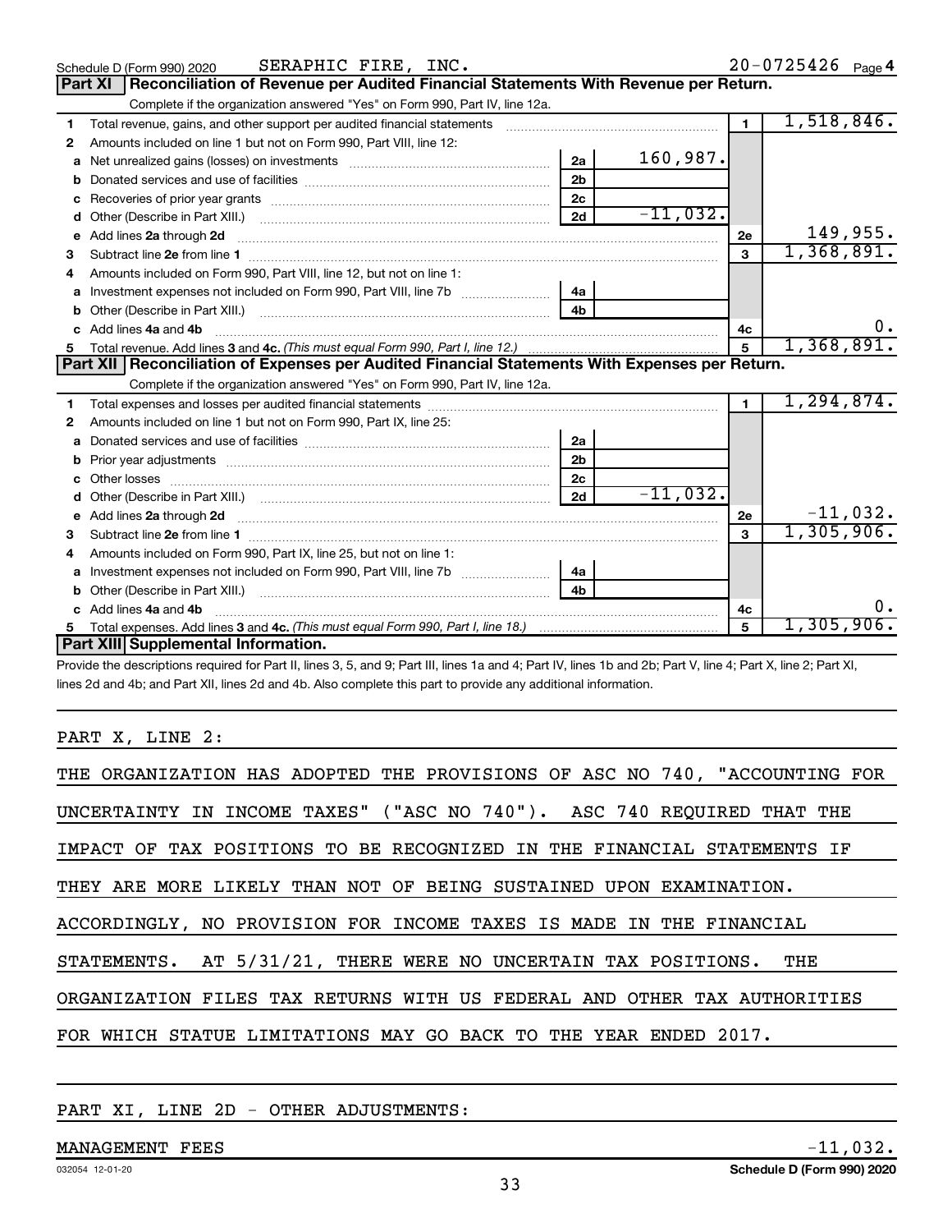Schedule D (Form 990) 2020 SERAPHIC FIRE, INC. 20-0725426 Page 4

## Part XI Reconciliation of Revenue per Audited Financial Statements With Revenue per Return.

Complete if the organization answered "Yes" on Form 990, Part IV, line 12a.

| | | | | | |
|---|---|---|---|---|---|
| 1 | Total revenue, gains, and other support per audited financial statements | | | 1 | 1,518,846. |
| 2 | Amounts included on line 1 but not on Form 990, Part VIII, line 12: | | | | |
| a | Net unrealized gains (losses) on investments | 2a | 160,987. | | |
| b | Donated services and use of facilities | 2b | | | |
| c | Recoveries of prior year grants | 2c | | | |
| d | Other (Describe in Part XIII.) | 2d | -11,032. | | |
| e | Add lines 2a through 2d | | | 2e | 149,955. |
| 3 | Subtract line 2e from line 1 | | | 3 | 1,368,891. |
| 4 | Amounts included on Form 990, Part VIII, line 12, but not on line 1: | | | | |
| a | Investment expenses not included on Form 990, Part VIII, line 7b | 4a | | | |
| b | Other (Describe in Part XIII.) | 4b | | | |
| c | Add lines 4a and 4b | | | 4c | 0. |
| 5 | Total revenue. Add lines 3 and 4c. *(This must equal Form 990, Part I, line 12.)* | | | 5 | 1,368,891. |

## Part XII Reconciliation of Expenses per Audited Financial Statements With Expenses per Return.

Complete if the organization answered "Yes" on Form 990, Part IV, line 12a.

| | | | | | |
|---|---|---|---|---|---|
| 1 | Total expenses and losses per audited financial statements | | | 1 | 1,294,874. |
| 2 | Amounts included on line 1 but not on Form 990, Part IX, line 25: | | | | |
| a | Donated services and use of facilities | 2a | | | |
| b | Prior year adjustments | 2b | | | |
| c | Other losses | 2c | | | |
| d | Other (Describe in Part XIII.) | 2d | -11,032. | | |
| e | Add lines 2a through 2d | | | 2e | -11,032. |
| 3 | Subtract line 2e from line 1 | | | 3 | 1,305,906. |
| 4 | Amounts included on Form 990, Part IX, line 25, but not on line 1: | | | | |
| a | Investment expenses not included on Form 990, Part VIII, line 7b | 4a | | | |
| b | Other (Describe in Part XIII.) | 4b | | | |
| c | Add lines 4a and 4b | | | 4c | 0. |
| 5 | Total expenses. Add lines 3 and 4c. *(This must equal Form 990, Part I, line 18.)* | | | 5 | 1,305,906. |

## Part XIII Supplemental Information.

Provide the descriptions required for Part II, lines 3, 5, and 9; Part III, lines 1a and 4; Part IV, lines 1b and 2b; Part V, line 4; Part X, line 2; Part XI, lines 2d and 4b; and Part XII, lines 2d and 4b. Also complete this part to provide any additional information.

PART X, LINE 2:

THE ORGANIZATION HAS ADOPTED THE PROVISIONS OF ASC NO 740, "ACCOUNTING FOR UNCERTAINTY IN INCOME TAXES" ("ASC NO 740"). ASC 740 REQUIRED THAT THE IMPACT OF TAX POSITIONS TO BE RECOGNIZED IN THE FINANCIAL STATEMENTS IF THEY ARE MORE LIKELY THAN NOT OF BEING SUSTAINED UPON EXAMINATION. ACCORDINGLY, NO PROVISION FOR INCOME TAXES IS MADE IN THE FINANCIAL STATEMENTS. AT 5/31/21, THERE WERE NO UNCERTAIN TAX POSITIONS. THE ORGANIZATION FILES TAX RETURNS WITH US FEDERAL AND OTHER TAX AUTHORITIES FOR WHICH STATUE LIMITATIONS MAY GO BACK TO THE YEAR ENDED 2017.

PART XI, LINE 2D - OTHER ADJUSTMENTS:

MANAGEMENT FEES -11,032.

032054 12-01-20 Schedule D (Form 990) 2020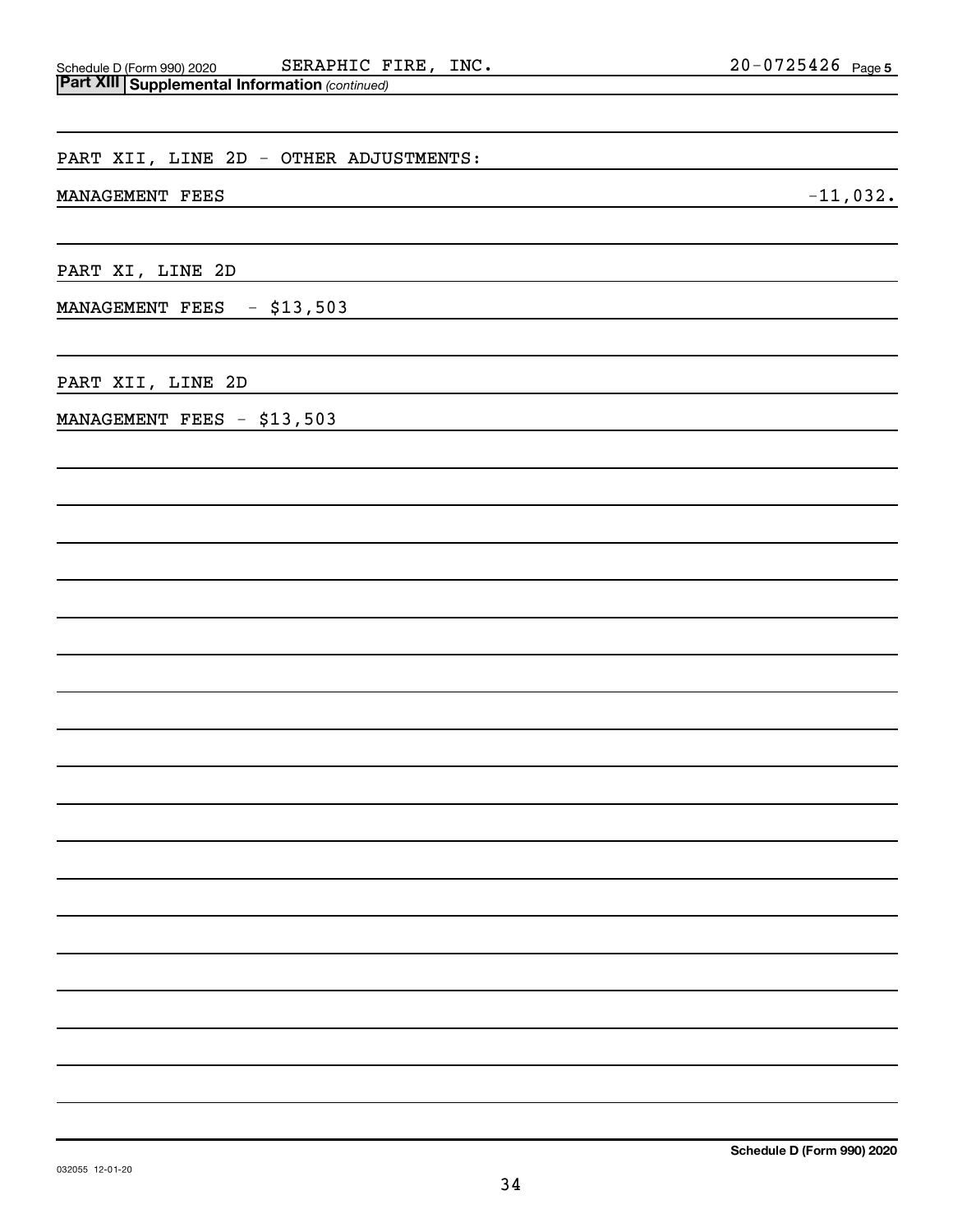Schedule D (Form 990) 2020 SERAPHIC FIRE, INC. 20-0725426 Page 5

**Part XIII Supplemental Information** *(continued)*

PART XII, LINE 2D - OTHER ADJUSTMENTS:

MANAGEMENT FEES -11,032.

PART XI, LINE 2D

MANAGEMENT FEES - $13,503

PART XII, LINE 2D

MANAGEMENT FEES - $13,503

**Schedule D (Form 990) 2020**

032055 12-01-20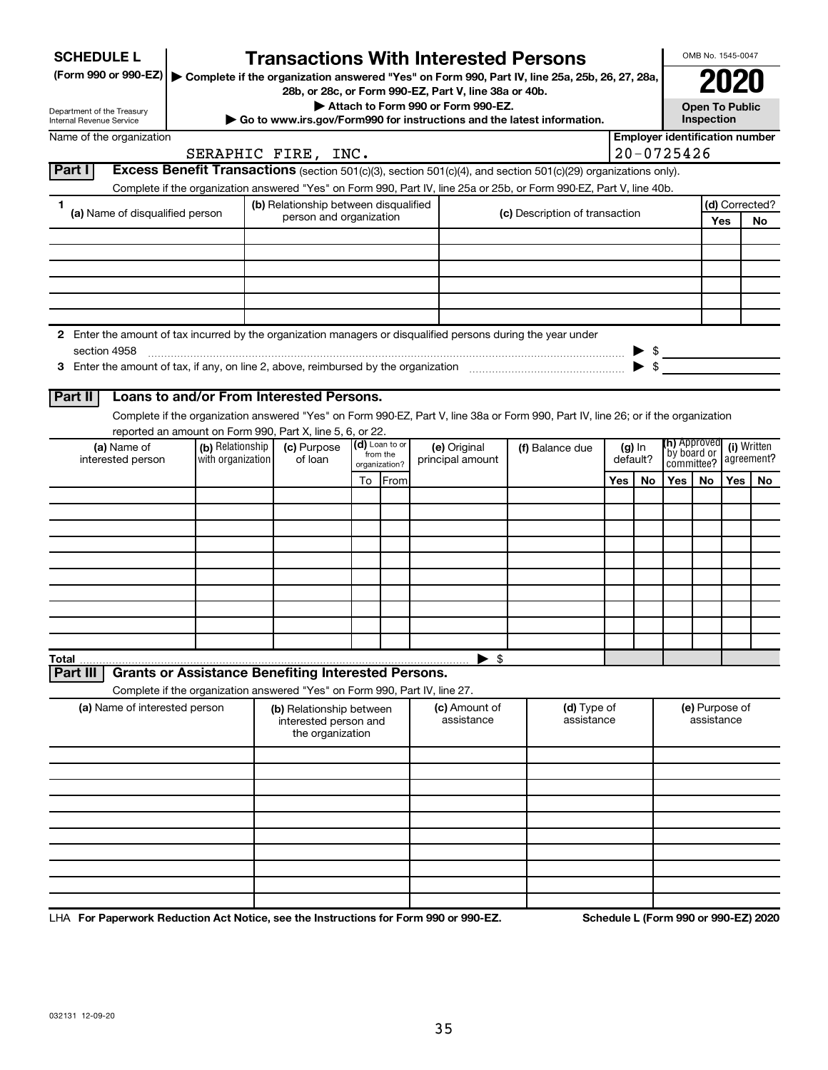**SCHEDULE L**
**(Form 990 or 990-EZ)**

Department of the Treasury
Internal Revenue Service

# Transactions With Interested Persons

▶ Complete if the organization answered "Yes" on Form 990, Part IV, line 25a, 25b, 26, 27, 28a, 28b, or 28c, or Form 990-EZ, Part V, line 38a or 40b.
▶ Attach to Form 990 or Form 990-EZ.
▶ Go to www.irs.gov/Form990 for instructions and the latest information.

OMB No. 1545-0047

**2020**

**Open To Public Inspection**

Name of the organization: SERAPHIC FIRE, INC.

Employer identification number: 20-0725426

## Part I Excess Benefit Transactions (section 501(c)(3), section 501(c)(4), and section 501(c)(29) organizations only).

Complete if the organization answered "Yes" on Form 990, Part IV, line 25a or 25b, or Form 990-EZ, Part V, line 40b.

| 1 (a) Name of disqualified person | (b) Relationship between disqualified person and organization | (c) Description of transaction | (d) Corrected? Yes | No |
|---|---|---|---|---|
| | | | | |
| | | | | |
| | | | | |
| | | | | |
| | | | | |
| | | | | |

**2** Enter the amount of tax incurred by the organization managers or disqualified persons during the year under section 4958 ▶ $

**3** Enter the amount of tax, if any, on line 2, above, reimbursed by the organization ▶ $

## Part II Loans to and/or From Interested Persons.

Complete if the organization answered "Yes" on Form 990-EZ, Part V, line 38a or Form 990, Part IV, line 26; or if the organization reported an amount on Form 990, Part X, line 5, 6, or 22.

| (a) Name of interested person | (b) Relationship with organization | (c) Purpose of loan | (d) Loan to or from the organization? To | From | (e) Original principal amount | (f) Balance due | (g) In default? Yes | No | (h) Approved by board or committee? Yes | No | (i) Written agreement? Yes | No |
|---|---|---|---|---|---|---|---|---|---|---|---|---|
| | | | | | | | | | | | | |
| | | | | | | | | | | | | |
| | | | | | | | | | | | | |
| | | | | | | | | | | | | |
| | | | | | | | | | | | | |
| | | | | | | | | | | | | |
| | | | | | | | | | | | | |
| | | | | | | | | | | | | |
| | | | | | | | | | | | | |
| | | | | | | | | | | | | |
| **Total** | | | | | ▶ $ | | | | | | | |

## Part III Grants or Assistance Benefiting Interested Persons.

Complete if the organization answered "Yes" on Form 990, Part IV, line 27.

| (a) Name of interested person | (b) Relationship between interested person and the organization | (c) Amount of assistance | (d) Type of assistance | (e) Purpose of assistance |
|---|---|---|---|---|
| | | | | |
| | | | | |
| | | | | |
| | | | | |
| | | | | |
| | | | | |
| | | | | |
| | | | | |
| | | | | |
| | | | | |

LHA **For Paperwork Reduction Act Notice, see the Instructions for Form 990 or 990-EZ.** **Schedule L (Form 990 or 990-EZ) 2020**

032131 12-09-20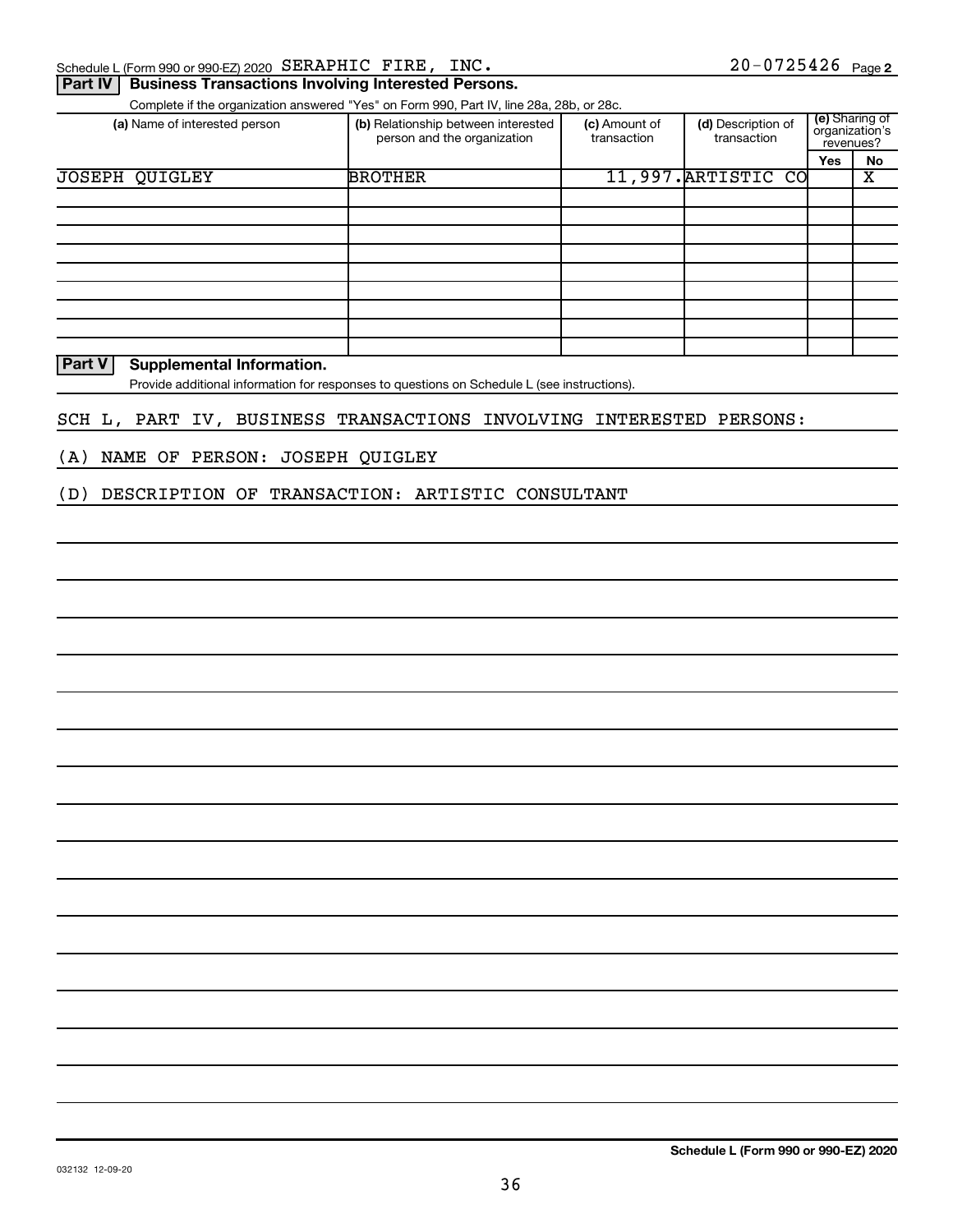Schedule L (Form 990 or 990-EZ) 2020 SERAPHIC FIRE, INC. 20-0725426 Page 2

**Part IV | Business Transactions Involving Interested Persons.**

Complete if the organization answered "Yes" on Form 990, Part IV, line 28a, 28b, or 28c.

| (a) Name of interested person | (b) Relationship between interested person and the organization | (c) Amount of transaction | (d) Description of transaction | (e) Sharing of organization's revenues? | |
|---|---|---|---|---|---|
| | | | | Yes | No |
| JOSEPH QUIGLEY | BROTHER | 11,997. | ARTISTIC CO | | X |
| | | | | | |
| | | | | | |
| | | | | | |
| | | | | | |
| | | | | | |
| | | | | | |
| | | | | | |
| | | | | | |

**Part V | Supplemental Information.**

Provide additional information for responses to questions on Schedule L (see instructions).

SCH L, PART IV, BUSINESS TRANSACTIONS INVOLVING INTERESTED PERSONS:

(A) NAME OF PERSON: JOSEPH QUIGLEY

(D) DESCRIPTION OF TRANSACTION: ARTISTIC CONSULTANT

032132 12-09-20

**Schedule L (Form 990 or 990-EZ) 2020**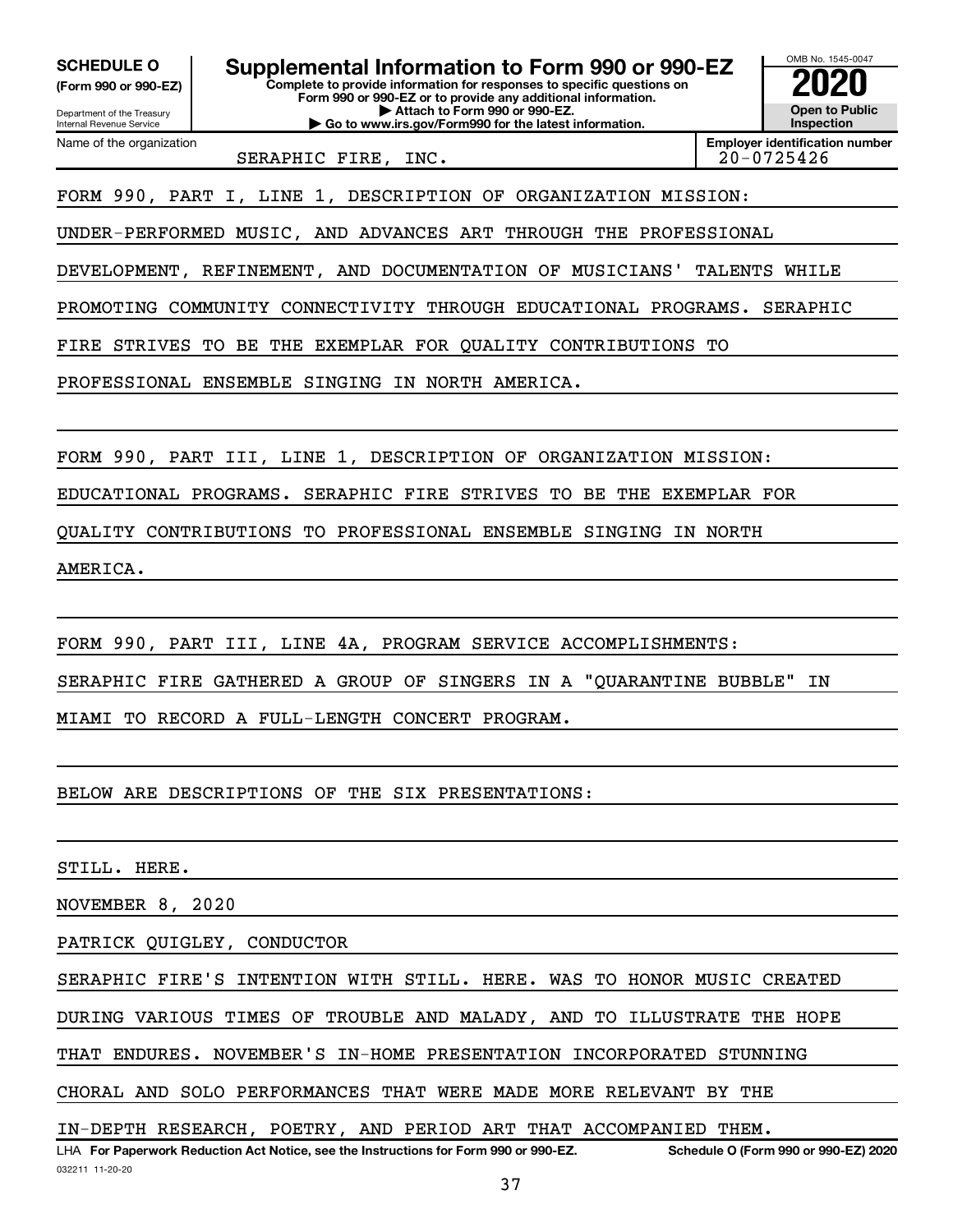**SCHEDULE O (Form 990 or 990-EZ)**

Department of the Treasury
Internal Revenue Service

# Supplemental Information to Form 990 or 990-EZ

**Complete to provide information for responses to specific questions on Form 990 or 990-EZ or to provide any additional information.**
**▶ Attach to Form 990 or 990-EZ.**
**▶ Go to www.irs.gov/Form990 for the latest information.**

OMB No. 1545-0047

**2020**

**Open to Public Inspection**

Name of the organization: SERAPHIC FIRE, INC.

**Employer identification number:** 20-0725426

FORM 990, PART I, LINE 1, DESCRIPTION OF ORGANIZATION MISSION:

UNDER-PERFORMED MUSIC, AND ADVANCES ART THROUGH THE PROFESSIONAL DEVELOPMENT, REFINEMENT, AND DOCUMENTATION OF MUSICIANS' TALENTS WHILE PROMOTING COMMUNITY CONNECTIVITY THROUGH EDUCATIONAL PROGRAMS. SERAPHIC FIRE STRIVES TO BE THE EXEMPLAR FOR QUALITY CONTRIBUTIONS TO PROFESSIONAL ENSEMBLE SINGING IN NORTH AMERICA.

FORM 990, PART III, LINE 1, DESCRIPTION OF ORGANIZATION MISSION:

EDUCATIONAL PROGRAMS. SERAPHIC FIRE STRIVES TO BE THE EXEMPLAR FOR QUALITY CONTRIBUTIONS TO PROFESSIONAL ENSEMBLE SINGING IN NORTH AMERICA.

FORM 990, PART III, LINE 4A, PROGRAM SERVICE ACCOMPLISHMENTS:

SERAPHIC FIRE GATHERED A GROUP OF SINGERS IN A "QUARANTINE BUBBLE" IN MIAMI TO RECORD A FULL-LENGTH CONCERT PROGRAM.

BELOW ARE DESCRIPTIONS OF THE SIX PRESENTATIONS:

STILL. HERE.

NOVEMBER 8, 2020

PATRICK QUIGLEY, CONDUCTOR

SERAPHIC FIRE'S INTENTION WITH STILL. HERE. WAS TO HONOR MUSIC CREATED DURING VARIOUS TIMES OF TROUBLE AND MALADY, AND TO ILLUSTRATE THE HOPE THAT ENDURES. NOVEMBER'S IN-HOME PRESENTATION INCORPORATED STUNNING CHORAL AND SOLO PERFORMANCES THAT WERE MADE MORE RELEVANT BY THE IN-DEPTH RESEARCH, POETRY, AND PERIOD ART THAT ACCOMPANIED THEM.

LHA **For Paperwork Reduction Act Notice, see the Instructions for Form 990 or 990-EZ.** **Schedule O (Form 990 or 990-EZ) 2020**

032211 11-20-20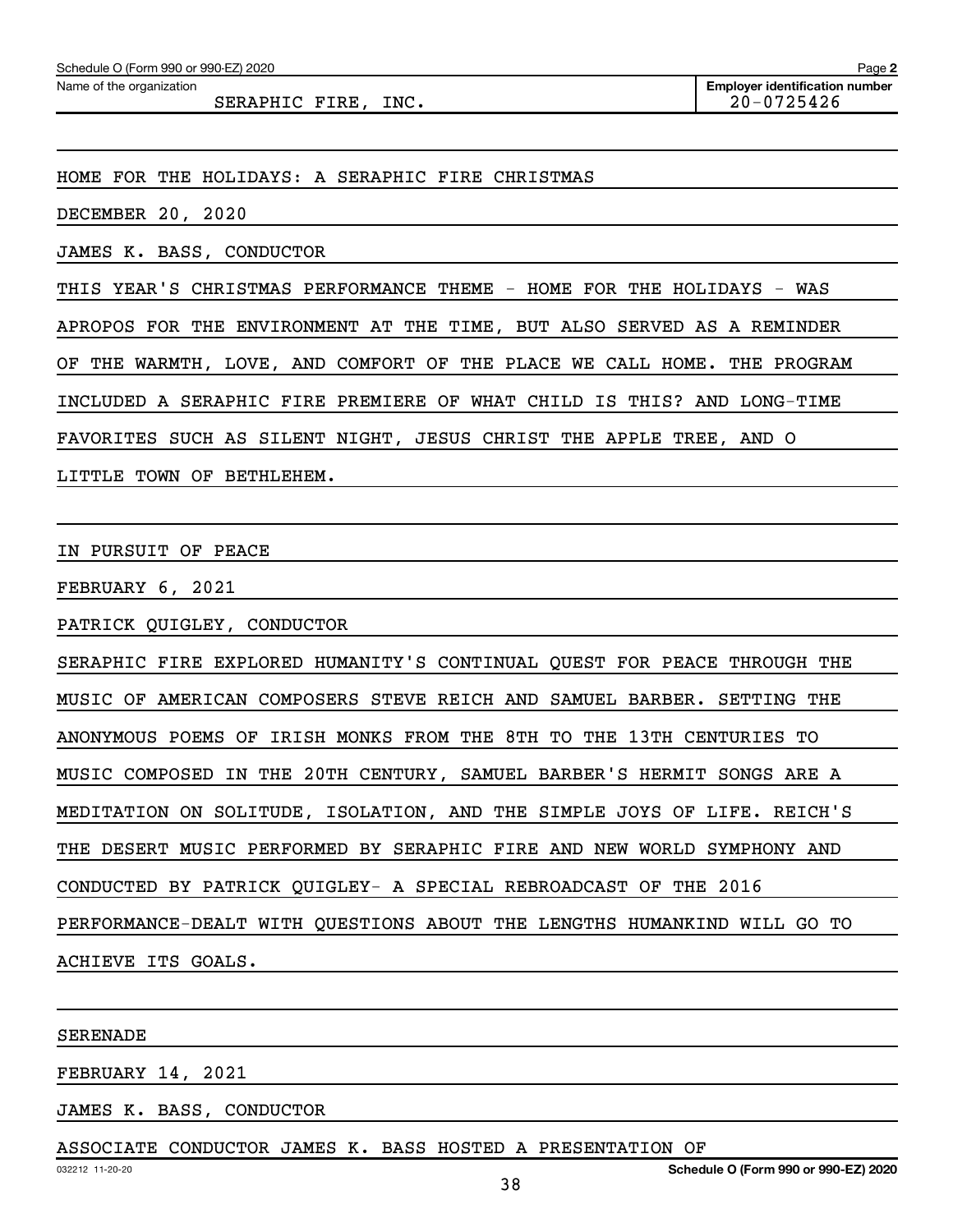Schedule O (Form 990 or 990-EZ) 2020

Name of the organization: SERAPHIC FIRE, INC.

Employer identification number: 20-0725426

HOME FOR THE HOLIDAYS: A SERAPHIC FIRE CHRISTMAS

DECEMBER 20, 2020

JAMES K. BASS, CONDUCTOR

THIS YEAR'S CHRISTMAS PERFORMANCE THEME - HOME FOR THE HOLIDAYS - WAS APROPOS FOR THE ENVIRONMENT AT THE TIME, BUT ALSO SERVED AS A REMINDER OF THE WARMTH, LOVE, AND COMFORT OF THE PLACE WE CALL HOME. THE PROGRAM INCLUDED A SERAPHIC FIRE PREMIERE OF WHAT CHILD IS THIS? AND LONG-TIME FAVORITES SUCH AS SILENT NIGHT, JESUS CHRIST THE APPLE TREE, AND O LITTLE TOWN OF BETHLEHEM.

IN PURSUIT OF PEACE

FEBRUARY 6, 2021

PATRICK QUIGLEY, CONDUCTOR

SERAPHIC FIRE EXPLORED HUMANITY'S CONTINUAL QUEST FOR PEACE THROUGH THE MUSIC OF AMERICAN COMPOSERS STEVE REICH AND SAMUEL BARBER. SETTING THE ANONYMOUS POEMS OF IRISH MONKS FROM THE 8TH TO THE 13TH CENTURIES TO MUSIC COMPOSED IN THE 20TH CENTURY, SAMUEL BARBER'S HERMIT SONGS ARE A MEDITATION ON SOLITUDE, ISOLATION, AND THE SIMPLE JOYS OF LIFE. REICH'S THE DESERT MUSIC PERFORMED BY SERAPHIC FIRE AND NEW WORLD SYMPHONY AND CONDUCTED BY PATRICK QUIGLEY- A SPECIAL REBROADCAST OF THE 2016 PERFORMANCE-DEALT WITH QUESTIONS ABOUT THE LENGTHS HUMANKIND WILL GO TO ACHIEVE ITS GOALS.

SERENADE

FEBRUARY 14, 2021

JAMES K. BASS, CONDUCTOR

ASSOCIATE CONDUCTOR JAMES K. BASS HOSTED A PRESENTATION OF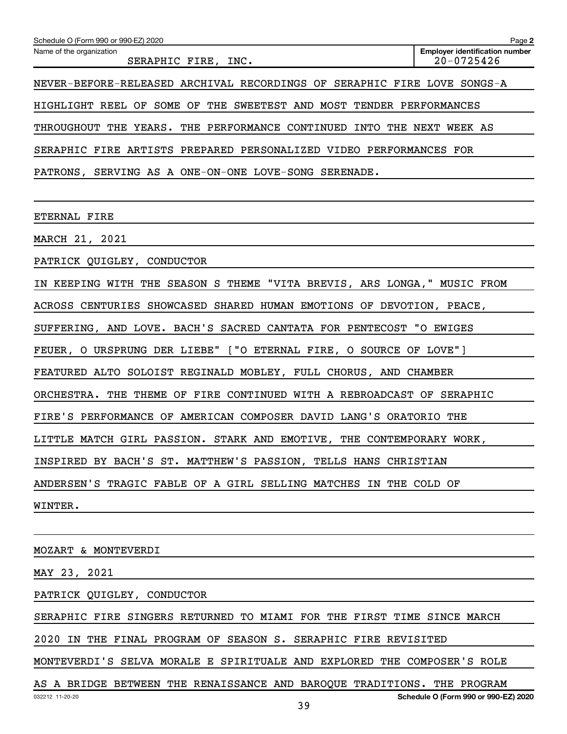NEVER-BEFORE-RELEASED ARCHIVAL RECORDINGS OF SERAPHIC FIRE LOVE SONGS-A HIGHLIGHT REEL OF SOME OF THE SWEETEST AND MOST TENDER PERFORMANCES THROUGHOUT THE YEARS. THE PERFORMANCE CONTINUED INTO THE NEXT WEEK AS SERAPHIC FIRE ARTISTS PREPARED PERSONALIZED VIDEO PERFORMANCES FOR PATRONS, SERVING AS A ONE-ON-ONE LOVE-SONG SERENADE.

ETERNAL FIRE

MARCH 21, 2021

PATRICK QUIGLEY, CONDUCTOR

IN KEEPING WITH THE SEASON S THEME "VITA BREVIS, ARS LONGA," MUSIC FROM ACROSS CENTURIES SHOWCASED SHARED HUMAN EMOTIONS OF DEVOTION, PEACE, SUFFERING, AND LOVE. BACH'S SACRED CANTATA FOR PENTECOST "O EWIGES FEUER, O URSPRUNG DER LIEBE" ["O ETERNAL FIRE, O SOURCE OF LOVE"] FEATURED ALTO SOLOIST REGINALD MOBLEY, FULL CHORUS, AND CHAMBER ORCHESTRA. THE THEME OF FIRE CONTINUED WITH A REBROADCAST OF SERAPHIC FIRE'S PERFORMANCE OF AMERICAN COMPOSER DAVID LANG'S ORATORIO THE LITTLE MATCH GIRL PASSION. STARK AND EMOTIVE, THE CONTEMPORARY WORK, INSPIRED BY BACH'S ST. MATTHEW'S PASSION, TELLS HANS CHRISTIAN ANDERSEN'S TRAGIC FABLE OF A GIRL SELLING MATCHES IN THE COLD OF WINTER.

MOZART & MONTEVERDI

MAY 23, 2021

PATRICK QUIGLEY, CONDUCTOR

SERAPHIC FIRE SINGERS RETURNED TO MIAMI FOR THE FIRST TIME SINCE MARCH 2020 IN THE FINAL PROGRAM OF SEASON S. SERAPHIC FIRE REVISITED MONTEVERDI'S SELVA MORALE E SPIRITUALE AND EXPLORED THE COMPOSER'S ROLE AS A BRIDGE BETWEEN THE RENAISSANCE AND BAROQUE TRADITIONS. THE PROGRAM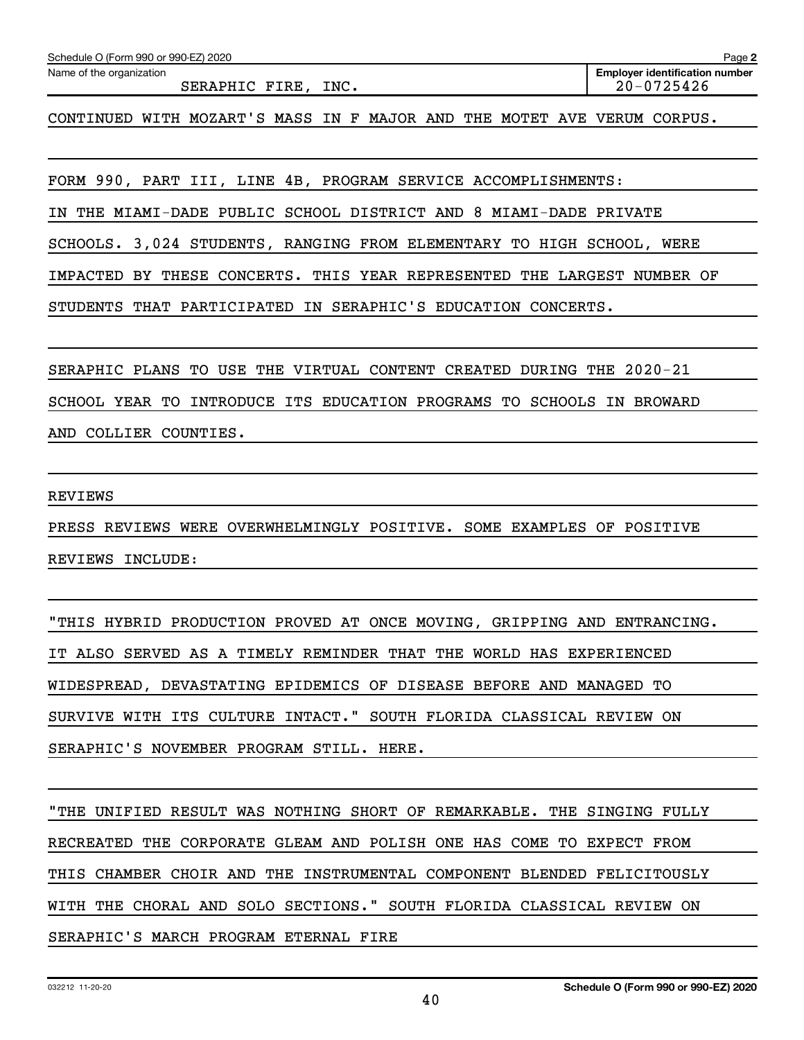Name of the organization: SERAPHIC FIRE, INC.

Employer identification number: 20-0725426

CONTINUED WITH MOZART'S MASS IN F MAJOR AND THE MOTET AVE VERUM CORPUS.

FORM 990, PART III, LINE 4B, PROGRAM SERVICE ACCOMPLISHMENTS:

IN THE MIAMI-DADE PUBLIC SCHOOL DISTRICT AND 8 MIAMI-DADE PRIVATE SCHOOLS. 3,024 STUDENTS, RANGING FROM ELEMENTARY TO HIGH SCHOOL, WERE IMPACTED BY THESE CONCERTS. THIS YEAR REPRESENTED THE LARGEST NUMBER OF STUDENTS THAT PARTICIPATED IN SERAPHIC'S EDUCATION CONCERTS.

SERAPHIC PLANS TO USE THE VIRTUAL CONTENT CREATED DURING THE 2020-21 SCHOOL YEAR TO INTRODUCE ITS EDUCATION PROGRAMS TO SCHOOLS IN BROWARD AND COLLIER COUNTIES.

REVIEWS

PRESS REVIEWS WERE OVERWHELMINGLY POSITIVE. SOME EXAMPLES OF POSITIVE REVIEWS INCLUDE:

"THIS HYBRID PRODUCTION PROVED AT ONCE MOVING, GRIPPING AND ENTRANCING. IT ALSO SERVED AS A TIMELY REMINDER THAT THE WORLD HAS EXPERIENCED WIDESPREAD, DEVASTATING EPIDEMICS OF DISEASE BEFORE AND MANAGED TO SURVIVE WITH ITS CULTURE INTACT." SOUTH FLORIDA CLASSICAL REVIEW ON SERAPHIC'S NOVEMBER PROGRAM STILL. HERE.

"THE UNIFIED RESULT WAS NOTHING SHORT OF REMARKABLE. THE SINGING FULLY RECREATED THE CORPORATE GLEAM AND POLISH ONE HAS COME TO EXPECT FROM THIS CHAMBER CHOIR AND THE INSTRUMENTAL COMPONENT BLENDED FELICITOUSLY WITH THE CHORAL AND SOLO SECTIONS." SOUTH FLORIDA CLASSICAL REVIEW ON SERAPHIC'S MARCH PROGRAM ETERNAL FIRE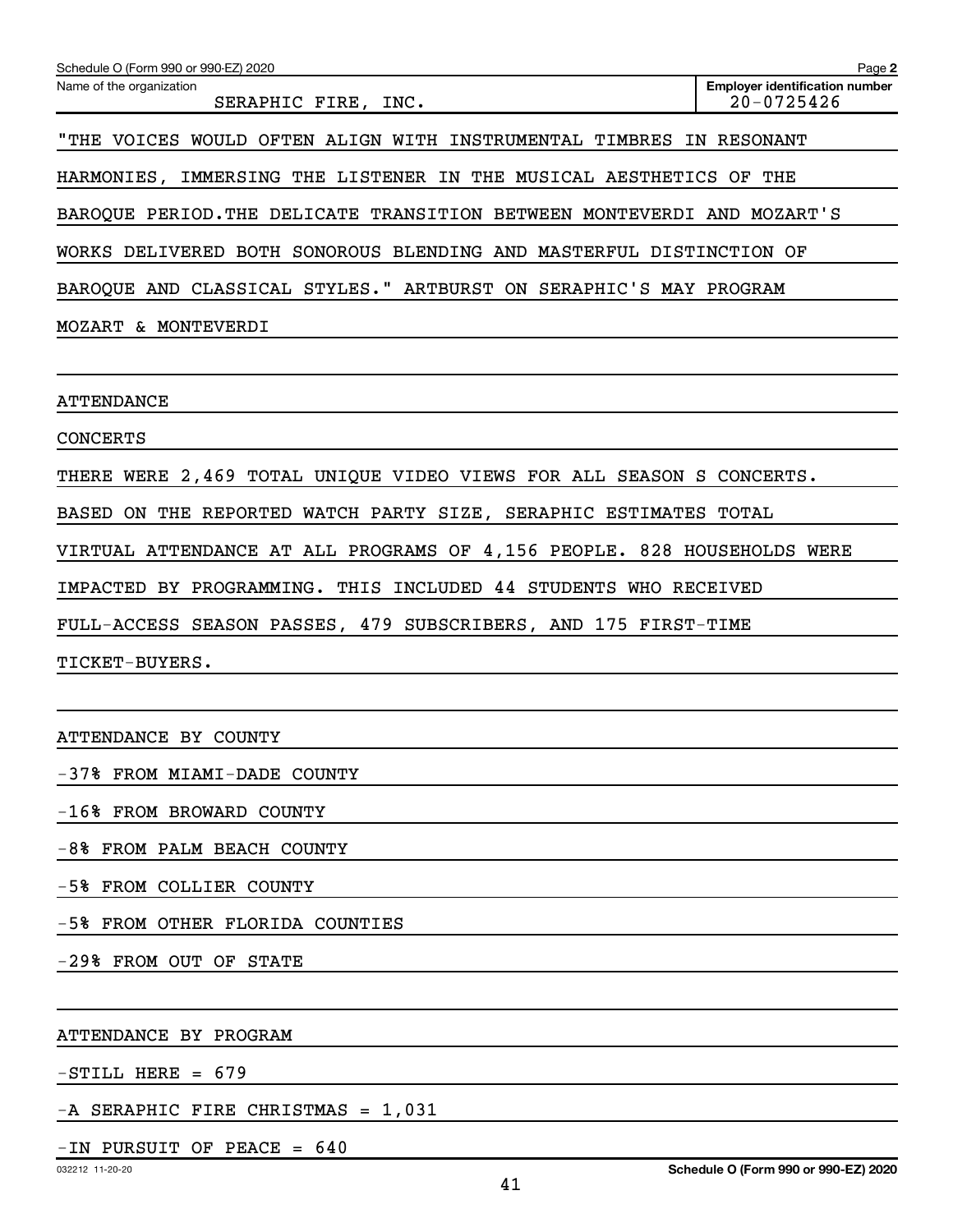Schedule O (Form 990 or 990-EZ) 2020

Name of the organization: SERAPHIC FIRE, INC.

Employer identification number: 20-0725426

"THE VOICES WOULD OFTEN ALIGN WITH INSTRUMENTAL TIMBRES IN RESONANT HARMONIES, IMMERSING THE LISTENER IN THE MUSICAL AESTHETICS OF THE BAROQUE PERIOD.THE DELICATE TRANSITION BETWEEN MONTEVERDI AND MOZART'S WORKS DELIVERED BOTH SONOROUS BLENDING AND MASTERFUL DISTINCTION OF BAROQUE AND CLASSICAL STYLES." ARTBURST ON SERAPHIC'S MAY PROGRAM MOZART & MONTEVERDI

ATTENDANCE

CONCERTS

THERE WERE 2,469 TOTAL UNIQUE VIDEO VIEWS FOR ALL SEASON S CONCERTS. BASED ON THE REPORTED WATCH PARTY SIZE, SERAPHIC ESTIMATES TOTAL VIRTUAL ATTENDANCE AT ALL PROGRAMS OF 4,156 PEOPLE. 828 HOUSEHOLDS WERE IMPACTED BY PROGRAMMING. THIS INCLUDED 44 STUDENTS WHO RECEIVED FULL-ACCESS SEASON PASSES, 479 SUBSCRIBERS, AND 175 FIRST-TIME TICKET-BUYERS.

ATTENDANCE BY COUNTY

-37% FROM MIAMI-DADE COUNTY

-16% FROM BROWARD COUNTY

-8% FROM PALM BEACH COUNTY

-5% FROM COLLIER COUNTY

-5% FROM OTHER FLORIDA COUNTIES

-29% FROM OUT OF STATE

ATTENDANCE BY PROGRAM

-STILL HERE = 679

-A SERAPHIC FIRE CHRISTMAS = 1,031

-IN PURSUIT OF PEACE = 640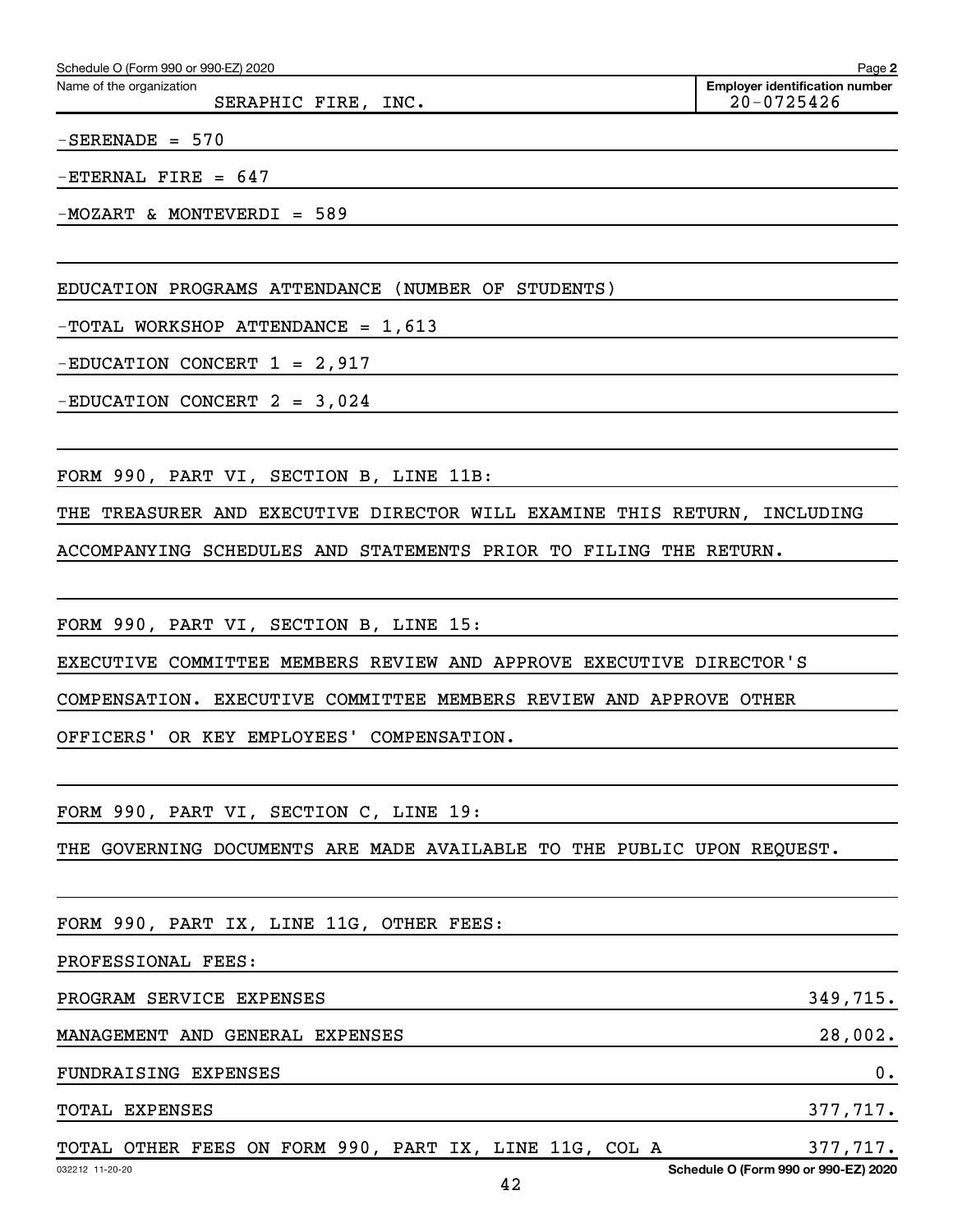Schedule O (Form 990 or 990-EZ) 2020 Page **2**

Name of the organization SERAPHIC FIRE, INC. **Employer identification number** 20-0725426

-SERENADE = 570

-ETERNAL FIRE = 647

-MOZART & MONTEVERDI = 589

EDUCATION PROGRAMS ATTENDANCE (NUMBER OF STUDENTS)

-TOTAL WORKSHOP ATTENDANCE = 1,613

-EDUCATION CONCERT 1 = 2,917

-EDUCATION CONCERT 2 = 3,024

FORM 990, PART VI, SECTION B, LINE 11B:

THE TREASURER AND EXECUTIVE DIRECTOR WILL EXAMINE THIS RETURN, INCLUDING ACCOMPANYING SCHEDULES AND STATEMENTS PRIOR TO FILING THE RETURN.

FORM 990, PART VI, SECTION B, LINE 15:

EXECUTIVE COMMITTEE MEMBERS REVIEW AND APPROVE EXECUTIVE DIRECTOR'S COMPENSATION. EXECUTIVE COMMITTEE MEMBERS REVIEW AND APPROVE OTHER OFFICERS' OR KEY EMPLOYEES' COMPENSATION.

FORM 990, PART VI, SECTION C, LINE 19:

THE GOVERNING DOCUMENTS ARE MADE AVAILABLE TO THE PUBLIC UPON REQUEST.

FORM 990, PART IX, LINE 11G, OTHER FEES:

PROFESSIONAL FEES:

| | |
|---|---|
| PROGRAM SERVICE EXPENSES | 349,715. |
| MANAGEMENT AND GENERAL EXPENSES | 28,002. |
| FUNDRAISING EXPENSES | 0. |
| TOTAL EXPENSES | 377,717. |
| TOTAL OTHER FEES ON FORM 990, PART IX, LINE 11G, COL A | 377,717. |

032212 11-20-20 **Schedule O (Form 990 or 990-EZ) 2020**